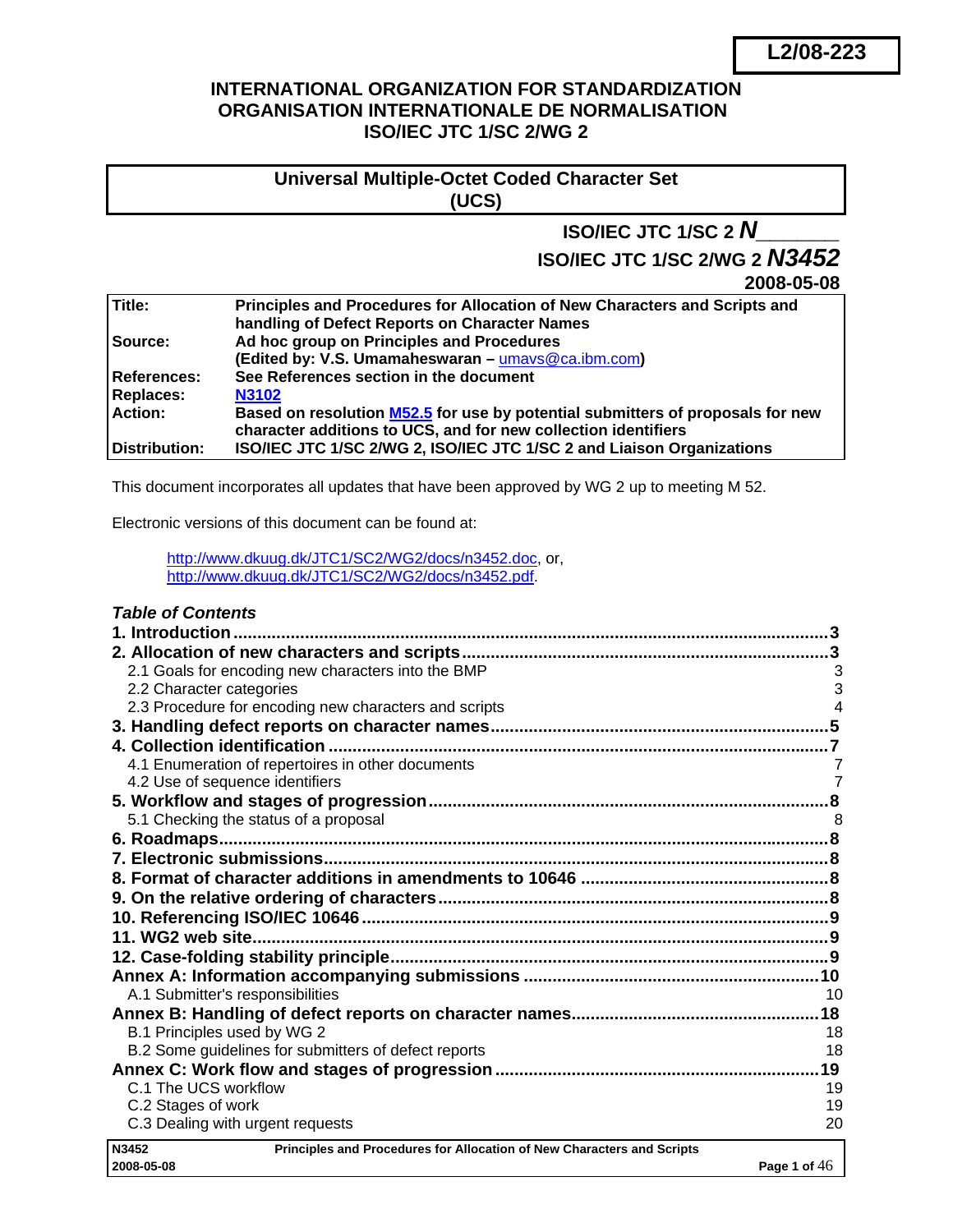**L2/08-223**

**INTERNATIONAL ORGANIZATION FOR STANDARDIZATION**
**ORGANISATION INTERNATIONALE DE NORMALISATION**
**ISO/IEC JTC 1/SC 2/WG 2**

**Universal Multiple-Octet Coded Character Set (UCS)**

**ISO/IEC JTC 1/SC 2 *N*_______**
**ISO/IEC JTC 1/SC 2/WG 2 *N3452***
**2008-05-08**

| | |
|---|---|
| **Title:** | **Principles and Procedures for Allocation of New Characters and Scripts and handling of Defect Reports on Character Names** |
| **Source:** | **Ad hoc group on Principles and Procedures (Edited by: V.S. Umamaheswaran – umavs@ca.ibm.com)** |
| **References:** | **See References section in the document** |
| **Replaces:** | **N3102** |
| **Action:** | **Based on resolution M52.5 for use by potential submitters of proposals for new character additions to UCS, and for new collection identifiers** |
| **Distribution:** | **ISO/IEC JTC 1/SC 2/WG 2, ISO/IEC JTC 1/SC 2 and Liaison Organizations** |

This document incorporates all updates that have been approved by WG 2 up to meeting M 52.

Electronic versions of this document can be found at:

http://www.dkuug.dk/JTC1/SC2/WG2/docs/n3452.doc, or,
http://www.dkuug.dk/JTC1/SC2/WG2/docs/n3452.pdf.

***Table of Contents***

**1. Introduction** ..... **3**
**2. Allocation of new characters and scripts** ..... **3**
- 2.1 Goals for encoding new characters into the BMP ..... 3
- 2.2 Character categories ..... 3
- 2.3 Procedure for encoding new characters and scripts ..... 4

**3. Handling defect reports on character names** ..... **5**
**4. Collection identification** ..... **7**
- 4.1 Enumeration of repertoires in other documents ..... 7
- 4.2 Use of sequence identifiers ..... 7

**5. Workflow and stages of progression** ..... **8**
- 5.1 Checking the status of a proposal ..... 8

**6. Roadmaps** ..... **8**
**7. Electronic submissions** ..... **8**
**8. Format of character additions in amendments to 10646** ..... **8**
**9. On the relative ordering of characters** ..... **8**
**10. Referencing ISO/IEC 10646** ..... **9**
**11. WG2 web site** ..... **9**
**12. Case-folding stability principle** ..... **9**
**Annex A: Information accompanying submissions** ..... **10**
- A.1 Submitter's responsibilities ..... 10

**Annex B: Handling of defect reports on character names** ..... **18**
- B.1 Principles used by WG 2 ..... 18
- B.2 Some guidelines for submitters of defect reports ..... 18

**Annex C: Work flow and stages of progression** ..... **19**
- C.1 The UCS workflow ..... 19
- C.2 Stages of work ..... 19
- C.3 Dealing with urgent requests ..... 20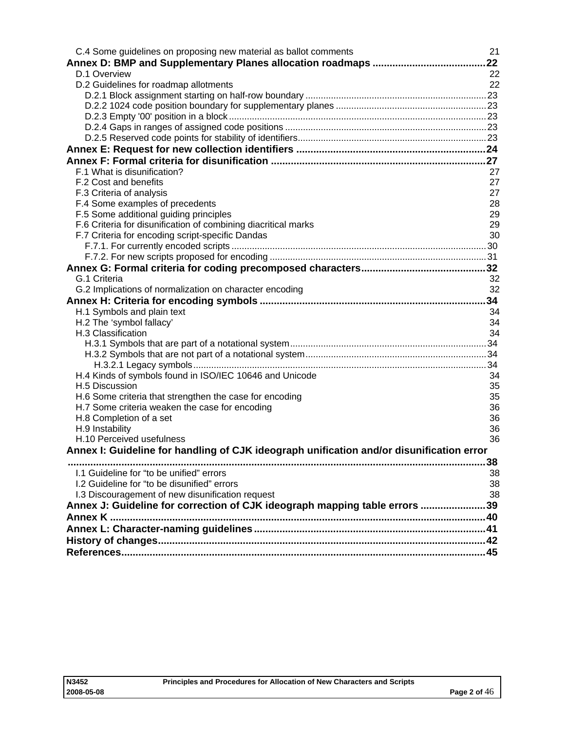C.4 Some guidelines on proposing new material as ballot comments 21

**Annex D: BMP and Supplementary Planes allocation roadmaps ........................................22**

D.1 Overview 22

D.2 Guidelines for roadmap allotments 22

D.2.1 Block assignment starting on half-row boundary ......................................................................23

D.2.2 1024 code position boundary for supplementary planes ...........................................................23

D.2.3 Empty '00' position in a block ....................................................................................................23

D.2.4 Gaps in ranges of assigned code positions ...............................................................................23

D.2.5 Reserved code points for stability of identifiers..........................................................................23

**Annex E: Request for new collection identifiers ..................................................................24**

**Annex F: Formal criteria for disunification ...........................................................................27**

F.1 What is disunification? 27

F.2 Cost and benefits 27

F.3 Criteria of analysis 27

F.4 Some examples of precedents 28

F.5 Some additional guiding principles 29

F.6 Criteria for disunification of combining diacritical marks 29

F.7 Criteria for encoding script-specific Dandas 30

F.7.1. For currently encoded scripts ...................................................................................................30

F.7.2. For new scripts proposed for encoding ....................................................................................31

**Annex G: Formal criteria for coding precomposed characters............................................32**

G.1 Criteria 32

G.2 Implications of normalization on character encoding 32

**Annex H: Criteria for encoding symbols ...............................................................................34**

H.1 Symbols and plain text 34

H.2 The ‘symbol fallacy’ 34

H.3 Classification 34

H.3.1 Symbols that are part of a notational system............................................................................34

H.3.2 Symbols that are not part of a notational system......................................................................34

H.3.2.1 Legacy symbols..................................................................................................................34

H.4 Kinds of symbols found in ISO/IEC 10646 and Unicode 34

H.5 Discussion 35

H.6 Some criteria that strengthen the case for encoding 35

H.7 Some criteria weaken the case for encoding 36

H.8 Completion of a set 36

H.9 Instability 36

H.10 Perceived usefulness 36

**Annex I: Guideline for handling of CJK ideograph unification and/or disunification error ...................................................................................................................................................38**

I.1 Guideline for “to be unified” errors 38

I.2 Guideline for “to be disunified” errors 38

I.3 Discouragement of new disunification request 38

**Annex J: Guideline for correction of CJK ideograph mapping table errors .......................39**

**Annex K ...................................................................................................................................40**

**Annex L: Character-naming guidelines.................................................................................41**

**History of changes..................................................................................................................42**

**References...............................................................................................................................45**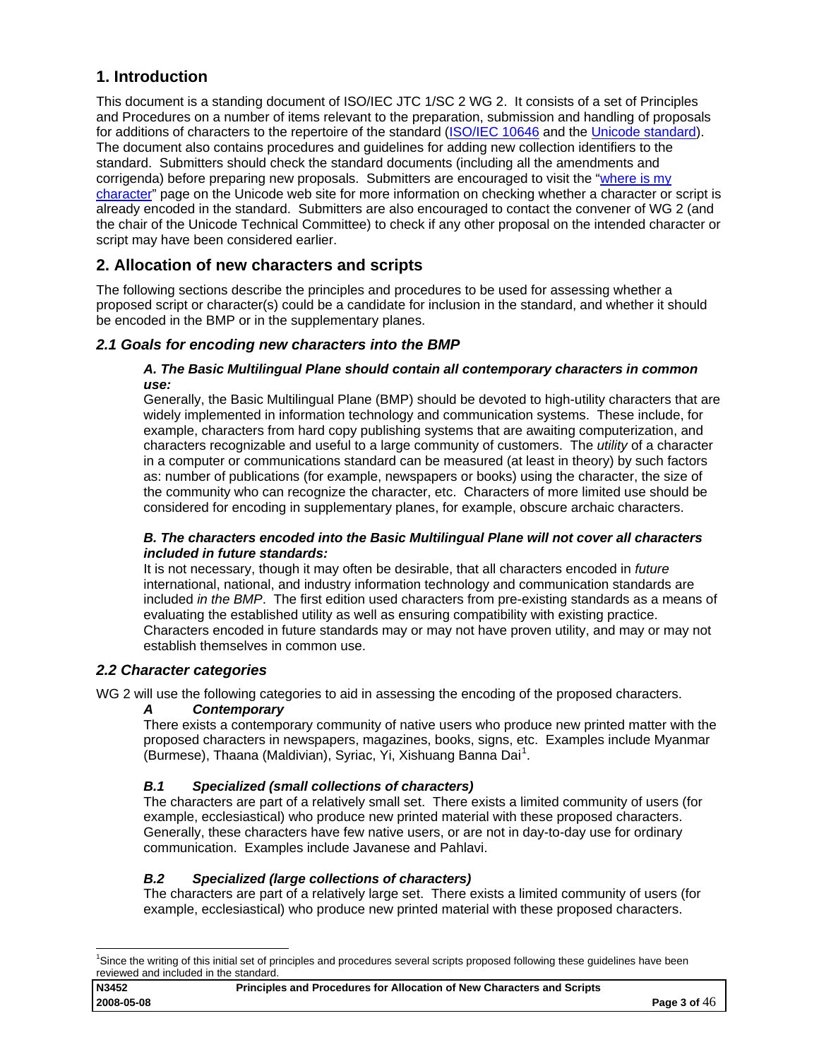## 1. Introduction

This document is a standing document of ISO/IEC JTC 1/SC 2 WG 2. It consists of a set of Principles and Procedures on a number of items relevant to the preparation, submission and handling of proposals for additions of characters to the repertoire of the standard (ISO/IEC 10646 and the Unicode standard). The document also contains procedures and guidelines for adding new collection identifiers to the standard. Submitters should check the standard documents (including all the amendments and corrigenda) before preparing new proposals. Submitters are encouraged to visit the "where is my character" page on the Unicode web site for more information on checking whether a character or script is already encoded in the standard. Submitters are also encouraged to contact the convener of WG 2 (and the chair of the Unicode Technical Committee) to check if any other proposal on the intended character or script may have been considered earlier.

## 2. Allocation of new characters and scripts

The following sections describe the principles and procedures to be used for assessing whether a proposed script or character(s) could be a candidate for inclusion in the standard, and whether it should be encoded in the BMP or in the supplementary planes.

### *2.1 Goals for encoding new characters into the BMP*

***A. The Basic Multilingual Plane should contain all contemporary characters in common use:***

Generally, the Basic Multilingual Plane (BMP) should be devoted to high-utility characters that are widely implemented in information technology and communication systems. These include, for example, characters from hard copy publishing systems that are awaiting computerization, and characters recognizable and useful to a large community of customers. The *utility* of a character in a computer or communications standard can be measured (at least in theory) by such factors as: number of publications (for example, newspapers or books) using the character, the size of the community who can recognize the character, etc. Characters of more limited use should be considered for encoding in supplementary planes, for example, obscure archaic characters.

***B. The characters encoded into the Basic Multilingual Plane will not cover all characters included in future standards:***

It is not necessary, though it may often be desirable, that all characters encoded in *future* international, national, and industry information technology and communication standards are included *in the BMP*. The first edition used characters from pre-existing standards as a means of evaluating the established utility as well as ensuring compatibility with existing practice. Characters encoded in future standards may or may not have proven utility, and may or may not establish themselves in common use.

### *2.2 Character categories*

WG 2 will use the following categories to aid in assessing the encoding of the proposed characters.

***A Contemporary***

There exists a contemporary community of native users who produce new printed matter with the proposed characters in newspapers, magazines, books, signs, etc. Examples include Myanmar (Burmese), Thaana (Maldivian), Syriac, Yi, Xishuang Banna Dai[1].

***B.1 Specialized (small collections of characters)***

The characters are part of a relatively small set. There exists a limited community of users (for example, ecclesiastical) who produce new printed material with these proposed characters. Generally, these characters have few native users, or are not in day-to-day use for ordinary communication. Examples include Javanese and Pahlavi.

***B.2 Specialized (large collections of characters)***

The characters are part of a relatively large set. There exists a limited community of users (for example, ecclesiastical) who produce new printed material with these proposed characters.

[1] Since the writing of this initial set of principles and procedures several scripts proposed following these guidelines have been reviewed and included in the standard.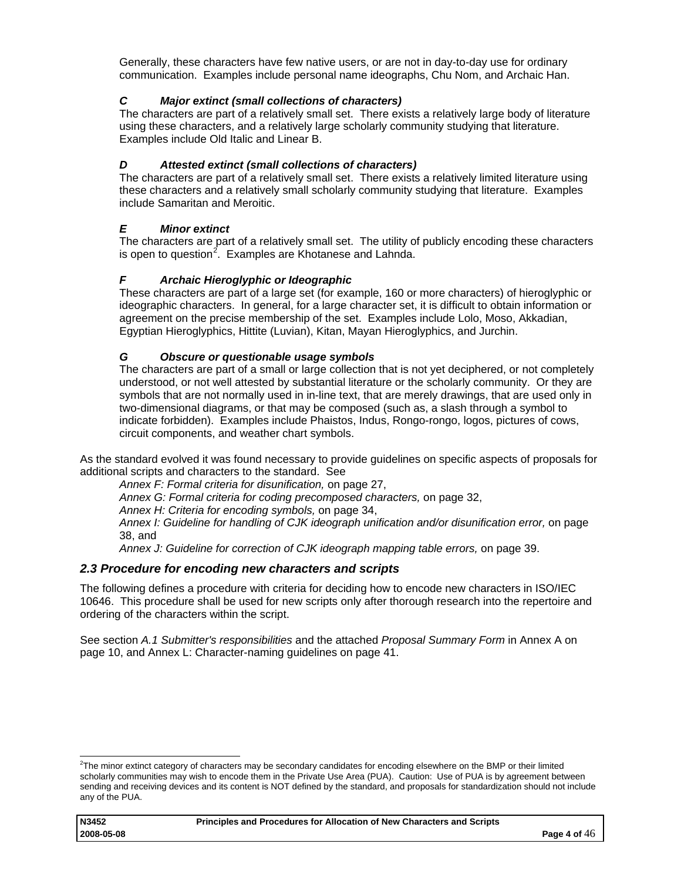Generally, these characters have few native users, or are not in day-to-day use for ordinary communication. Examples include personal name ideographs, Chu Nom, and Archaic Han.

***C Major extinct (small collections of characters)***

The characters are part of a relatively small set. There exists a relatively large body of literature using these characters, and a relatively large scholarly community studying that literature. Examples include Old Italic and Linear B.

***D Attested extinct (small collections of characters)***

The characters are part of a relatively small set. There exists a relatively limited literature using these characters and a relatively small scholarly community studying that literature. Examples include Samaritan and Meroitic.

***E Minor extinct***

The characters are part of a relatively small set. The utility of publicly encoding these characters is open to question[2]. Examples are Khotanese and Lahnda.

***F Archaic Hieroglyphic or Ideographic***

These characters are part of a large set (for example, 160 or more characters) of hieroglyphic or ideographic characters. In general, for a large character set, it is difficult to obtain information or agreement on the precise membership of the set. Examples include Lolo, Moso, Akkadian, Egyptian Hieroglyphics, Hittite (Luvian), Kitan, Mayan Hieroglyphics, and Jurchin.

***G Obscure or questionable usage symbols***

The characters are part of a small or large collection that is not yet deciphered, or not completely understood, or not well attested by substantial literature or the scholarly community. Or they are symbols that are not normally used in in-line text, that are merely drawings, that are used only in two-dimensional diagrams, or that may be composed (such as, a slash through a symbol to indicate forbidden). Examples include Phaistos, Indus, Rongo-rongo, logos, pictures of cows, circuit components, and weather chart symbols.

As the standard evolved it was found necessary to provide guidelines on specific aspects of proposals for additional scripts and characters to the standard. See

*Annex F: Formal criteria for disunification,* on page 27,
*Annex G: Formal criteria for coding precomposed characters,* on page 32,
*Annex H: Criteria for encoding symbols,* on page 34,
*Annex I: Guideline for handling of CJK ideograph unification and/or disunification error,* on page 38, and
*Annex J: Guideline for correction of CJK ideograph mapping table errors,* on page 39.

## *2.3 Procedure for encoding new characters and scripts*

The following defines a procedure with criteria for deciding how to encode new characters in ISO/IEC 10646. This procedure shall be used for new scripts only after thorough research into the repertoire and ordering of the characters within the script.

See section *A.1 Submitter's responsibilities* and the attached *Proposal Summary Form* in Annex A on page 10, and Annex L: Character-naming guidelines on page 41.

---

[2] The minor extinct category of characters may be secondary candidates for encoding elsewhere on the BMP or their limited scholarly communities may wish to encode them in the Private Use Area (PUA). Caution: Use of PUA is by agreement between sending and receiving devices and its content is NOT defined by the standard, and proposals for standardization should not include any of the PUA.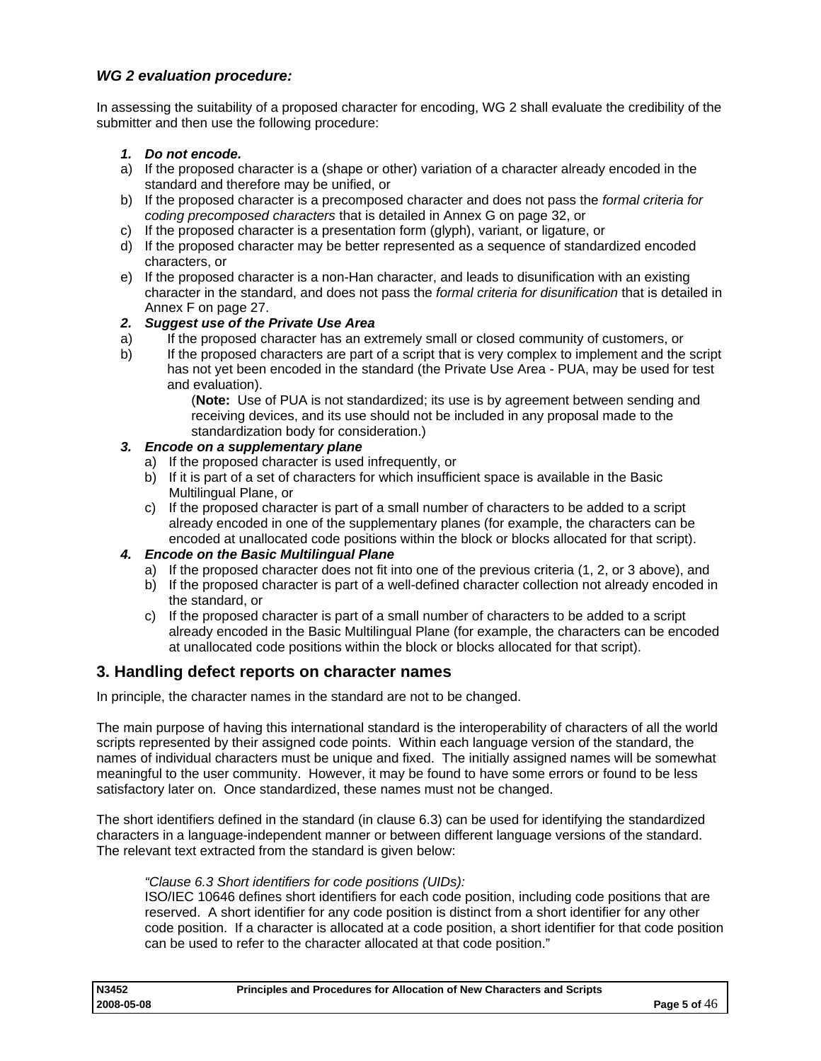*WG 2 evaluation procedure:*

In assessing the suitability of a proposed character for encoding, WG 2 shall evaluate the credibility of the submitter and then use the following procedure:

***1. Do not encode.***

a) If the proposed character is a (shape or other) variation of a character already encoded in the standard and therefore may be unified, or
b) If the proposed character is a precomposed character and does not pass the *formal criteria for coding precomposed characters* that is detailed in Annex G on page 32, or
c) If the proposed character is a presentation form (glyph), variant, or ligature, or
d) If the proposed character may be better represented as a sequence of standardized encoded characters, or
e) If the proposed character is a non-Han character, and leads to disunification with an existing character in the standard, and does not pass the *formal criteria for disunification* that is detailed in Annex F on page 27.

***2. Suggest use of the Private Use Area***

a) If the proposed character has an extremely small or closed community of customers, or
b) If the proposed characters are part of a script that is very complex to implement and the script has not yet been encoded in the standard (the Private Use Area - PUA, may be used for test and evaluation).

(**Note:** Use of PUA is not standardized; its use is by agreement between sending and receiving devices, and its use should not be included in any proposal made to the standardization body for consideration.)

***3. Encode on a supplementary plane***

a) If the proposed character is used infrequently, or
b) If it is part of a set of characters for which insufficient space is available in the Basic Multilingual Plane, or
c) If the proposed character is part of a small number of characters to be added to a script already encoded in one of the supplementary planes (for example, the characters can be encoded at unallocated code positions within the block or blocks allocated for that script).

***4. Encode on the Basic Multilingual Plane***

a) If the proposed character does not fit into one of the previous criteria (1, 2, or 3 above), and
b) If the proposed character is part of a well-defined character collection not already encoded in the standard, or
c) If the proposed character is part of a small number of characters to be added to a script already encoded in the Basic Multilingual Plane (for example, the characters can be encoded at unallocated code positions within the block or blocks allocated for that script).

## 3. Handling defect reports on character names

In principle, the character names in the standard are not to be changed.

The main purpose of having this international standard is the interoperability of characters of all the world scripts represented by their assigned code points. Within each language version of the standard, the names of individual characters must be unique and fixed. The initially assigned names will be somewhat meaningful to the user community. However, it may be found to have some errors or found to be less satisfactory later on. Once standardized, these names must not be changed.

The short identifiers defined in the standard (in clause 6.3) can be used for identifying the standardized characters in a language-independent manner or between different language versions of the standard. The relevant text extracted from the standard is given below:

> *"Clause 6.3 Short identifiers for code positions (UIDs):*
> ISO/IEC 10646 defines short identifiers for each code position, including code positions that are reserved. A short identifier for any code position is distinct from a short identifier for any other code position. If a character is allocated at a code position, a short identifier for that code position can be used to refer to the character allocated at that code position."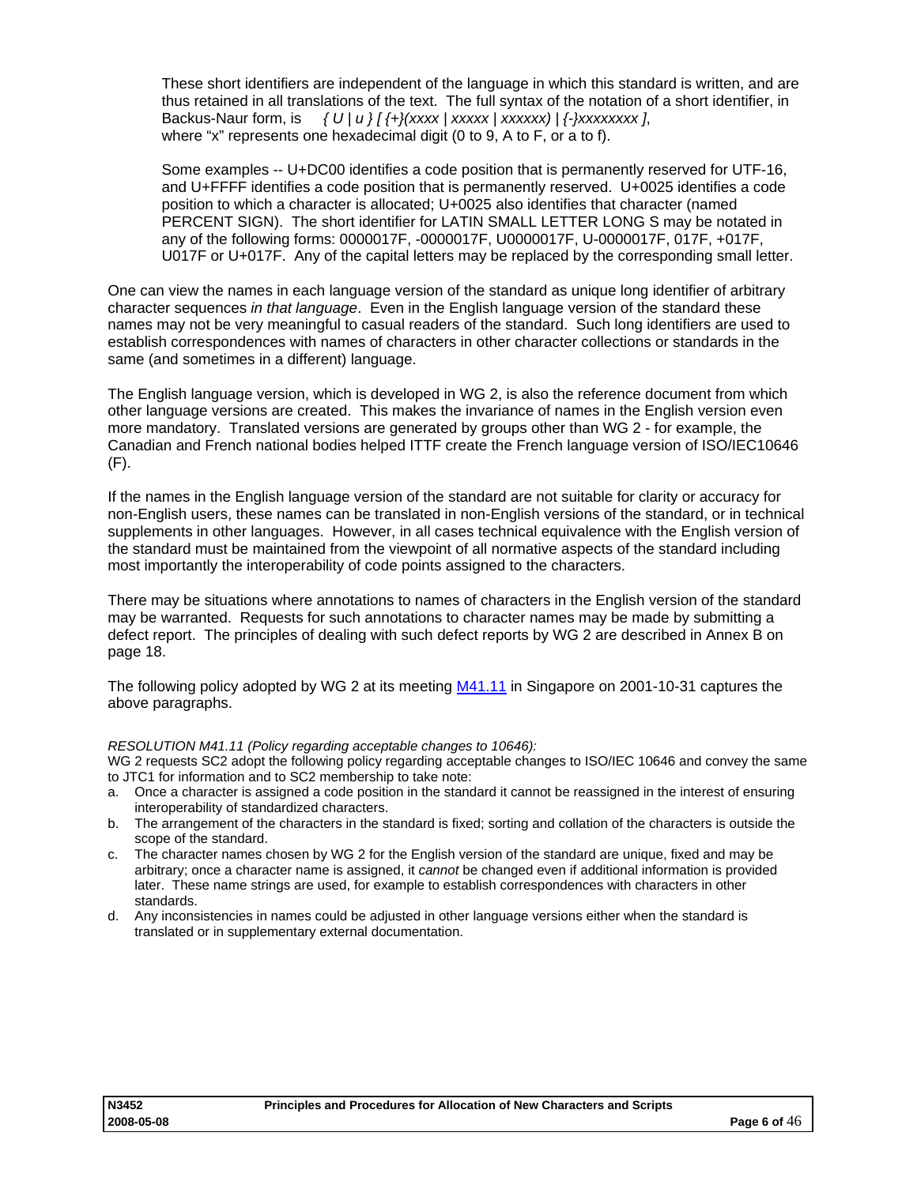These short identifiers are independent of the language in which this standard is written, and are thus retained in all translations of the text. The full syntax of the notation of a short identifier, in Backus-Naur form, is *{ U | u } [ {+}(xxxx | xxxxx | xxxxxx) | {-}xxxxxxxx ]*, where "x" represents one hexadecimal digit (0 to 9, A to F, or a to f).

Some examples -- U+DC00 identifies a code position that is permanently reserved for UTF-16, and U+FFFF identifies a code position that is permanently reserved. U+0025 identifies a code position to which a character is allocated; U+0025 also identifies that character (named PERCENT SIGN). The short identifier for LATIN SMALL LETTER LONG S may be notated in any of the following forms: 0000017F, -0000017F, U0000017F, U-0000017F, 017F, +017F, U017F or U+017F. Any of the capital letters may be replaced by the corresponding small letter.

One can view the names in each language version of the standard as unique long identifier of arbitrary character sequences *in that language*. Even in the English language version of the standard these names may not be very meaningful to casual readers of the standard. Such long identifiers are used to establish correspondences with names of characters in other character collections or standards in the same (and sometimes in a different) language.

The English language version, which is developed in WG 2, is also the reference document from which other language versions are created. This makes the invariance of names in the English version even more mandatory. Translated versions are generated by groups other than WG 2 - for example, the Canadian and French national bodies helped ITTF create the French language version of ISO/IEC10646 (F).

If the names in the English language version of the standard are not suitable for clarity or accuracy for non-English users, these names can be translated in non-English versions of the standard, or in technical supplements in other languages. However, in all cases technical equivalence with the English version of the standard must be maintained from the viewpoint of all normative aspects of the standard including most importantly the interoperability of code points assigned to the characters.

There may be situations where annotations to names of characters in the English version of the standard may be warranted. Requests for such annotations to character names may be made by submitting a defect report. The principles of dealing with such defect reports by WG 2 are described in Annex B on page 18.

The following policy adopted by WG 2 at its meeting M41.11 in Singapore on 2001-10-31 captures the above paragraphs.

*RESOLUTION M41.11 (Policy regarding acceptable changes to 10646):*

WG 2 requests SC2 adopt the following policy regarding acceptable changes to ISO/IEC 10646 and convey the same to JTC1 for information and to SC2 membership to take note:

a. Once a character is assigned a code position in the standard it cannot be reassigned in the interest of ensuring interoperability of standardized characters.
b. The arrangement of the characters in the standard is fixed; sorting and collation of the characters is outside the scope of the standard.
c. The character names chosen by WG 2 for the English version of the standard are unique, fixed and may be arbitrary; once a character name is assigned, it *cannot* be changed even if additional information is provided later. These name strings are used, for example to establish correspondences with characters in other standards.
d. Any inconsistencies in names could be adjusted in other language versions either when the standard is translated or in supplementary external documentation.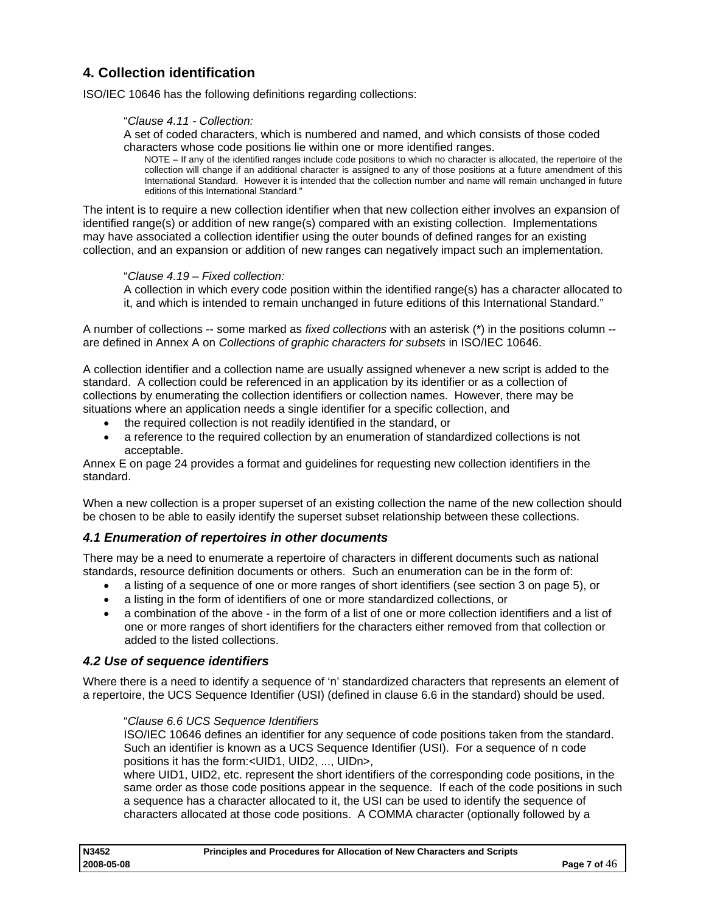## 4. Collection identification

ISO/IEC 10646 has the following definitions regarding collections:

> "*Clause 4.11 - Collection:*
> A set of coded characters, which is numbered and named, and which consists of those coded characters whose code positions lie within one or more identified ranges.
>
> NOTE – If any of the identified ranges include code positions to which no character is allocated, the repertoire of the collection will change if an additional character is assigned to any of those positions at a future amendment of this International Standard. However it is intended that the collection number and name will remain unchanged in future editions of this International Standard."

The intent is to require a new collection identifier when that new collection either involves an expansion of identified range(s) or addition of new range(s) compared with an existing collection. Implementations may have associated a collection identifier using the outer bounds of defined ranges for an existing collection, and an expansion or addition of new ranges can negatively impact such an implementation.

> "*Clause 4.19 – Fixed collection:*
> A collection in which every code position within the identified range(s) has a character allocated to it, and which is intended to remain unchanged in future editions of this International Standard."

A number of collections -- some marked as *fixed collections* with an asterisk (*) in the positions column -- are defined in Annex A on *Collections of graphic characters for subsets* in ISO/IEC 10646.

A collection identifier and a collection name are usually assigned whenever a new script is added to the standard. A collection could be referenced in an application by its identifier or as a collection of collections by enumerating the collection identifiers or collection names. However, there may be situations where an application needs a single identifier for a specific collection, and

- the required collection is not readily identified in the standard, or
- a reference to the required collection by an enumeration of standardized collections is not acceptable.

Annex E on page 24 provides a format and guidelines for requesting new collection identifiers in the standard.

When a new collection is a proper superset of an existing collection the name of the new collection should be chosen to be able to easily identify the superset subset relationship between these collections.

### *4.1 Enumeration of repertoires in other documents*

There may be a need to enumerate a repertoire of characters in different documents such as national standards, resource definition documents or others. Such an enumeration can be in the form of:

- a listing of a sequence of one or more ranges of short identifiers (see section 3 on page 5), or
- a listing in the form of identifiers of one or more standardized collections, or
- a combination of the above - in the form of a list of one or more collection identifiers and a list of one or more ranges of short identifiers for the characters either removed from that collection or added to the listed collections.

### *4.2 Use of sequence identifiers*

Where there is a need to identify a sequence of 'n' standardized characters that represents an element of a repertoire, the UCS Sequence Identifier (USI) (defined in clause 6.6 in the standard) should be used.

> "*Clause 6.6 UCS Sequence Identifiers*
> ISO/IEC 10646 defines an identifier for any sequence of code positions taken from the standard. Such an identifier is known as a UCS Sequence Identifier (USI). For a sequence of n code positions it has the form:<UID1, UID2, ..., UIDn>,
> where UID1, UID2, etc. represent the short identifiers of the corresponding code positions, in the same order as those code positions appear in the sequence. If each of the code positions in such a sequence has a character allocated to it, the USI can be used to identify the sequence of characters allocated at those code positions. A COMMA character (optionally followed by a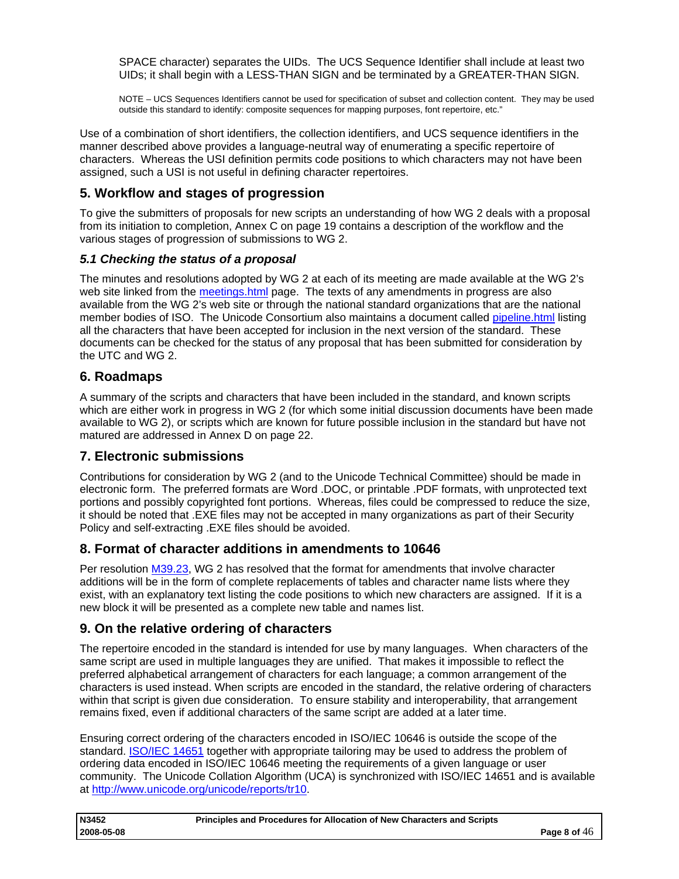SPACE character) separates the UIDs. The UCS Sequence Identifier shall include at least two UIDs; it shall begin with a LESS-THAN SIGN and be terminated by a GREATER-THAN SIGN.

NOTE – UCS Sequences Identifiers cannot be used for specification of subset and collection content. They may be used outside this standard to identify: composite sequences for mapping purposes, font repertoire, etc."

Use of a combination of short identifiers, the collection identifiers, and UCS sequence identifiers in the manner described above provides a language-neutral way of enumerating a specific repertoire of characters. Whereas the USI definition permits code positions to which characters may not have been assigned, such a USI is not useful in defining character repertoires.

## 5. Workflow and stages of progression

To give the submitters of proposals for new scripts an understanding of how WG 2 deals with a proposal from its initiation to completion, Annex C on page 19 contains a description of the workflow and the various stages of progression of submissions to WG 2.

### *5.1 Checking the status of a proposal*

The minutes and resolutions adopted by WG 2 at each of its meeting are made available at the WG 2's web site linked from the meetings.html page. The texts of any amendments in progress are also available from the WG 2's web site or through the national standard organizations that are the national member bodies of ISO. The Unicode Consortium also maintains a document called pipeline.html listing all the characters that have been accepted for inclusion in the next version of the standard. These documents can be checked for the status of any proposal that has been submitted for consideration by the UTC and WG 2.

## 6. Roadmaps

A summary of the scripts and characters that have been included in the standard, and known scripts which are either work in progress in WG 2 (for which some initial discussion documents have been made available to WG 2), or scripts which are known for future possible inclusion in the standard but have not matured are addressed in Annex D on page 22.

## 7. Electronic submissions

Contributions for consideration by WG 2 (and to the Unicode Technical Committee) should be made in electronic form. The preferred formats are Word .DOC, or printable .PDF formats, with unprotected text portions and possibly copyrighted font portions. Whereas, files could be compressed to reduce the size, it should be noted that .EXE files may not be accepted in many organizations as part of their Security Policy and self-extracting .EXE files should be avoided.

## 8. Format of character additions in amendments to 10646

Per resolution M39.23, WG 2 has resolved that the format for amendments that involve character additions will be in the form of complete replacements of tables and character name lists where they exist, with an explanatory text listing the code positions to which new characters are assigned. If it is a new block it will be presented as a complete new table and names list.

## 9. On the relative ordering of characters

The repertoire encoded in the standard is intended for use by many languages. When characters of the same script are used in multiple languages they are unified. That makes it impossible to reflect the preferred alphabetical arrangement of characters for each language; a common arrangement of the characters is used instead. When scripts are encoded in the standard, the relative ordering of characters within that script is given due consideration. To ensure stability and interoperability, that arrangement remains fixed, even if additional characters of the same script are added at a later time.

Ensuring correct ordering of the characters encoded in ISO/IEC 10646 is outside the scope of the standard. ISO/IEC 14651 together with appropriate tailoring may be used to address the problem of ordering data encoded in ISO/IEC 10646 meeting the requirements of a given language or user community. The Unicode Collation Algorithm (UCA) is synchronized with ISO/IEC 14651 and is available at http://www.unicode.org/unicode/reports/tr10.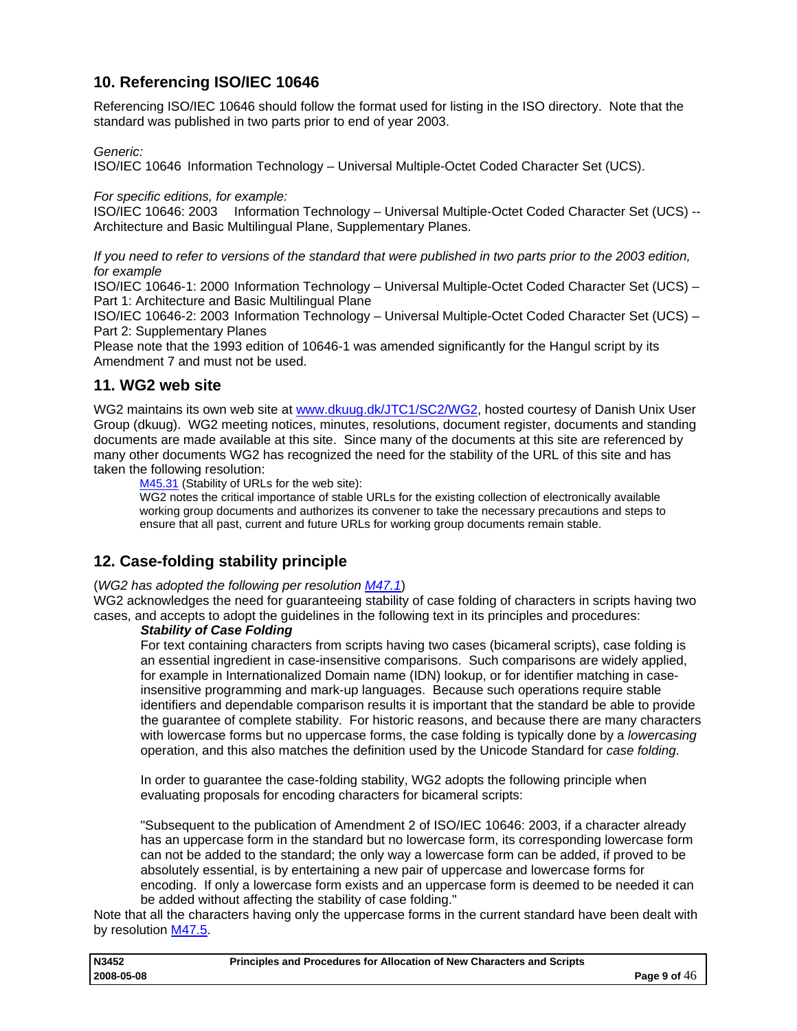## 10. Referencing ISO/IEC 10646

Referencing ISO/IEC 10646 should follow the format used for listing in the ISO directory. Note that the standard was published in two parts prior to end of year 2003.

*Generic:*
ISO/IEC 10646 Information Technology – Universal Multiple-Octet Coded Character Set (UCS).

*For specific editions, for example:*
ISO/IEC 10646: 2003 Information Technology – Universal Multiple-Octet Coded Character Set (UCS) -- Architecture and Basic Multilingual Plane, Supplementary Planes.

*If you need to refer to versions of the standard that were published in two parts prior to the 2003 edition, for example*
ISO/IEC 10646-1: 2000 Information Technology – Universal Multiple-Octet Coded Character Set (UCS) – Part 1: Architecture and Basic Multilingual Plane
ISO/IEC 10646-2: 2003 Information Technology – Universal Multiple-Octet Coded Character Set (UCS) – Part 2: Supplementary Planes
Please note that the 1993 edition of 10646-1 was amended significantly for the Hangul script by its Amendment 7 and must not be used.

## 11. WG2 web site

WG2 maintains its own web site at www.dkuug.dk/JTC1/SC2/WG2, hosted courtesy of Danish Unix User Group (dkuug). WG2 meeting notices, minutes, resolutions, document register, documents and standing documents are made available at this site. Since many of the documents at this site are referenced by many other documents WG2 has recognized the need for the stability of the URL of this site and has taken the following resolution:

> M45.31 (Stability of URLs for the web site):
> WG2 notes the critical importance of stable URLs for the existing collection of electronically available working group documents and authorizes its convener to take the necessary precautions and steps to ensure that all past, current and future URLs for working group documents remain stable.

## 12. Case-folding stability principle

(*WG2 has adopted the following per resolution M47.1*)
WG2 acknowledges the need for guaranteeing stability of case folding of characters in scripts having two cases, and accepts to adopt the guidelines in the following text in its principles and procedures:

> ***Stability of Case Folding***
> For text containing characters from scripts having two cases (bicameral scripts), case folding is an essential ingredient in case-insensitive comparisons. Such comparisons are widely applied, for example in Internationalized Domain name (IDN) lookup, or for identifier matching in case-insensitive programming and mark-up languages. Because such operations require stable identifiers and dependable comparison results it is important that the standard be able to provide the guarantee of complete stability. For historic reasons, and because there are many characters with lowercase forms but no uppercase forms, the case folding is typically done by a *lowercasing* operation, and this also matches the definition used by the Unicode Standard for *case folding*.
>
> In order to guarantee the case-folding stability, WG2 adopts the following principle when evaluating proposals for encoding characters for bicameral scripts:
>
> "Subsequent to the publication of Amendment 2 of ISO/IEC 10646: 2003, if a character already has an uppercase form in the standard but no lowercase form, its corresponding lowercase form can not be added to the standard; the only way a lowercase form can be added, if proved to be absolutely essential, is by entertaining a new pair of uppercase and lowercase forms for encoding. If only a lowercase form exists and an uppercase form is deemed to be needed it can be added without affecting the stability of case folding."

Note that all the characters having only the uppercase forms in the current standard have been dealt with by resolution M47.5.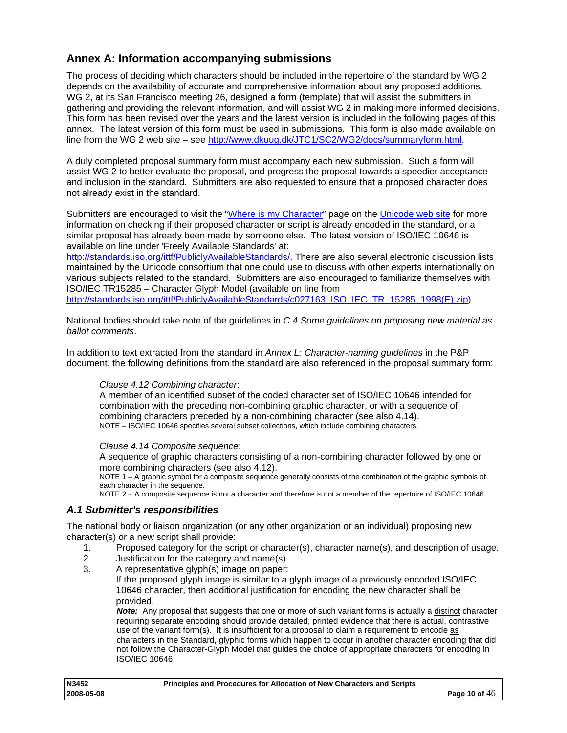## Annex A: Information accompanying submissions

The process of deciding which characters should be included in the repertoire of the standard by WG 2 depends on the availability of accurate and comprehensive information about any proposed additions. WG 2, at its San Francisco meeting 26, designed a form (template) that will assist the submitters in gathering and providing the relevant information, and will assist WG 2 in making more informed decisions. This form has been revised over the years and the latest version is included in the following pages of this annex. The latest version of this form must be used in submissions. This form is also made available on line from the WG 2 web site – see http://www.dkuug.dk/JTC1/SC2/WG2/docs/summaryform.html.

A duly completed proposal summary form must accompany each new submission. Such a form will assist WG 2 to better evaluate the proposal, and progress the proposal towards a speedier acceptance and inclusion in the standard. Submitters are also requested to ensure that a proposed character does not already exist in the standard.

Submitters are encouraged to visit the "Where is my Character" page on the Unicode web site for more information on checking if their proposed character or script is already encoded in the standard, or a similar proposal has already been made by someone else. The latest version of ISO/IEC 10646 is available on line under 'Freely Available Standards' at: http://standards.iso.org/ittf/PubliclyAvailableStandards/. There are also several electronic discussion lists maintained by the Unicode consortium that one could use to discuss with other experts internationally on various subjects related to the standard. Submitters are also encouraged to familiarize themselves with ISO/IEC TR15285 – Character Glyph Model (available on line from http://standards.iso.org/ittf/PubliclyAvailableStandards/c027163_ISO_IEC_TR_15285_1998(E).zip).

National bodies should take note of the guidelines in *C.4 Some guidelines on proposing new material as ballot comments*.

In addition to text extracted from the standard in *Annex L: Character-naming guidelines* in the P&P document, the following definitions from the standard are also referenced in the proposal summary form:

> *Clause 4.12 Combining character*:
> A member of an identified subset of the coded character set of ISO/IEC 10646 intended for combination with the preceding non-combining graphic character, or with a sequence of combining characters preceded by a non-combining character (see also 4.14).
> NOTE – ISO/IEC 10646 specifies several subset collections, which include combining characters.
>
> *Clause 4.14 Composite sequence*:
> A sequence of graphic characters consisting of a non-combining character followed by one or more combining characters (see also 4.12).
> NOTE 1 – A graphic symbol for a composite sequence generally consists of the combination of the graphic symbols of each character in the sequence.
> NOTE 2 – A composite sequence is not a character and therefore is not a member of the repertoire of ISO/IEC 10646.

### *A.1 Submitter's responsibilities*

The national body or liaison organization (or any other organization or an individual) proposing new character(s) or a new script shall provide:

1. Proposed category for the script or character(s), character name(s), and description of usage.
2. Justification for the category and name(s).
3. A representative glyph(s) image on paper:
   If the proposed glyph image is similar to a glyph image of a previously encoded ISO/IEC 10646 character, then additional justification for encoding the new character shall be provided.
   ***Note:*** Any proposal that suggests that one or more of such variant forms is actually a distinct character requiring separate encoding should provide detailed, printed evidence that there is actual, contrastive use of the variant form(s). It is insufficient for a proposal to claim a requirement to encode as characters in the Standard, glyphic forms which happen to occur in another character encoding that did not follow the Character-Glyph Model that guides the choice of appropriate characters for encoding in ISO/IEC 10646.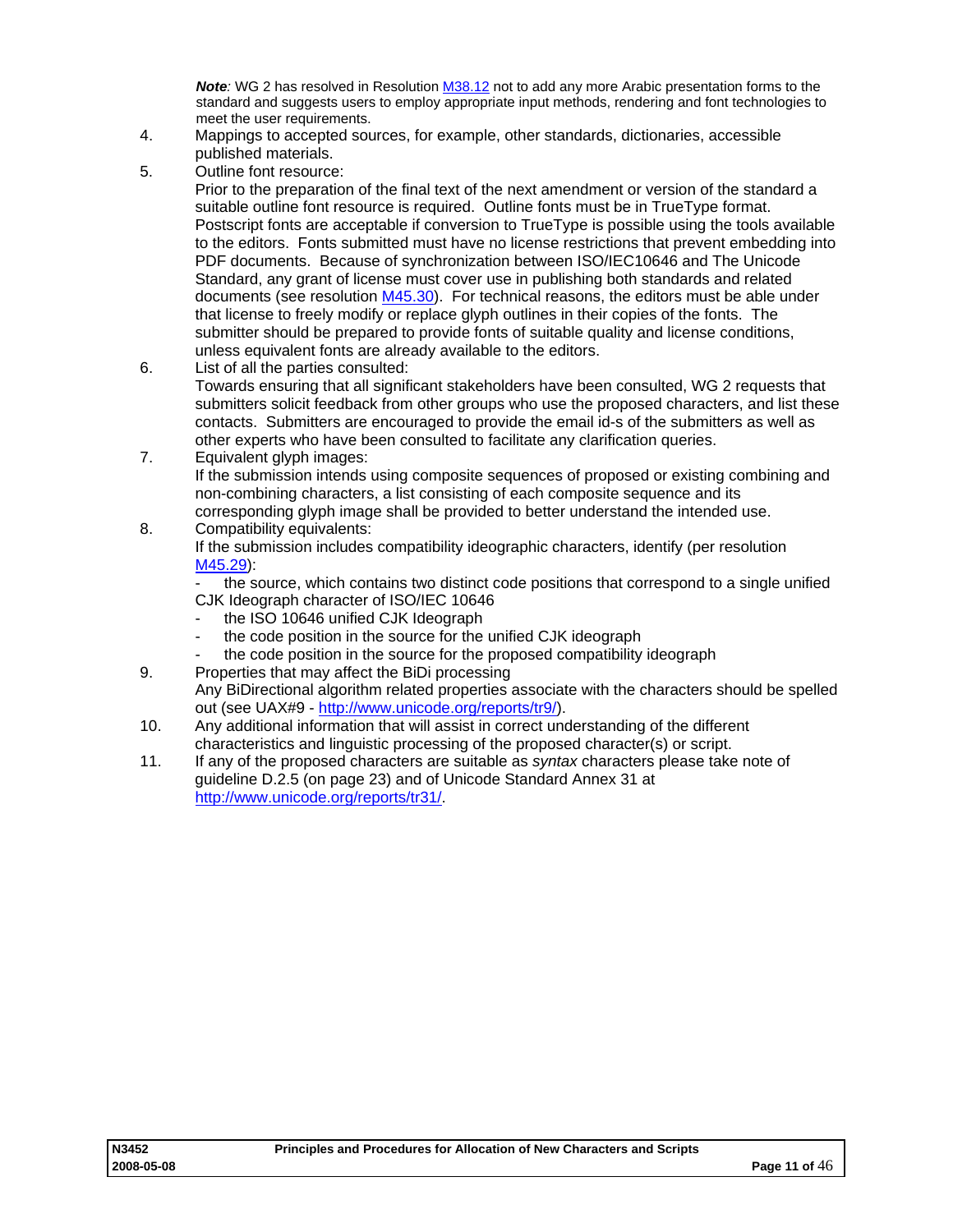***Note**:* WG 2 has resolved in Resolution M38.12 not to add any more Arabic presentation forms to the standard and suggests users to employ appropriate input methods, rendering and font technologies to meet the user requirements.

4. Mappings to accepted sources, for example, other standards, dictionaries, accessible published materials.
5. Outline font resource:
   Prior to the preparation of the final text of the next amendment or version of the standard a suitable outline font resource is required. Outline fonts must be in TrueType format. Postscript fonts are acceptable if conversion to TrueType is possible using the tools available to the editors. Fonts submitted must have no license restrictions that prevent embedding into PDF documents. Because of synchronization between ISO/IEC10646 and The Unicode Standard, any grant of license must cover use in publishing both standards and related documents (see resolution M45.30). For technical reasons, the editors must be able under that license to freely modify or replace glyph outlines in their copies of the fonts. The submitter should be prepared to provide fonts of suitable quality and license conditions, unless equivalent fonts are already available to the editors.
6. List of all the parties consulted:
   Towards ensuring that all significant stakeholders have been consulted, WG 2 requests that submitters solicit feedback from other groups who use the proposed characters, and list these contacts. Submitters are encouraged to provide the email id-s of the submitters as well as other experts who have been consulted to facilitate any clarification queries.
7. Equivalent glyph images:
   If the submission intends using composite sequences of proposed or existing combining and non-combining characters, a list consisting of each composite sequence and its corresponding glyph image shall be provided to better understand the intended use.
8. Compatibility equivalents:
   If the submission includes compatibility ideographic characters, identify (per resolution M45.29):
   - the source, which contains two distinct code positions that correspond to a single unified CJK Ideograph character of ISO/IEC 10646
   - the ISO 10646 unified CJK Ideograph
   - the code position in the source for the unified CJK ideograph
   - the code position in the source for the proposed compatibility ideograph
9. Properties that may affect the BiDi processing
   Any BiDirectional algorithm related properties associate with the characters should be spelled out (see UAX#9 - http://www.unicode.org/reports/tr9/).
10. Any additional information that will assist in correct understanding of the different characteristics and linguistic processing of the proposed character(s) or script.
11. If any of the proposed characters are suitable as *syntax* characters please take note of guideline D.2.5 (on page 23) and of Unicode Standard Annex 31 at http://www.unicode.org/reports/tr31/.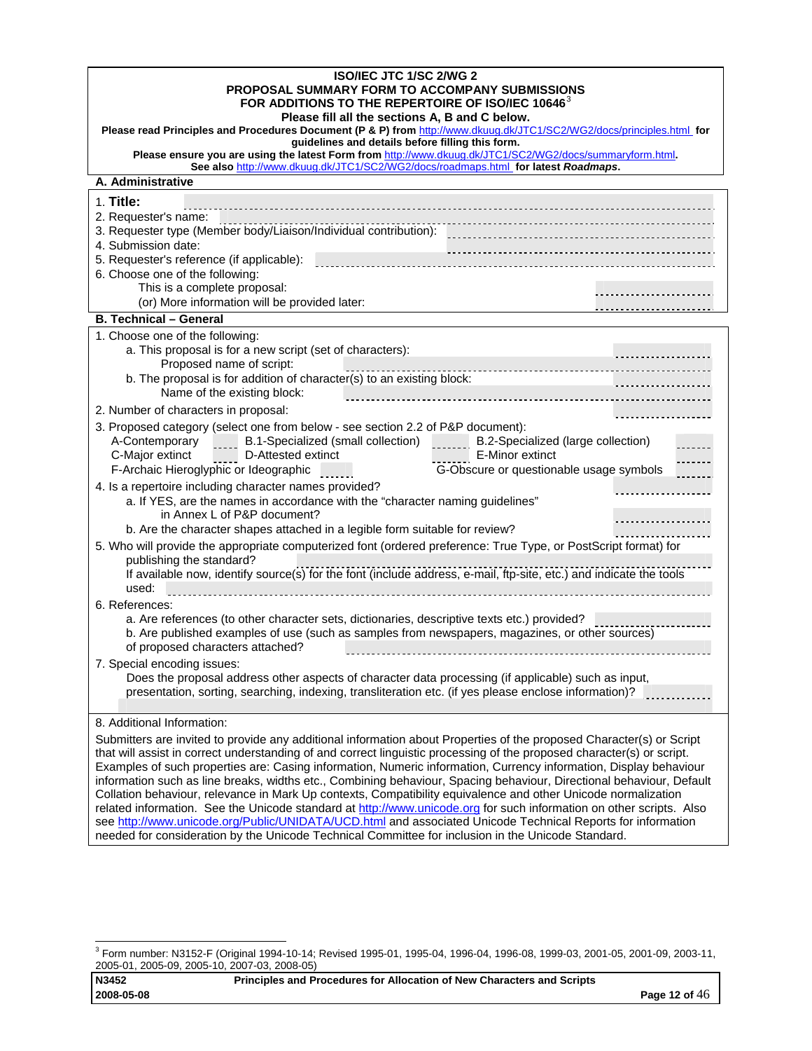**ISO/IEC JTC 1/SC 2/WG 2**

**PROPOSAL SUMMARY FORM TO ACCOMPANY SUBMISSIONS FOR ADDITIONS TO THE REPERTOIRE OF ISO/IEC 10646**[3]

**Please fill all the sections A, B and C below.**

**Please read Principles and Procedures Document (P & P) from** http://www.dkuug.dk/JTC1/SC2/WG2/docs/principles.html **for guidelines and details before filling this form.**

**Please ensure you are using the latest Form from** http://www.dkuug.dk/JTC1/SC2/WG2/docs/summaryform.html**.**

**See also** http://www.dkuug.dk/JTC1/SC2/WG2/docs/roadmaps.html **for latest *Roadmaps*.**

## A. Administrative

1. **Title:** ____________
2. Requester's name: ____________
3. Requester type (Member body/Liaison/Individual contribution): ____________
4. Submission date: ____________
5. Requester's reference (if applicable): ____________
6. Choose one of the following:
   - This is a complete proposal: ____________
   - (or) More information will be provided later: ____________

## B. Technical – General

1. Choose one of the following:
   - a. This proposal is for a new script (set of characters): ____________
     - Proposed name of script: ____________
   - b. The proposal is for addition of character(s) to an existing block: ____________
     - Name of the existing block: ____________
2. Number of characters in proposal: ____________
3. Proposed category (select one from below - see section 2.2 of P&P document):

| | | | | | |
|---|---|---|---|---|---|
| A-Contemporary | ____ | B.1-Specialized (small collection) | ____ | B.2-Specialized (large collection) | ____ |
| C-Major extinct | ____ | D-Attested extinct | ____ | E-Minor extinct | ____ |
| F-Archaic Hieroglyphic or Ideographic | ____ | | | G-Obscure or questionable usage symbols | ____ |

4. Is a repertoire including character names provided? ____________
   - a. If YES, are the names in accordance with the "character naming guidelines" in Annex L of P&P document? ____________
   - b. Are the character shapes attached in a legible form suitable for review? ____________
5. Who will provide the appropriate computerized font (ordered preference: True Type, or PostScript format) for publishing the standard? ____________
   - If available now, identify source(s) for the font (include address, e-mail, ftp-site, etc.) and indicate the tools used: ____________
6. References:
   - a. Are references (to other character sets, dictionaries, descriptive texts etc.) provided? ____________
   - b. Are published examples of use (such as samples from newspapers, magazines, or other sources) of proposed characters attached? ____________
7. Special encoding issues:
   - Does the proposal address other aspects of character data processing (if applicable) such as input, presentation, sorting, searching, indexing, transliteration etc. (if yes please enclose information)? ____________

8. Additional Information:

Submitters are invited to provide any additional information about Properties of the proposed Character(s) or Script that will assist in correct understanding of and correct linguistic processing of the proposed character(s) or script. Examples of such properties are: Casing information, Numeric information, Currency information, Display behaviour information such as line breaks, widths etc., Combining behaviour, Spacing behaviour, Directional behaviour, Default Collation behaviour, relevance in Mark Up contexts, Compatibility equivalence and other Unicode normalization related information. See the Unicode standard at http://www.unicode.org for such information on other scripts. Also see http://www.unicode.org/Public/UNIDATA/UCD.html and associated Unicode Technical Reports for information needed for consideration by the Unicode Technical Committee for inclusion in the Unicode Standard.

---

[3] Form number: N3152-F (Original 1994-10-14; Revised 1995-01, 1995-04, 1996-04, 1996-08, 1999-03, 2001-05, 2001-09, 2003-11, 2005-01, 2005-09, 2005-10, 2007-03, 2008-05)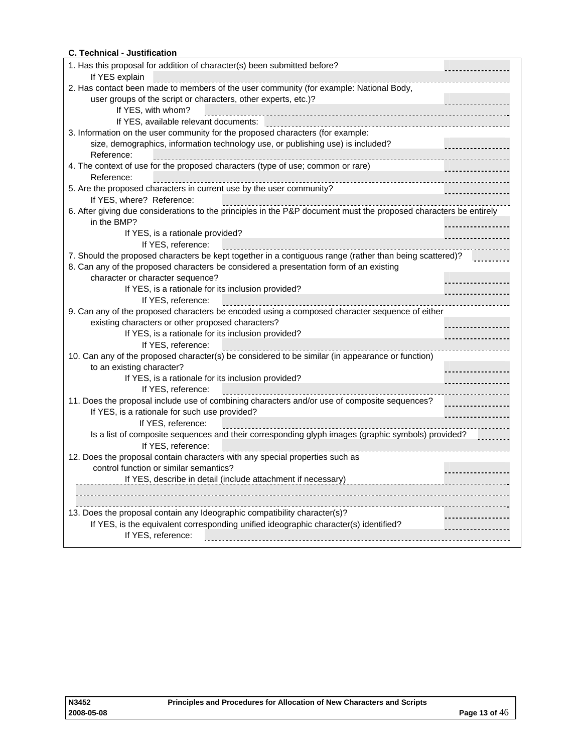**C. Technical - Justification**

1. Has this proposal for addition of character(s) been submitted before?
   If YES explain
2. Has contact been made to members of the user community (for example: National Body, user groups of the script or characters, other experts, etc.)?
   If YES, with whom?
   If YES, available relevant documents:
3. Information on the user community for the proposed characters (for example: size, demographics, information technology use, or publishing use) is included?
   Reference:
4. The context of use for the proposed characters (type of use; common or rare)
   Reference:
5. Are the proposed characters in current use by the user community?
   If YES, where? Reference:
6. After giving due considerations to the principles in the P&P document must the proposed characters be entirely in the BMP?
   If YES, is a rationale provided?
   If YES, reference:
7. Should the proposed characters be kept together in a contiguous range (rather than being scattered)?
8. Can any of the proposed characters be considered a presentation form of an existing character or character sequence?
   If YES, is a rationale for its inclusion provided?
   If YES, reference:
9. Can any of the proposed characters be encoded using a composed character sequence of either existing characters or other proposed characters?
   If YES, is a rationale for its inclusion provided?
   If YES, reference:
10. Can any of the proposed character(s) be considered to be similar (in appearance or function) to an existing character?
    If YES, is a rationale for its inclusion provided?
    If YES, reference:
11. Does the proposal include use of combining characters and/or use of composite sequences?
    If YES, is a rationale for such use provided?
    If YES, reference:
    Is a list of composite sequences and their corresponding glyph images (graphic symbols) provided?
    If YES, reference:
12. Does the proposal contain characters with any special properties such as control function or similar semantics?
    If YES, describe in detail (include attachment if necessary)
13. Does the proposal contain any Ideographic compatibility character(s)?
    If YES, is the equivalent corresponding unified ideographic character(s) identified?
    If YES, reference: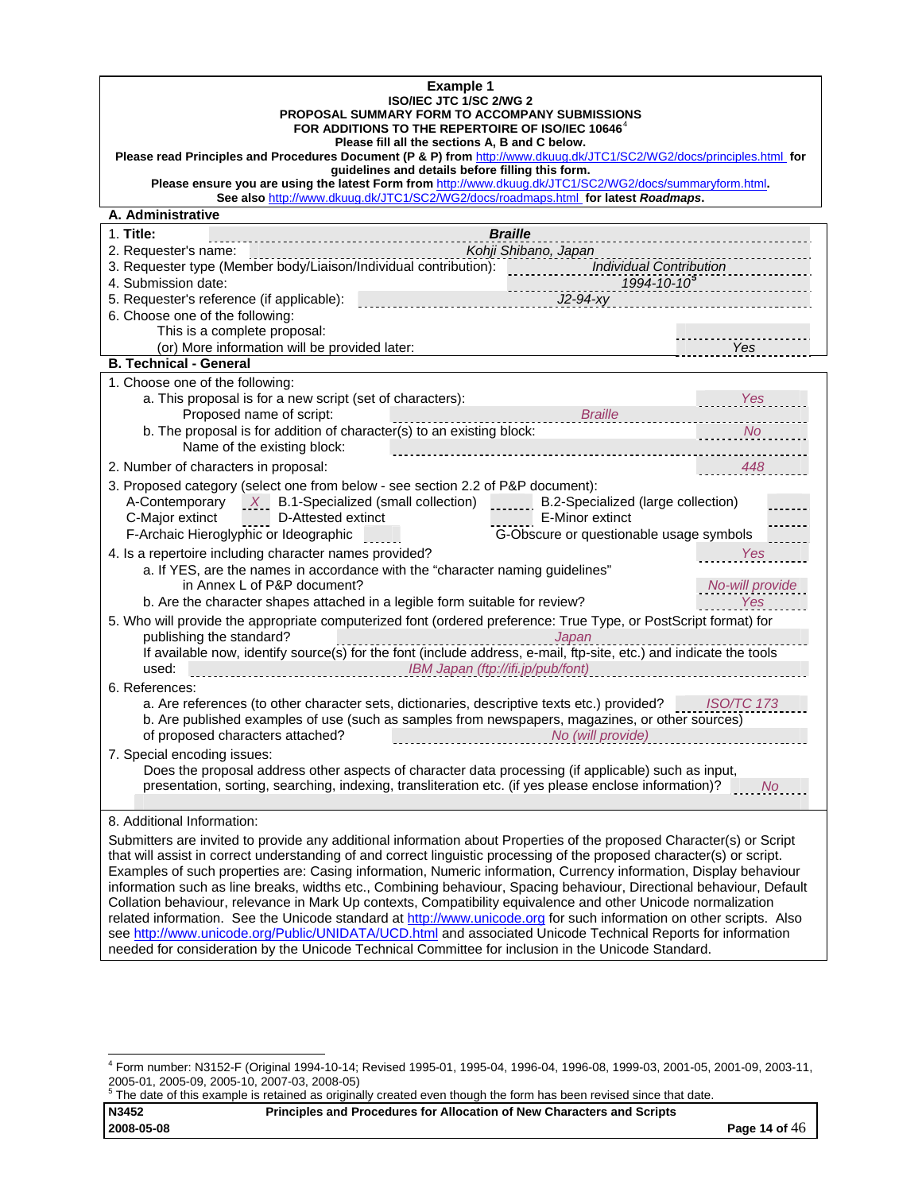**Example 1**

**ISO/IEC JTC 1/SC 2/WG 2**

**PROPOSAL SUMMARY FORM TO ACCOMPANY SUBMISSIONS FOR ADDITIONS TO THE REPERTOIRE OF ISO/IEC 10646**[4]

**Please fill all the sections A, B and C below.**

**Please read Principles and Procedures Document (P & P) from** http://www.dkuug.dk/JTC1/SC2/WG2/docs/principles.html **for guidelines and details before filling this form.**

**Please ensure you are using the latest Form from** http://www.dkuug.dk/JTC1/SC2/WG2/docs/summaryform.html**.**

**See also** http://www.dkuug.dk/JTC1/SC2/WG2/docs/roadmaps.html **for latest *Roadmaps*.**

**A. Administrative**

1. **Title:** ***Braille***
2. Requester's name: *Kohji Shibano, Japan*
3. Requester type (Member body/Liaison/Individual contribution): *Individual Contribution*
4. Submission date: *1994-10-10*[5]
5. Requester's reference (if applicable): *J2-94-xy*
6. Choose one of the following:
   This is a complete proposal:
   (or) More information will be provided later: *Yes*

**B. Technical - General**

1. Choose one of the following:
   a. This proposal is for a new script (set of characters): *Yes*
      Proposed name of script: *Braille*
   b. The proposal is for addition of character(s) to an existing block: *No*
      Name of the existing block:
2. Number of characters in proposal: *448*
3. Proposed category (select one from below - see section 2.2 of P&P document):
   A-Contemporary *X* B.1-Specialized (small collection) ____ B.2-Specialized (large collection) ____
   C-Major extinct ____ D-Attested extinct ____ E-Minor extinct ____
   F-Archaic Hieroglyphic or Ideographic ____ G-Obscure or questionable usage symbols ____
4. Is a repertoire including character names provided? *Yes*
   a. If YES, are the names in accordance with the "character naming guidelines" in Annex L of P&P document? *No-will provide*
   b. Are the character shapes attached in a legible form suitable for review? *Yes*
5. Who will provide the appropriate computerized font (ordered preference: True Type, or PostScript format) for publishing the standard? *Japan*
   If available now, identify source(s) for the font (include address, e-mail, ftp-site, etc.) and indicate the tools used: *IBM Japan (ftp://ifi.jp/pub/font)*
6. References:
   a. Are references (to other character sets, dictionaries, descriptive texts etc.) provided? *ISO/TC 173*
   b. Are published examples of use (such as samples from newspapers, magazines, or other sources) of proposed characters attached? *No (will provide)*
7. Special encoding issues:
   Does the proposal address other aspects of character data processing (if applicable) such as input, presentation, sorting, searching, indexing, transliteration etc. (if yes please enclose information)? *No*
8. Additional Information:

Submitters are invited to provide any additional information about Properties of the proposed Character(s) or Script that will assist in correct understanding of and correct linguistic processing of the proposed character(s) or script. Examples of such properties are: Casing information, Numeric information, Currency information, Display behaviour information such as line breaks, widths etc., Combining behaviour, Spacing behaviour, Directional behaviour, Default Collation behaviour, relevance in Mark Up contexts, Compatibility equivalence and other Unicode normalization related information. See the Unicode standard at http://www.unicode.org for such information on other scripts. Also see http://www.unicode.org/Public/UNIDATA/UCD.html and associated Unicode Technical Reports for information needed for consideration by the Unicode Technical Committee for inclusion in the Unicode Standard.

---

[4] Form number: N3152-F (Original 1994-10-14; Revised 1995-01, 1995-04, 1996-04, 1996-08, 1999-03, 2001-05, 2001-09, 2003-11, 2005-01, 2005-09, 2005-10, 2007-03, 2008-05)

[5] The date of this example is retained as originally created even though the form has been revised since that date.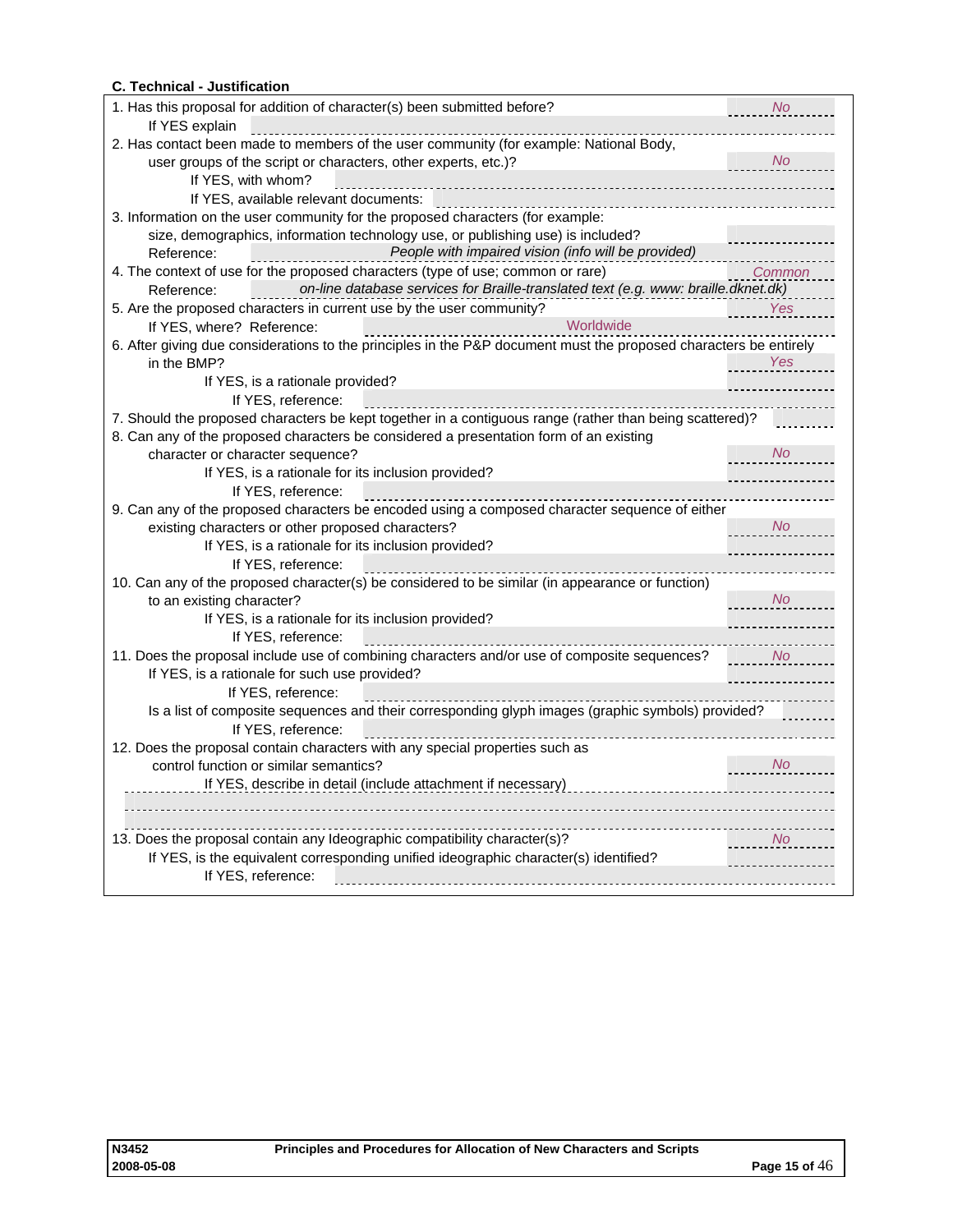**C. Technical - Justification**

| Question | Answer |
|---|---|
| 1. Has this proposal for addition of character(s) been submitted before? | *No* |
| If YES explain | |
| 2. Has contact been made to members of the user community (for example: National Body, user groups of the script or characters, other experts, etc.)? | *No* |
| If YES, with whom? | |
| If YES, available relevant documents: | |
| 3. Information on the user community for the proposed characters (for example: size, demographics, information technology use, or publishing use) is included? | |
| Reference: *People with impaired vision (info will be provided)* | |
| 4. The context of use for the proposed characters (type of use; common or rare) | *Common* |
| Reference: *on-line database services for Braille-translated text (e.g. www: braille.dknet.dk)* | |
| 5. Are the proposed characters in current use by the user community? | *Yes* |
| If YES, where? Reference: Worldwide | |
| 6. After giving due considerations to the principles in the P&P document must the proposed characters be entirely in the BMP? | *Yes* |
| If YES, is a rationale provided? | |
| If YES, reference: | |
| 7. Should the proposed characters be kept together in a contiguous range (rather than being scattered)? | |
| 8. Can any of the proposed characters be considered a presentation form of an existing character or character sequence? | *No* |
| If YES, is a rationale for its inclusion provided? | |
| If YES, reference: | |
| 9. Can any of the proposed characters be encoded using a composed character sequence of either existing characters or other proposed characters? | *No* |
| If YES, is a rationale for its inclusion provided? | |
| If YES, reference: | |
| 10. Can any of the proposed character(s) be considered to be similar (in appearance or function) to an existing character? | *No* |
| If YES, is a rationale for its inclusion provided? | |
| If YES, reference: | |
| 11. Does the proposal include use of combining characters and/or use of composite sequences? | *No* |
| If YES, is a rationale for such use provided? | |
| If YES, reference: | |
| Is a list of composite sequences and their corresponding glyph images (graphic symbols) provided? | |
| If YES, reference: | |
| 12. Does the proposal contain characters with any special properties such as control function or similar semantics? | *No* |
| If YES, describe in detail (include attachment if necessary) | |
| 13. Does the proposal contain any Ideographic compatibility character(s)? | *No* |
| If YES, is the equivalent corresponding unified ideographic character(s) identified? | |
| If YES, reference: | |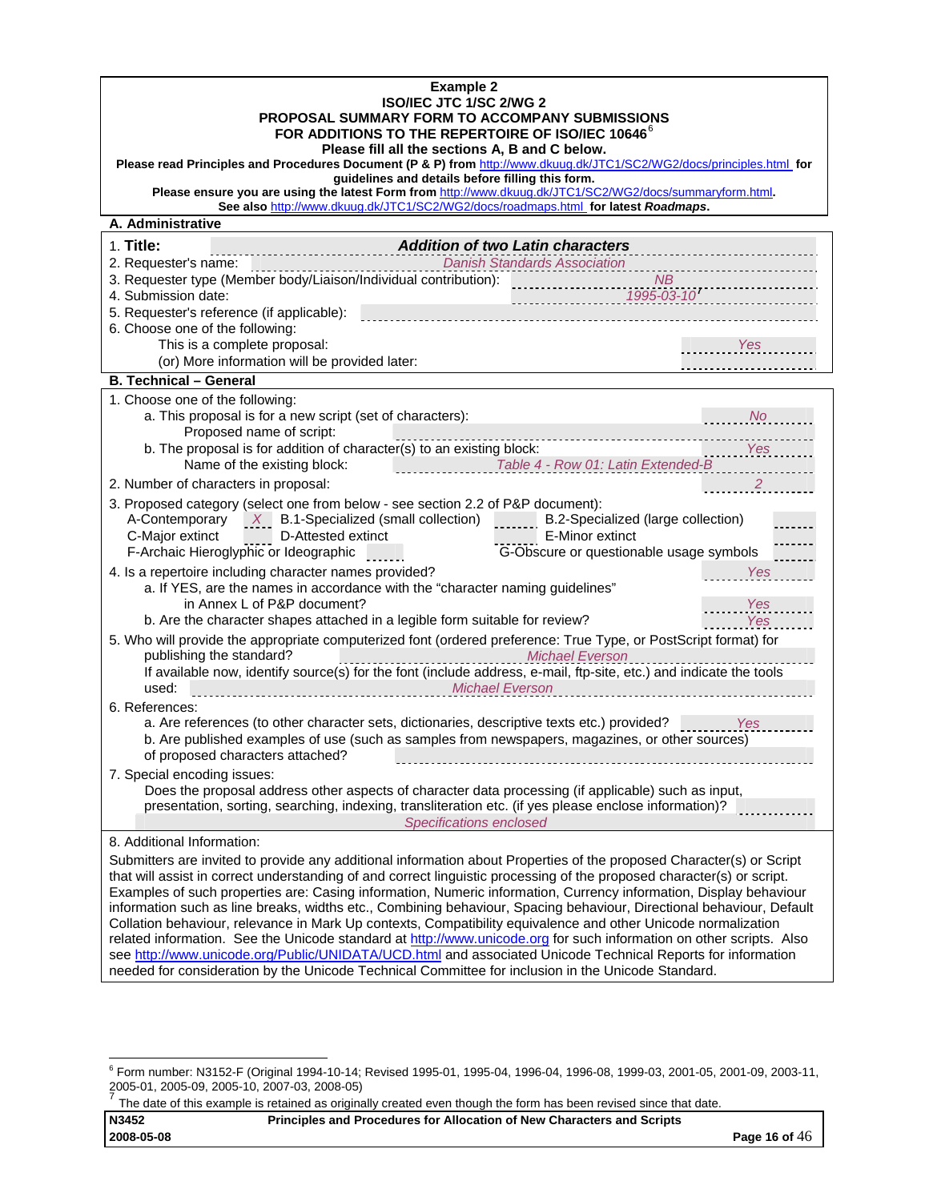**Example 2**

**ISO/IEC JTC 1/SC 2/WG 2**

**PROPOSAL SUMMARY FORM TO ACCOMPANY SUBMISSIONS FOR ADDITIONS TO THE REPERTOIRE OF ISO/IEC 10646**[6]

**Please fill all the sections A, B and C below.**

**Please read Principles and Procedures Document (P & P) from** http://www.dkuug.dk/JTC1/SC2/WG2/docs/principles.html **for guidelines and details before filling this form.**

**Please ensure you are using the latest Form from** http://www.dkuug.dk/JTC1/SC2/WG2/docs/summaryform.html**.**

**See also** http://www.dkuug.dk/JTC1/SC2/WG2/docs/roadmaps.html **for latest *Roadmaps*.**

## A. Administrative

1. **Title:** ***Addition of two Latin characters***
2. Requester's name: *Danish Standards Association*
3. Requester type (Member body/Liaison/Individual contribution): *NB*
4. Submission date: *1995-03-10*[7]
5. Requester's reference (if applicable):
6. Choose one of the following:
   - This is a complete proposal: *Yes*
   - (or) More information will be provided later:

## B. Technical – General

1. Choose one of the following:
   a. This proposal is for a new script (set of characters): *No*
      Proposed name of script:
   b. The proposal is for addition of character(s) to an existing block: *Yes*
      Name of the existing block: *Table 4 - Row 01: Latin Extended-B*
2. Number of characters in proposal: *2*
3. Proposed category (select one from below - see section 2.2 of P&P document):

| | | | |
|---|---|---|---|
| A-Contemporary | *X* | B.1-Specialized (small collection) | |
| B.2-Specialized (large collection) | | C-Major extinct | |
| D-Attested extinct | | E-Minor extinct | |
| F-Archaic Hieroglyphic or Ideographic | | G-Obscure or questionable usage symbols | |

4. Is a repertoire including character names provided? *Yes*
   a. If YES, are the names in accordance with the "character naming guidelines" in Annex L of P&P document? *Yes*
   b. Are the character shapes attached in a legible form suitable for review? *Yes*
5. Who will provide the appropriate computerized font (ordered preference: True Type, or PostScript format) for publishing the standard? *Michael Everson*
   If available now, identify source(s) for the font (include address, e-mail, ftp-site, etc.) and indicate the tools used: *Michael Everson*
6. References:
   a. Are references (to other character sets, dictionaries, descriptive texts etc.) provided? *Yes*
   b. Are published examples of use (such as samples from newspapers, magazines, or other sources) of proposed characters attached?
7. Special encoding issues:
   Does the proposal address other aspects of character data processing (if applicable) such as input, presentation, sorting, searching, indexing, transliteration etc. (if yes please enclose information)?
   *Specifications enclosed*
8. Additional Information:

Submitters are invited to provide any additional information about Properties of the proposed Character(s) or Script that will assist in correct understanding of and correct linguistic processing of the proposed character(s) or script. Examples of such properties are: Casing information, Numeric information, Currency information, Display behaviour information such as line breaks, widths etc., Combining behaviour, Spacing behaviour, Directional behaviour, Default Collation behaviour, relevance in Mark Up contexts, Compatibility equivalence and other Unicode normalization related information. See the Unicode standard at http://www.unicode.org for such information on other scripts. Also see http://www.unicode.org/Public/UNIDATA/UCD.html and associated Unicode Technical Reports for information needed for consideration by the Unicode Technical Committee for inclusion in the Unicode Standard.

---

[6] Form number: N3152-F (Original 1994-10-14; Revised 1995-01, 1995-04, 1996-04, 1996-08, 1999-03, 2001-05, 2001-09, 2003-11, 2005-01, 2005-09, 2005-10, 2007-03, 2008-05)

[7] The date of this example is retained as originally created even though the form has been revised since that date.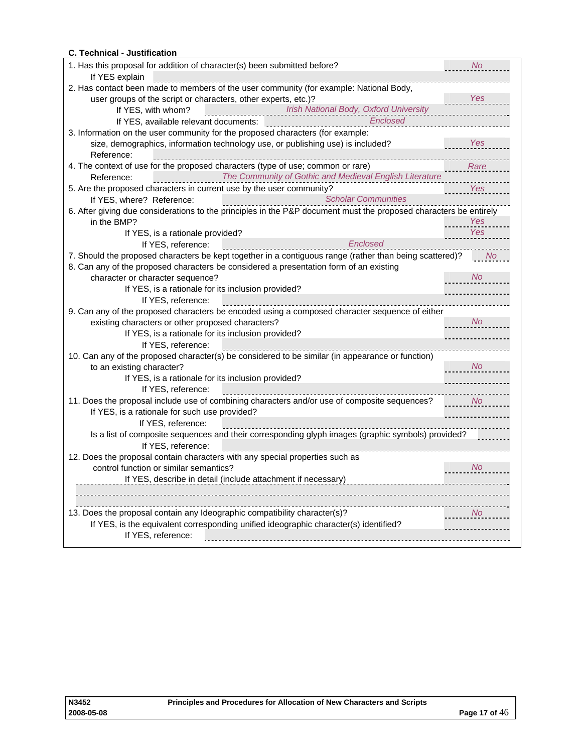**C. Technical - Justification**

| | |
|---|---|
| 1. Has this proposal for addition of character(s) been submitted before? | *No* |
| If YES explain | |
| 2. Has contact been made to members of the user community (for example: National Body, user groups of the script or characters, other experts, etc.)? | *Yes* |
| If YES, with whom? *Irish National Body, Oxford University* | |
| If YES, available relevant documents: *Enclosed* | |
| 3. Information on the user community for the proposed characters (for example: size, demographics, information technology use, or publishing use) is included? | *Yes* |
| Reference: | |
| 4. The context of use for the proposed characters (type of use; common or rare) | *Rare* |
| Reference: *The Community of Gothic and Medieval English Literature* | |
| 5. Are the proposed characters in current use by the user community? | *Yes* |
| If YES, where? Reference: *Scholar Communities* | |
| 6. After giving due considerations to the principles in the P&P document must the proposed characters be entirely in the BMP? | *Yes* |
| If YES, is a rationale provided? | *Yes* |
| If YES, reference: *Enclosed* | |
| 7. Should the proposed characters be kept together in a contiguous range (rather than being scattered)? | *No* |
| 8. Can any of the proposed characters be considered a presentation form of an existing character or character sequence? | *No* |
| If YES, is a rationale for its inclusion provided? | |
| If YES, reference: | |
| 9. Can any of the proposed characters be encoded using a composed character sequence of either existing characters or other proposed characters? | *No* |
| If YES, is a rationale for its inclusion provided? | |
| If YES, reference: | |
| 10. Can any of the proposed character(s) be considered to be similar (in appearance or function) to an existing character? | *No* |
| If YES, is a rationale for its inclusion provided? | |
| If YES, reference: | |
| 11. Does the proposal include use of combining characters and/or use of composite sequences? | *No* |
| If YES, is a rationale for such use provided? | |
| If YES, reference: | |
| Is a list of composite sequences and their corresponding glyph images (graphic symbols) provided? | |
| If YES, reference: | |
| 12. Does the proposal contain characters with any special properties such as control function or similar semantics? | *No* |
| If YES, describe in detail (include attachment if necessary) | |
| 13. Does the proposal contain any Ideographic compatibility character(s)? | *No* |
| If YES, is the equivalent corresponding unified ideographic character(s) identified? | |
| If YES, reference: | |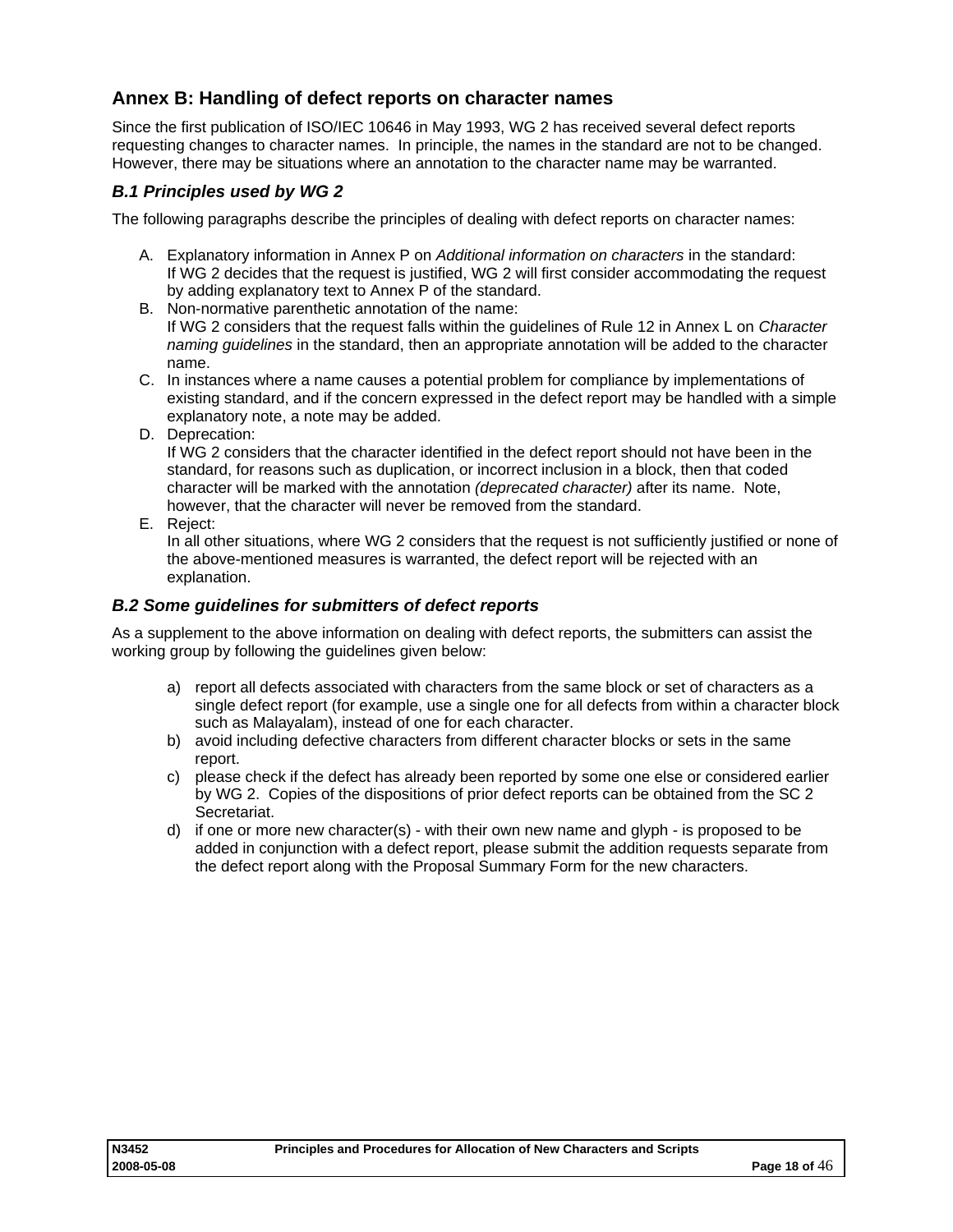## Annex B: Handling of defect reports on character names

Since the first publication of ISO/IEC 10646 in May 1993, WG 2 has received several defect reports requesting changes to character names. In principle, the names in the standard are not to be changed. However, there may be situations where an annotation to the character name may be warranted.

### B.1 Principles used by WG 2

The following paragraphs describe the principles of dealing with defect reports on character names:

A. Explanatory information in Annex P on *Additional information on characters* in the standard:
   If WG 2 decides that the request is justified, WG 2 will first consider accommodating the request by adding explanatory text to Annex P of the standard.
B. Non-normative parenthetic annotation of the name:
   If WG 2 considers that the request falls within the guidelines of Rule 12 in Annex L on *Character naming guidelines* in the standard, then an appropriate annotation will be added to the character name.
C. In instances where a name causes a potential problem for compliance by implementations of existing standard, and if the concern expressed in the defect report may be handled with a simple explanatory note, a note may be added.
D. Deprecation:
   If WG 2 considers that the character identified in the defect report should not have been in the standard, for reasons such as duplication, or incorrect inclusion in a block, then that coded character will be marked with the annotation *(deprecated character)* after its name. Note, however, that the character will never be removed from the standard.
E. Reject:
   In all other situations, where WG 2 considers that the request is not sufficiently justified or none of the above-mentioned measures is warranted, the defect report will be rejected with an explanation.

### B.2 Some guidelines for submitters of defect reports

As a supplement to the above information on dealing with defect reports, the submitters can assist the working group by following the guidelines given below:

a) report all defects associated with characters from the same block or set of characters as a single defect report (for example, use a single one for all defects from within a character block such as Malayalam), instead of one for each character.
b) avoid including defective characters from different character blocks or sets in the same report.
c) please check if the defect has already been reported by some one else or considered earlier by WG 2. Copies of the dispositions of prior defect reports can be obtained from the SC 2 Secretariat.
d) if one or more new character(s) - with their own new name and glyph - is proposed to be added in conjunction with a defect report, please submit the addition requests separate from the defect report along with the Proposal Summary Form for the new characters.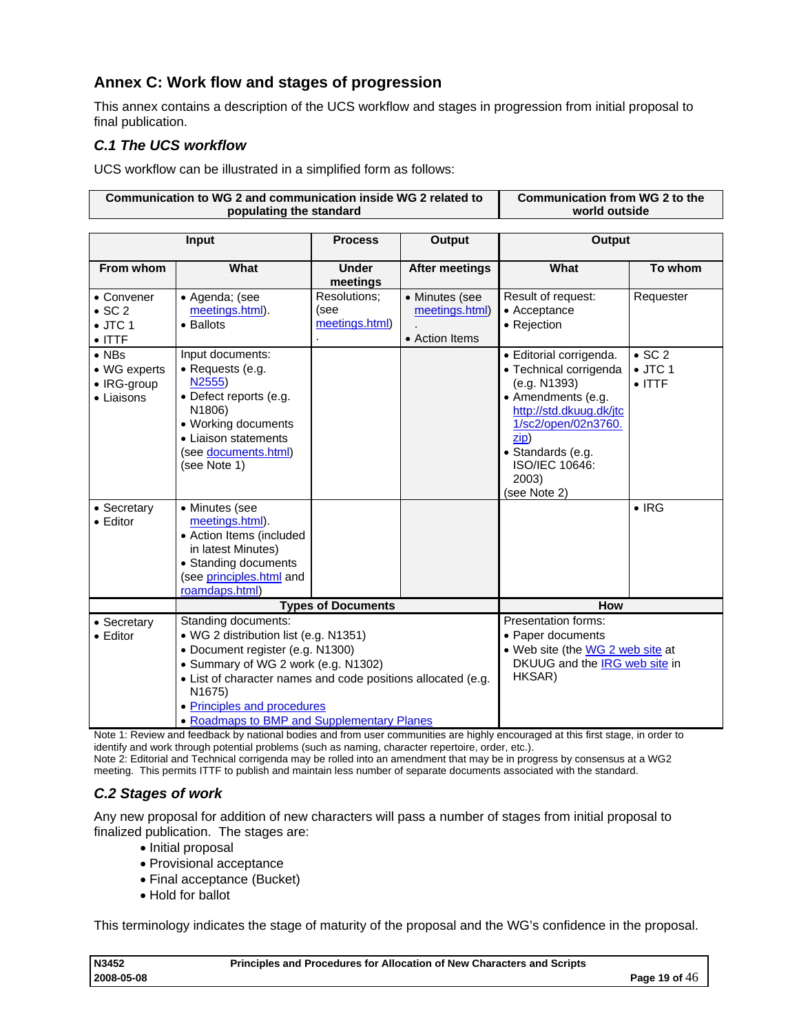## Annex C: Work flow and stages of progression

This annex contains a description of the UCS workflow and stages in progression from initial proposal to final publication.

### *C.1 The UCS workflow*

UCS workflow can be illustrated in a simplified form as follows:

| Communication to WG 2 and communication inside WG 2 related to populating the standard | | | | Communication from WG 2 to the world outside | |
|---|---|---|---|---|---|
| **Input** | | **Process** | **Output** | **Output** | |
| **From whom** | **What** | **Under meetings** | **After meetings** | **What** | **To whom** |
| • Convener<br>• SC 2<br>• JTC 1<br>• ITTF | • Agenda; (see meetings.html).<br>• Ballots | Resolutions; (see meetings.html). | • Minutes (see meetings.html).<br>• Action Items | Result of request:<br>• Acceptance<br>• Rejection | Requester |
| • NBs<br>• WG experts<br>• IRG-group<br>• Liaisons | Input documents:<br>• Requests (e.g. N2555)<br>• Defect reports (e.g. N1806)<br>• Working documents<br>• Liaison statements<br>(see documents.html)<br>(see Note 1) | | | • Editorial corrigenda.<br>• Technical corrigenda (e.g. N1393)<br>• Amendments (e.g. http://std.dkuug.dk/jtc1/sc2/open/02n3760.zip)<br>• Standards (e.g. ISO/IEC 10646: 2003)<br>(see Note 2) | • SC 2<br>• JTC 1<br>• ITTF |
| • Secretary<br>• Editor | • Minutes (see meetings.html).<br>• Action Items (included in latest Minutes)<br>• Standing documents<br>(see principles.html and roamdaps.html) | | | | • IRG |
| | **Types of Documents** | | | **How** | |
| • Secretary<br>• Editor | Standing documents:<br>• WG 2 distribution list (e.g. N1351)<br>• Document register (e.g. N1300)<br>• Summary of WG 2 work (e.g. N1302)<br>• List of character names and code positions allocated (e.g. N1675)<br>• Principles and procedures<br>• Roadmaps to BMP and Supplementary Planes | | | Presentation forms:<br>• Paper documents<br>• Web site (the WG 2 web site at DKUUG and the IRG web site in HKSAR) | |

Note 1: Review and feedback by national bodies and from user communities are highly encouraged at this first stage, in order to identify and work through potential problems (such as naming, character repertoire, order, etc.).
Note 2: Editorial and Technical corrigenda may be rolled into an amendment that may be in progress by consensus at a WG2 meeting. This permits ITTF to publish and maintain less number of separate documents associated with the standard.

### *C.2 Stages of work*

Any new proposal for addition of new characters will pass a number of stages from initial proposal to finalized publication. The stages are:

- Initial proposal
- Provisional acceptance
- Final acceptance (Bucket)
- Hold for ballot

This terminology indicates the stage of maturity of the proposal and the WG's confidence in the proposal.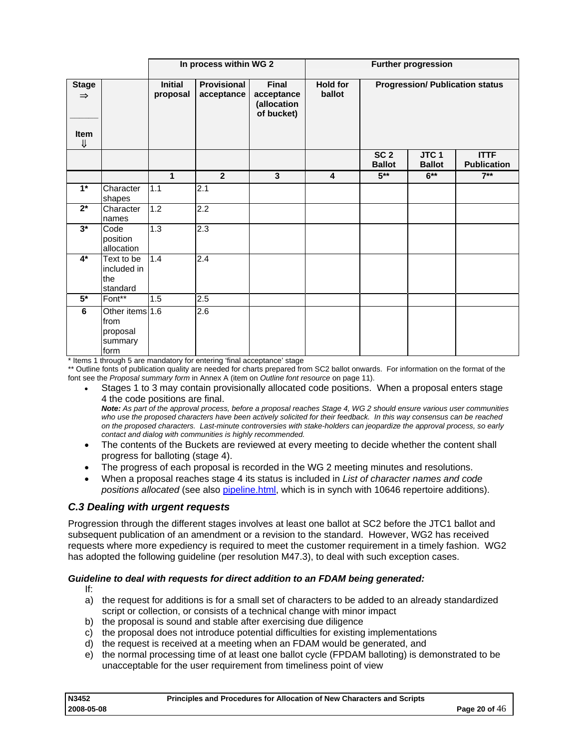| | | In process within WG 2 | | | Further progression | | | |
|---|---|---|---|---|---|---|---|---|
| **Stage ⇒** <br> **Item ⇓** | | **Initial proposal** | **Provisional acceptance** | **Final acceptance (allocation of bucket)** | **Hold for ballot** | **Progression/ Publication status** | | |
| | | | | | | **SC 2 Ballot** | **JTC 1 Ballot** | **ITTF Publication** |
| | | **1** | **2** | **3** | **4** | **5**\*\* | **6**\*\* | **7**\*\* |
| **1**\* | Character shapes | 1.1 | 2.1 | | | | | |
| **2**\* | Character names | 1.2 | 2.2 | | | | | |
| **3**\* | Code position allocation | 1.3 | 2.3 | | | | | |
| **4**\* | Text to be included in the standard | 1.4 | 2.4 | | | | | |
| **5**\* | Font\*\* | 1.5 | 2.5 | | | | | |
| **6** | Other items from proposal summary form | 1.6 | 2.6 | | | | | |

\* Items 1 through 5 are mandatory for entering 'final acceptance' stage

\*\* Outline fonts of publication quality are needed for charts prepared from SC2 ballot onwards. For information on the format of the font see the *Proposal summary form* in Annex A (item on *Outline font resource* on page 11).

- Stages 1 to 3 may contain provisionally allocated code positions. When a proposal enters stage 4 the code positions are final.
  ***Note:*** *As part of the approval process, before a proposal reaches Stage 4, WG 2 should ensure various user communities who use the proposed characters have been actively solicited for their feedback. In this way consensus can be reached on the proposed characters. Last-minute controversies with stake-holders can jeopardize the approval process, so early contact and dialog with communities is highly recommended.*
- The contents of the Buckets are reviewed at every meeting to decide whether the content shall progress for balloting (stage 4).
- The progress of each proposal is recorded in the WG 2 meeting minutes and resolutions.
- When a proposal reaches stage 4 its status is included in *List of character names and code positions allocated* (see also pipeline.html, which is in synch with 10646 repertoire additions).

### *C.3 Dealing with urgent requests*

Progression through the different stages involves at least one ballot at SC2 before the JTC1 ballot and subsequent publication of an amendment or a revision to the standard. However, WG2 has received requests where more expediency is required to meet the customer requirement in a timely fashion. WG2 has adopted the following guideline (per resolution M47.3), to deal with such exception cases.

#### *Guideline to deal with requests for direct addition to an FDAM being generated:*

If:

a) the request for additions is for a small set of characters to be added to an already standardized script or collection, or consists of a technical change with minor impact
b) the proposal is sound and stable after exercising due diligence
c) the proposal does not introduce potential difficulties for existing implementations
d) the request is received at a meeting when an FDAM would be generated, and
e) the normal processing time of at least one ballot cycle (FPDAM balloting) is demonstrated to be unacceptable for the user requirement from timeliness point of view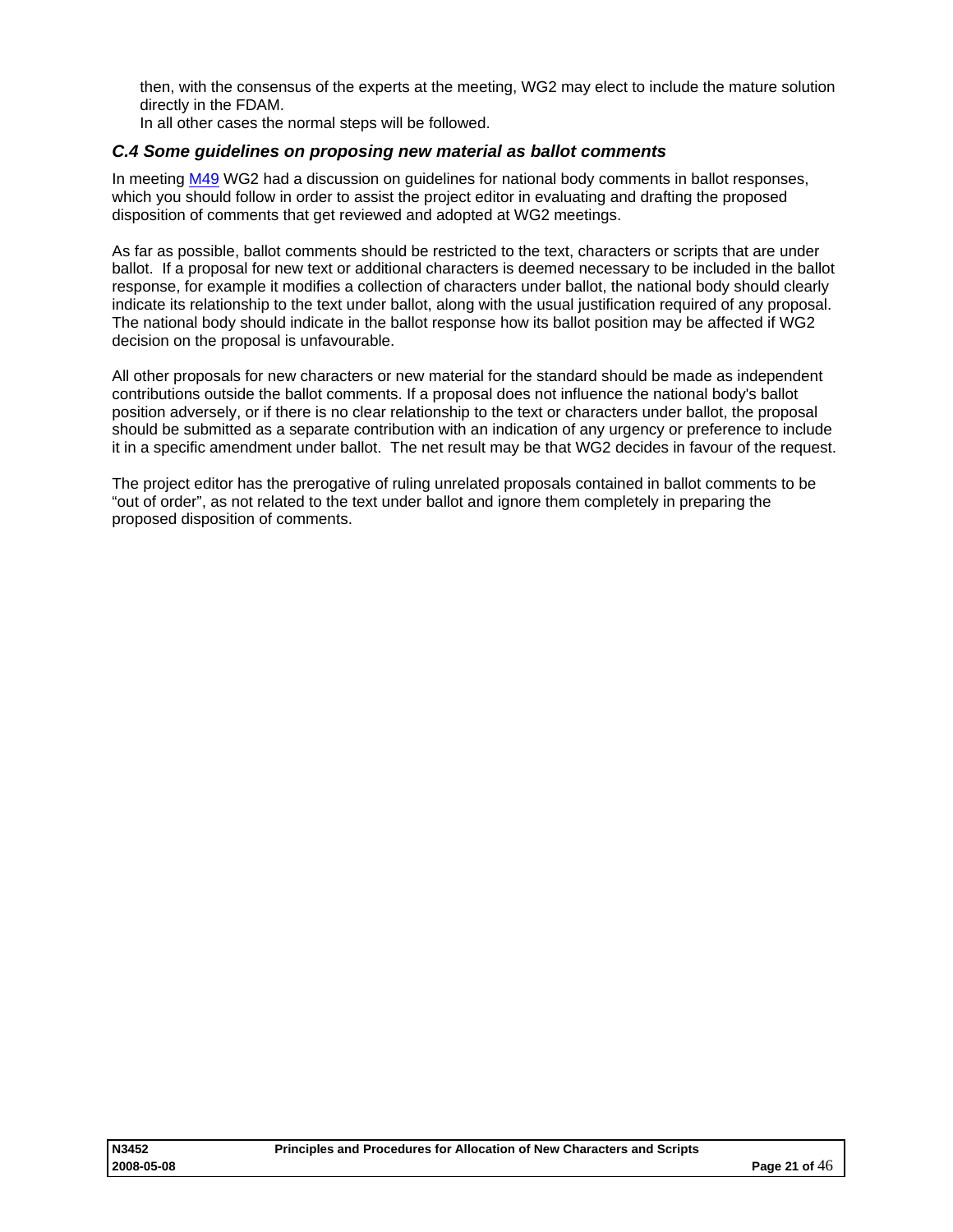then, with the consensus of the experts at the meeting, WG2 may elect to include the mature solution directly in the FDAM.
In all other cases the normal steps will be followed.

### *C.4 Some guidelines on proposing new material as ballot comments*

In meeting M49 WG2 had a discussion on guidelines for national body comments in ballot responses, which you should follow in order to assist the project editor in evaluating and drafting the proposed disposition of comments that get reviewed and adopted at WG2 meetings.

As far as possible, ballot comments should be restricted to the text, characters or scripts that are under ballot. If a proposal for new text or additional characters is deemed necessary to be included in the ballot response, for example it modifies a collection of characters under ballot, the national body should clearly indicate its relationship to the text under ballot, along with the usual justification required of any proposal. The national body should indicate in the ballot response how its ballot position may be affected if WG2 decision on the proposal is unfavourable.

All other proposals for new characters or new material for the standard should be made as independent contributions outside the ballot comments. If a proposal does not influence the national body's ballot position adversely, or if there is no clear relationship to the text or characters under ballot, the proposal should be submitted as a separate contribution with an indication of any urgency or preference to include it in a specific amendment under ballot. The net result may be that WG2 decides in favour of the request.

The project editor has the prerogative of ruling unrelated proposals contained in ballot comments to be "out of order", as not related to the text under ballot and ignore them completely in preparing the proposed disposition of comments.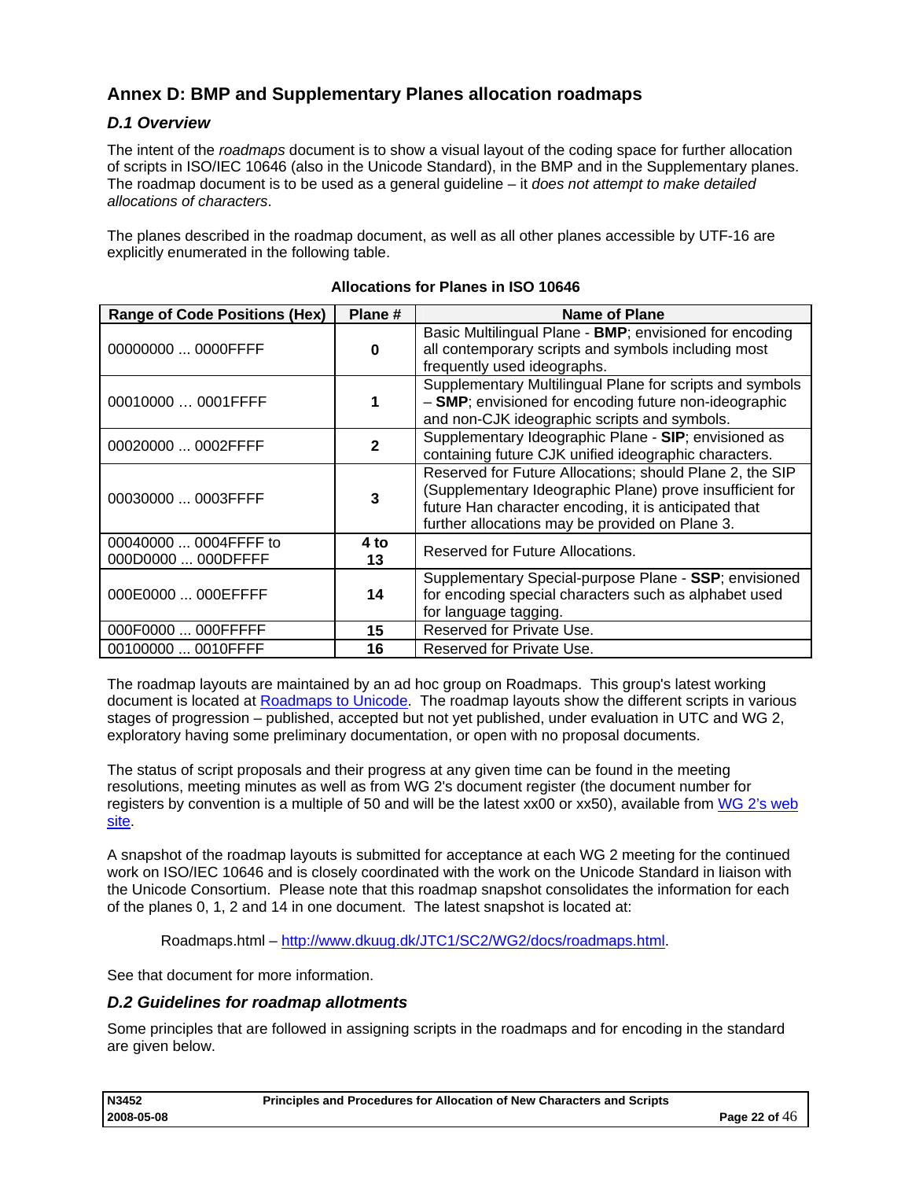## Annex D: BMP and Supplementary Planes allocation roadmaps

### *D.1 Overview*

The intent of the *roadmaps* document is to show a visual layout of the coding space for further allocation of scripts in ISO/IEC 10646 (also in the Unicode Standard), in the BMP and in the Supplementary planes. The roadmap document is to be used as a general guideline – it *does not attempt to make detailed allocations of characters*.

The planes described in the roadmap document, as well as all other planes accessible by UTF-16 are explicitly enumerated in the following table.

**Allocations for Planes in ISO 10646**

| Range of Code Positions (Hex) | Plane # | Name of Plane |
|---|---|---|
| 00000000 ... 0000FFFF | **0** | Basic Multilingual Plane - **BMP**; envisioned for encoding all contemporary scripts and symbols including most frequently used ideographs. |
| 00010000 … 0001FFFF | **1** | Supplementary Multilingual Plane for scripts and symbols – **SMP**; envisioned for encoding future non-ideographic and non-CJK ideographic scripts and symbols. |
| 00020000 ... 0002FFFF | **2** | Supplementary Ideographic Plane - **SIP**; envisioned as containing future CJK unified ideographic characters. |
| 00030000 ... 0003FFFF | **3** | Reserved for Future Allocations; should Plane 2, the SIP (Supplementary Ideographic Plane) prove insufficient for future Han character encoding, it is anticipated that further allocations may be provided on Plane 3. |
| 00040000 ... 0004FFFF to 000D0000 ... 000DFFFF | **4 to 13** | Reserved for Future Allocations. |
| 000E0000 ... 000EFFFF | **14** | Supplementary Special-purpose Plane - **SSP**; envisioned for encoding special characters such as alphabet used for language tagging. |
| 000F0000 ... 000FFFFF | **15** | Reserved for Private Use. |
| 00100000 ... 0010FFFF | **16** | Reserved for Private Use. |

The roadmap layouts are maintained by an ad hoc group on Roadmaps. This group's latest working document is located at Roadmaps to Unicode. The roadmap layouts show the different scripts in various stages of progression – published, accepted but not yet published, under evaluation in UTC and WG 2, exploratory having some preliminary documentation, or open with no proposal documents.

The status of script proposals and their progress at any given time can be found in the meeting resolutions, meeting minutes as well as from WG 2's document register (the document number for registers by convention is a multiple of 50 and will be the latest xx00 or xx50), available from WG 2's web site.

A snapshot of the roadmap layouts is submitted for acceptance at each WG 2 meeting for the continued work on ISO/IEC 10646 and is closely coordinated with the work on the Unicode Standard in liaison with the Unicode Consortium. Please note that this roadmap snapshot consolidates the information for each of the planes 0, 1, 2 and 14 in one document. The latest snapshot is located at:

> Roadmaps.html – http://www.dkuug.dk/JTC1/SC2/WG2/docs/roadmaps.html.

See that document for more information.

### *D.2 Guidelines for roadmap allotments*

Some principles that are followed in assigning scripts in the roadmaps and for encoding in the standard are given below.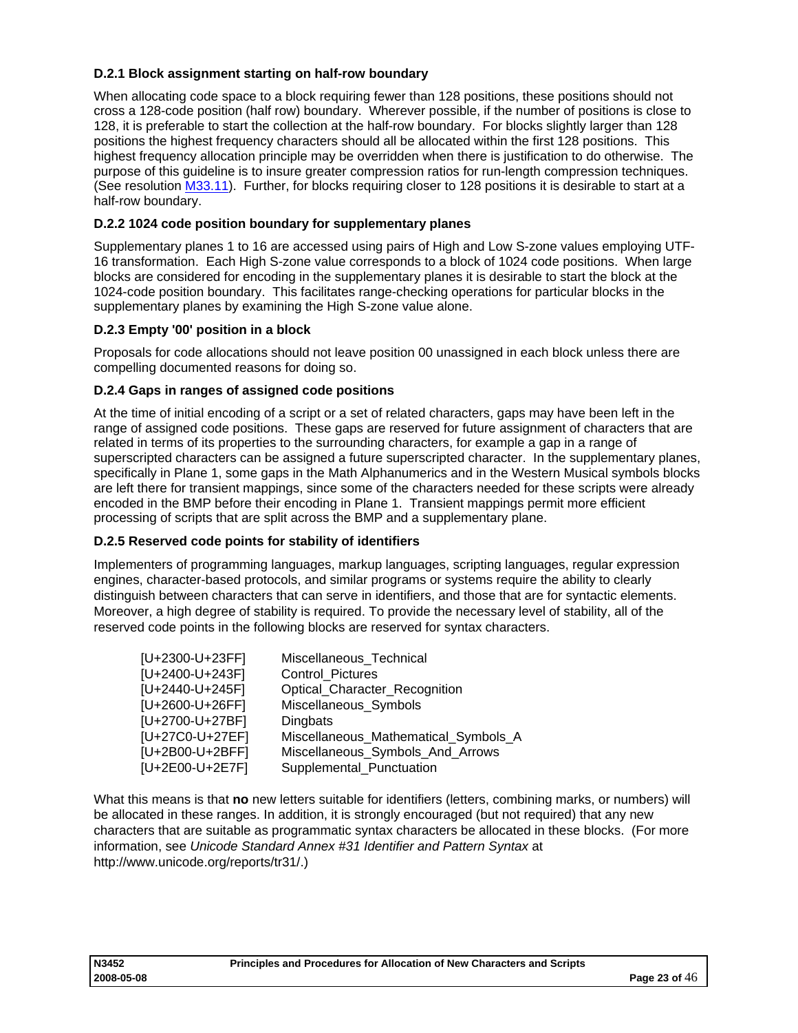### D.2.1 Block assignment starting on half-row boundary

When allocating code space to a block requiring fewer than 128 positions, these positions should not cross a 128-code position (half row) boundary. Wherever possible, if the number of positions is close to 128, it is preferable to start the collection at the half-row boundary. For blocks slightly larger than 128 positions the highest frequency characters should all be allocated within the first 128 positions. This highest frequency allocation principle may be overridden when there is justification to do otherwise. The purpose of this guideline is to insure greater compression ratios for run-length compression techniques. (See resolution M33.11). Further, for blocks requiring closer to 128 positions it is desirable to start at a half-row boundary.

### D.2.2 1024 code position boundary for supplementary planes

Supplementary planes 1 to 16 are accessed using pairs of High and Low S-zone values employing UTF-16 transformation. Each High S-zone value corresponds to a block of 1024 code positions. When large blocks are considered for encoding in the supplementary planes it is desirable to start the block at the 1024-code position boundary. This facilitates range-checking operations for particular blocks in the supplementary planes by examining the High S-zone value alone.

### D.2.3 Empty '00' position in a block

Proposals for code allocations should not leave position 00 unassigned in each block unless there are compelling documented reasons for doing so.

### D.2.4 Gaps in ranges of assigned code positions

At the time of initial encoding of a script or a set of related characters, gaps may have been left in the range of assigned code positions. These gaps are reserved for future assignment of characters that are related in terms of its properties to the surrounding characters, for example a gap in a range of superscripted characters can be assigned a future superscripted character. In the supplementary planes, specifically in Plane 1, some gaps in the Math Alphanumerics and in the Western Musical symbols blocks are left there for transient mappings, since some of the characters needed for these scripts were already encoded in the BMP before their encoding in Plane 1. Transient mappings permit more efficient processing of scripts that are split across the BMP and a supplementary plane.

### D.2.5 Reserved code points for stability of identifiers

Implementers of programming languages, markup languages, scripting languages, regular expression engines, character-based protocols, and similar programs or systems require the ability to clearly distinguish between characters that can serve in identifiers, and those that are for syntactic elements. Moreover, a high degree of stability is required. To provide the necessary level of stability, all of the reserved code points in the following blocks are reserved for syntax characters.

| | |
|---|---|
| [U+2300-U+23FF] | Miscellaneous_Technical |
| [U+2400-U+243F] | Control_Pictures |
| [U+2440-U+245F] | Optical_Character_Recognition |
| [U+2600-U+26FF] | Miscellaneous_Symbols |
| [U+2700-U+27BF] | Dingbats |
| [U+27C0-U+27EF] | Miscellaneous_Mathematical_Symbols_A |
| [U+2B00-U+2BFF] | Miscellaneous_Symbols_And_Arrows |
| [U+2E00-U+2E7F] | Supplemental_Punctuation |

What this means is that **no** new letters suitable for identifiers (letters, combining marks, or numbers) will be allocated in these ranges. In addition, it is strongly encouraged (but not required) that any new characters that are suitable as programmatic syntax characters be allocated in these blocks. (For more information, see *Unicode Standard Annex #31 Identifier and Pattern Syntax* at http://www.unicode.org/reports/tr31/.)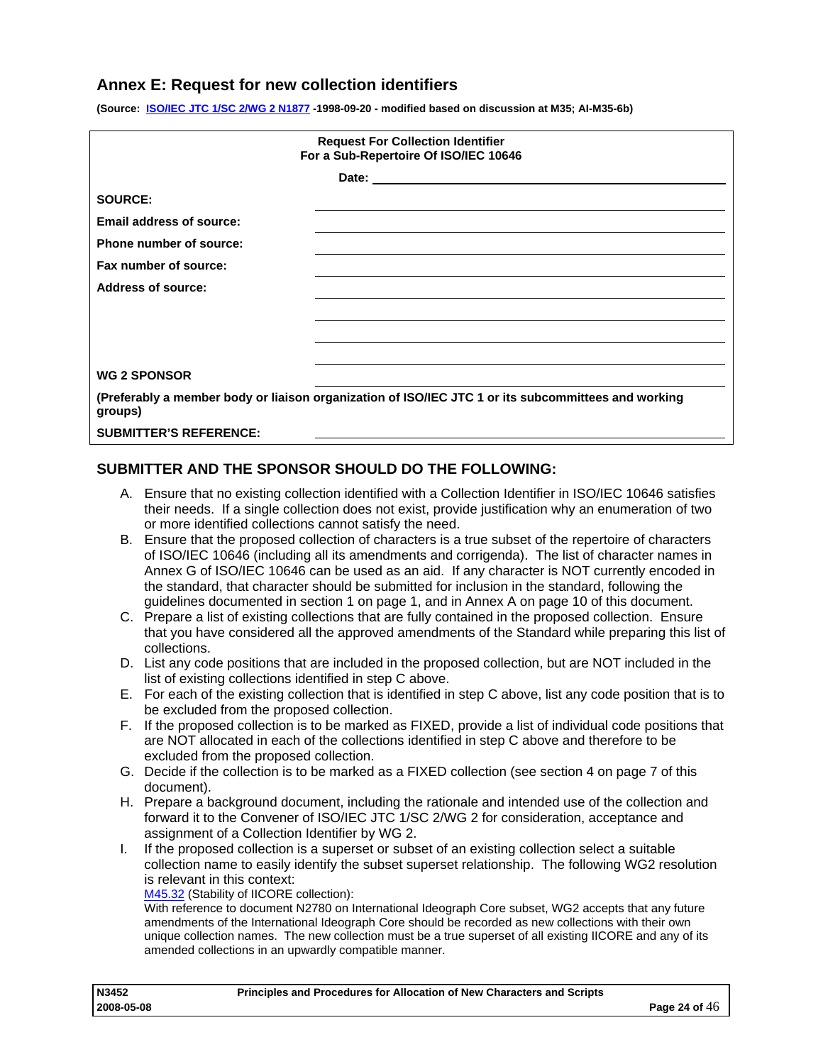## Annex E: Request for new collection identifiers

**(Source: [ISO/IEC JTC 1/SC 2/WG 2 N1877](ISO/IEC JTC 1/SC 2/WG 2 N1877) -1998-09-20 - modified based on discussion at M35; AI-M35-6b)**

**Request For Collection Identifier**
**For a Sub-Repertoire Of ISO/IEC 10646**

**Date:** ______________________________

| | |
|---|---|
| **SOURCE:** | ______________________________ |
| **Email address of source:** | ______________________________ |
| **Phone number of source:** | ______________________________ |
| **Fax number of source:** | ______________________________ |
| **Address of source:** | ______________________________ |
| | ______________________________ |
| | ______________________________ |
| | ______________________________ |
| **WG 2 SPONSOR** | ______________________________ |

**(Preferably a member body or liaison organization of ISO/IEC JTC 1 or its subcommittees and working groups)**

**SUBMITTER'S REFERENCE:** ______________________________

### SUBMITTER AND THE SPONSOR SHOULD DO THE FOLLOWING:

A. Ensure that no existing collection identified with a Collection Identifier in ISO/IEC 10646 satisfies their needs. If a single collection does not exist, provide justification why an enumeration of two or more identified collections cannot satisfy the need.

B. Ensure that the proposed collection of characters is a true subset of the repertoire of characters of ISO/IEC 10646 (including all its amendments and corrigenda). The list of character names in Annex G of ISO/IEC 10646 can be used as an aid. If any character is NOT currently encoded in the standard, that character should be submitted for inclusion in the standard, following the guidelines documented in section 1 on page 1, and in Annex A on page 10 of this document.

C. Prepare a list of existing collections that are fully contained in the proposed collection. Ensure that you have considered all the approved amendments of the Standard while preparing this list of collections.

D. List any code positions that are included in the proposed collection, but are NOT included in the list of existing collections identified in step C above.

E. For each of the existing collection that is identified in step C above, list any code position that is to be excluded from the proposed collection.

F. If the proposed collection is to be marked as FIXED, provide a list of individual code positions that are NOT allocated in each of the collections identified in step C above and therefore to be excluded from the proposed collection.

G. Decide if the collection is to be marked as a FIXED collection (see section 4 on page 7 of this document).

H. Prepare a background document, including the rationale and intended use of the collection and forward it to the Convener of ISO/IEC JTC 1/SC 2/WG 2 for consideration, acceptance and assignment of a Collection Identifier by WG 2.

I. If the proposed collection is a superset or subset of an existing collection select a suitable collection name to easily identify the subset superset relationship. The following WG2 resolution is relevant in this context:

   M45.32 (Stability of IICORE collection):
   With reference to document N2780 on International Ideograph Core subset, WG2 accepts that any future amendments of the International Ideograph Core should be recorded as new collections with their own unique collection names. The new collection must be a true superset of all existing IICORE and any of its amended collections in an upwardly compatible manner.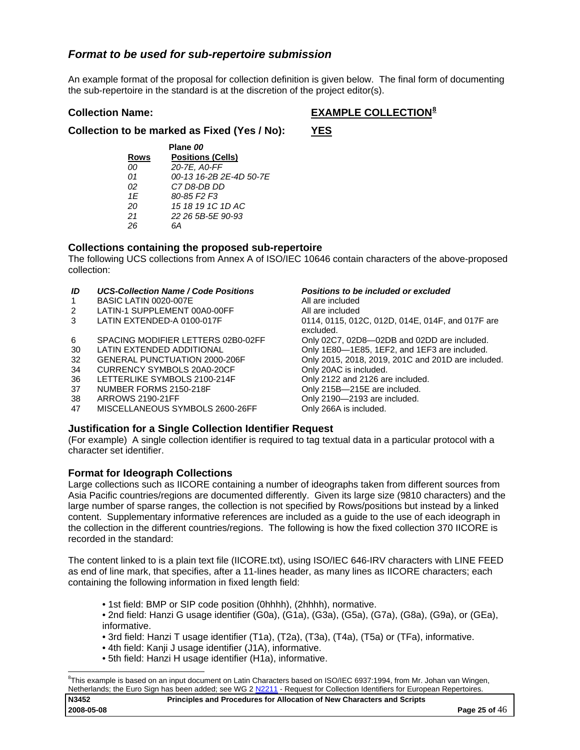## *Format to be used for sub-repertoire submission*

An example format of the proposal for collection definition is given below. The final form of documenting the sub-repertoire in the standard is at the discretion of the project editor(s).

**Collection Name:** **EXAMPLE COLLECTION**[8]

**Collection to be marked as Fixed (Yes / No):** **YES**

| | **Plane *00*** |
|---|---|
| **Rows** | **Positions (Cells)** |
| *00* | *20-7E, A0-FF* |
| *01* | *00-13 16-2B 2E-4D 50-7E* |
| *02* | *C7 D8-DB DD* |
| *1E* | *80-85 F2 F3* |
| *20* | *15 18 19 1C 1D AC* |
| *21* | *22 26 5B-5E 90-93* |
| *26* | *6A* |

### Collections containing the proposed sub-repertoire

The following UCS collections from Annex A of ISO/IEC 10646 contain characters of the above-proposed collection:

| *ID* | *UCS-Collection Name / Code Positions* | *Positions to be included or excluded* |
|---|---|---|
| 1 | BASIC LATIN 0020-007E | All are included |
| 2 | LATIN-1 SUPPLEMENT 00A0-00FF | All are included |
| 3 | LATIN EXTENDED-A 0100-017F | 0114, 0115, 012C, 012D, 014E, 014F, and 017F are excluded. |
| 6 | SPACING MODIFIER LETTERS 02B0-02FF | Only 02C7, 02D8—02DB and 02DD are included. |
| 30 | LATIN EXTENDED ADDITIONAL | Only 1E80—1E85, 1EF2, and 1EF3 are included. |
| 32 | GENERAL PUNCTUATION 2000-206F | Only 2015, 2018, 2019, 201C and 201D are included. |
| 34 | CURRENCY SYMBOLS 20A0-20CF | Only 20AC is included. |
| 36 | LETTERLIKE SYMBOLS 2100-214F | Only 2122 and 2126 are included. |
| 37 | NUMBER FORMS 2150-218F | Only 215B—215E are included. |
| 38 | ARROWS 2190-21FF | Only 2190—2193 are included. |
| 47 | MISCELLANEOUS SYMBOLS 2600-26FF | Only 266A is included. |

### Justification for a Single Collection Identifier Request

(For example) A single collection identifier is required to tag textual data in a particular protocol with a character set identifier.

### Format for Ideograph Collections

Large collections such as IICORE containing a number of ideographs taken from different sources from Asia Pacific countries/regions are documented differently. Given its large size (9810 characters) and the large number of sparse ranges, the collection is not specified by Rows/positions but instead by a linked content. Supplementary informative references are included as a guide to the use of each ideograph in the collection in the different countries/regions. The following is how the fixed collection 370 IICORE is recorded in the standard:

The content linked to is a plain text file (IICORE.txt), using ISO/IEC 646-IRV characters with LINE FEED as end of line mark, that specifies, after a 11-lines header, as many lines as IICORE characters; each containing the following information in fixed length field:

- 1st field: BMP or SIP code position (0hhhh), (2hhhh), normative.
- 2nd field: Hanzi G usage identifier (G0a), (G1a), (G3a), (G5a), (G7a), (G8a), (G9a), or (GEa), informative.
- 3rd field: Hanzi T usage identifier (T1a), (T2a), (T3a), (T4a), (T5a) or (TFa), informative.
- 4th field: Kanji J usage identifier (J1A), informative.
- 5th field: Hanzi H usage identifier (H1a), informative.

---

[8] This example is based on an input document on Latin Characters based on ISO/IEC 6937:1994, from Mr. Johan van Wingen, Netherlands; the Euro Sign has been added; see WG 2 N2211 - Request for Collection Identifiers for European Repertoires.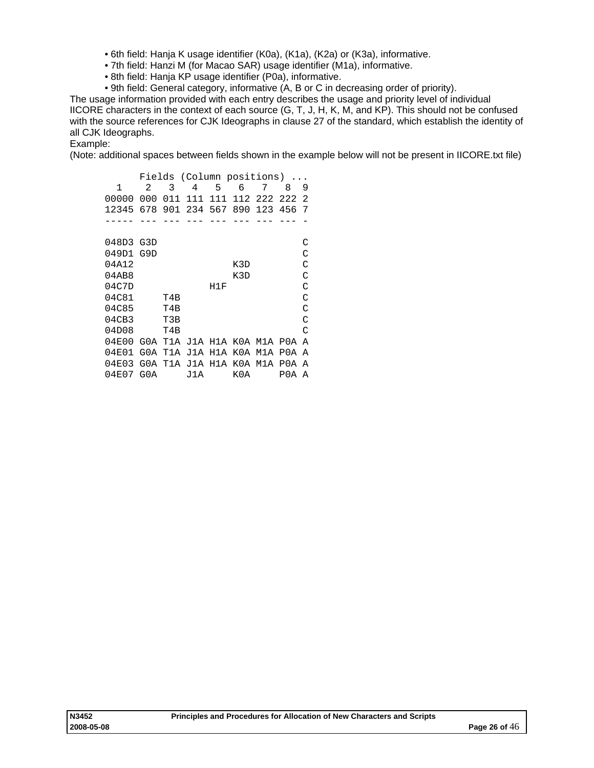- 6th field: Hanja K usage identifier (K0a), (K1a), (K2a) or (K3a), informative.
- 7th field: Hanzi M (for Macao SAR) usage identifier (M1a), informative.
- 8th field: Hanja KP usage identifier (P0a), informative.
- 9th field: General category, informative (A, B or C in decreasing order of priority).

The usage information provided with each entry describes the usage and priority level of individual IICORE characters in the context of each source (G, T, J, H, K, M, and KP). This should not be confused with the source references for CJK Ideographs in clause 27 of the standard, which establish the identity of all CJK Ideographs.

Example:

(Note: additional spaces between fields shown in the example below will not be present in IICORE.txt file)

```
      Fields (Column positions) ...
  1    2   3   4   5   6   7   8  9
00000 000 011 111 111 112 222 222 2
12345 678 901 234 567 890 123 456 7
----- --- --- --- --- --- --- --- -

048D3 G3D                         C
049D1 G9D                         C
04A12                 K3D         C
04AB8                 K3D         C
04C7D             H1F             C
04C81     T4B                     C
04C85     T4B                     C
04CB3     T3B                     C
04D08     T4B                     C
04E00 G0A T1A J1A H1A K0A M1A P0A A
04E01 G0A T1A J1A H1A K0A M1A P0A A
04E03 G0A T1A J1A H1A K0A M1A P0A A
04E07 G0A     J1A     K0A     P0A A
```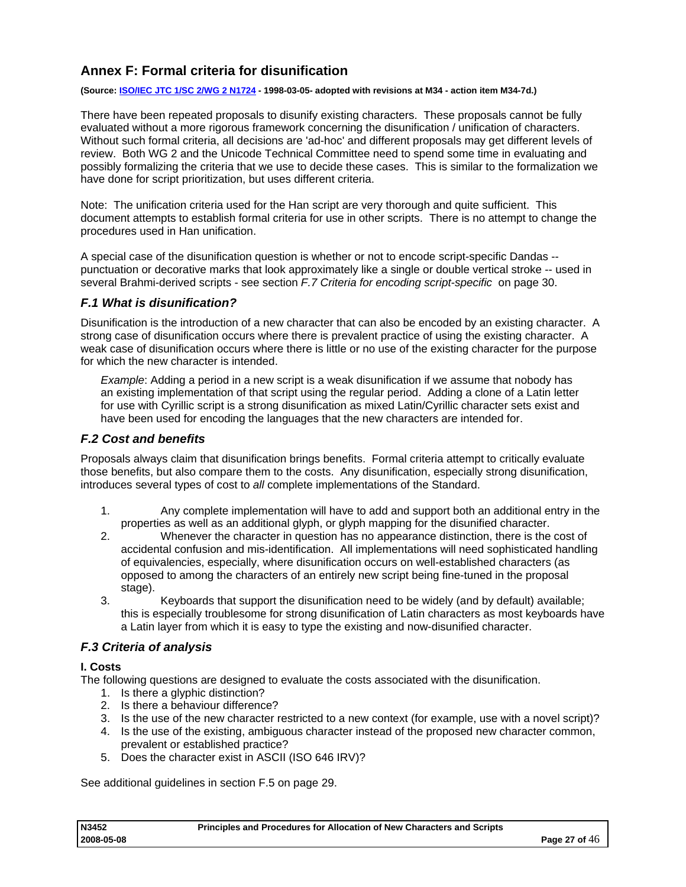## Annex F: Formal criteria for disunification

**(Source: [ISO/IEC JTC 1/SC 2/WG 2 N1724](ISO/IEC JTC 1/SC 2/WG 2 N1724) - 1998-03-05- adopted with revisions at M34 - action item M34-7d.)**

There have been repeated proposals to disunify existing characters. These proposals cannot be fully evaluated without a more rigorous framework concerning the disunification / unification of characters. Without such formal criteria, all decisions are 'ad-hoc' and different proposals may get different levels of review. Both WG 2 and the Unicode Technical Committee need to spend some time in evaluating and possibly formalizing the criteria that we use to decide these cases. This is similar to the formalization we have done for script prioritization, but uses different criteria.

Note: The unification criteria used for the Han script are very thorough and quite sufficient. This document attempts to establish formal criteria for use in other scripts. There is no attempt to change the procedures used in Han unification.

A special case of the disunification question is whether or not to encode script-specific Dandas -- punctuation or decorative marks that look approximately like a single or double vertical stroke -- used in several Brahmi-derived scripts - see section *F.7 Criteria for encoding script-specific* on page 30.

### *F.1 What is disunification?*

Disunification is the introduction of a new character that can also be encoded by an existing character. A strong case of disunification occurs where there is prevalent practice of using the existing character. A weak case of disunification occurs where there is little or no use of the existing character for the purpose for which the new character is intended.

> *Example*: Adding a period in a new script is a weak disunification if we assume that nobody has an existing implementation of that script using the regular period. Adding a clone of a Latin letter for use with Cyrillic script is a strong disunification as mixed Latin/Cyrillic character sets exist and have been used for encoding the languages that the new characters are intended for.

### *F.2 Cost and benefits*

Proposals always claim that disunification brings benefits. Formal criteria attempt to critically evaluate those benefits, but also compare them to the costs. Any disunification, especially strong disunification, introduces several types of cost to *all* complete implementations of the Standard.

1. Any complete implementation will have to add and support both an additional entry in the properties as well as an additional glyph, or glyph mapping for the disunified character.
2. Whenever the character in question has no appearance distinction, there is the cost of accidental confusion and mis-identification. All implementations will need sophisticated handling of equivalencies, especially, where disunification occurs on well-established characters (as opposed to among the characters of an entirely new script being fine-tuned in the proposal stage).
3. Keyboards that support the disunification need to be widely (and by default) available; this is especially troublesome for strong disunification of Latin characters as most keyboards have a Latin layer from which it is easy to type the existing and now-disunified character.

### *F.3 Criteria of analysis*

**I. Costs**

The following questions are designed to evaluate the costs associated with the disunification.

1. Is there a glyphic distinction?
2. Is there a behaviour difference?
3. Is the use of the new character restricted to a new context (for example, use with a novel script)?
4. Is the use of the existing, ambiguous character instead of the proposed new character common, prevalent or established practice?
5. Does the character exist in ASCII (ISO 646 IRV)?

See additional guidelines in section F.5 on page 29.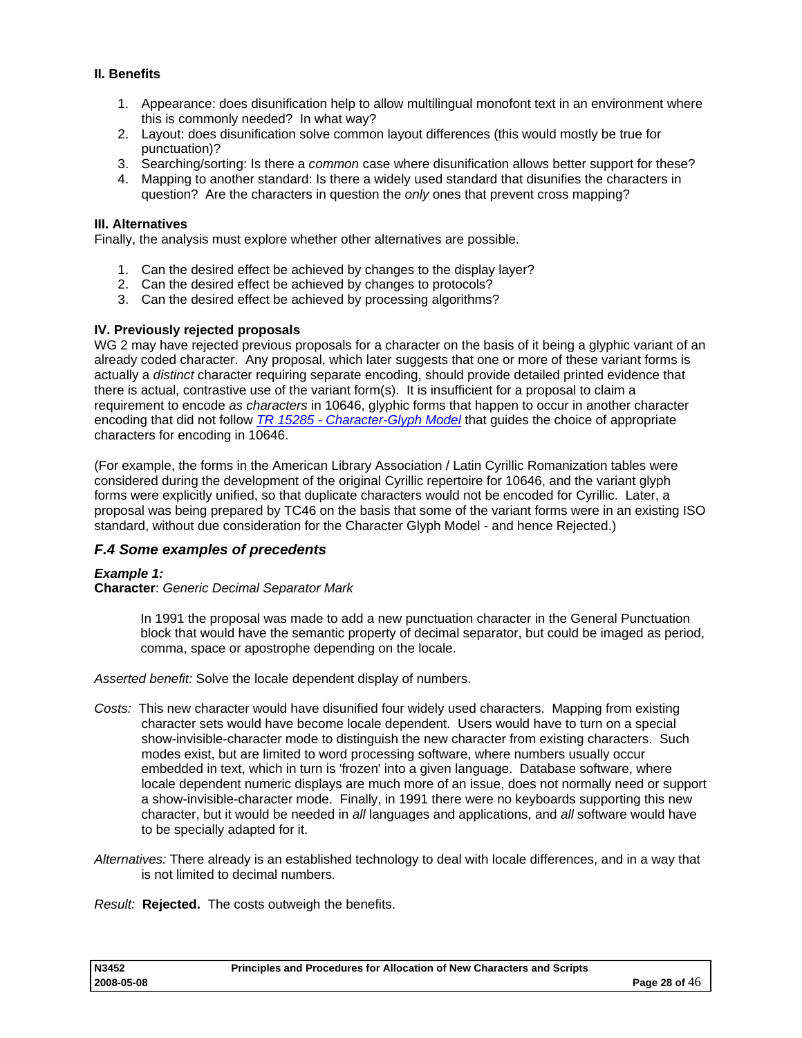**II. Benefits**

1. Appearance: does disunification help to allow multilingual monofont text in an environment where this is commonly needed? In what way?
2. Layout: does disunification solve common layout differences (this would mostly be true for punctuation)?
3. Searching/sorting: Is there a *common* case where disunification allows better support for these?
4. Mapping to another standard: Is there a widely used standard that disunifies the characters in question? Are the characters in question the *only* ones that prevent cross mapping?

**III. Alternatives**

Finally, the analysis must explore whether other alternatives are possible.

1. Can the desired effect be achieved by changes to the display layer?
2. Can the desired effect be achieved by changes to protocols?
3. Can the desired effect be achieved by processing algorithms?

**IV. Previously rejected proposals**

WG 2 may have rejected previous proposals for a character on the basis of it being a glyphic variant of an already coded character. Any proposal, which later suggests that one or more of these variant forms is actually a *distinct* character requiring separate encoding, should provide detailed printed evidence that there is actual, contrastive use of the variant form(s). It is insufficient for a proposal to claim a requirement to encode *as characters* in 10646, glyphic forms that happen to occur in another character encoding that did not follow *TR 15285 - Character-Glyph Model* that guides the choice of appropriate characters for encoding in 10646.

(For example, the forms in the American Library Association / Latin Cyrillic Romanization tables were considered during the development of the original Cyrillic repertoire for 10646, and the variant glyph forms were explicitly unified, so that duplicate characters would not be encoded for Cyrillic. Later, a proposal was being prepared by TC46 on the basis that some of the variant forms were in an existing ISO standard, without due consideration for the Character Glyph Model - and hence Rejected.)

### *F.4 Some examples of precedents*

***Example 1:***

**Character**: *Generic Decimal Separator Mark*

> In 1991 the proposal was made to add a new punctuation character in the General Punctuation block that would have the semantic property of decimal separator, but could be imaged as period, comma, space or apostrophe depending on the locale.

*Asserted benefit:* Solve the locale dependent display of numbers.

*Costs:* This new character would have disunified four widely used characters. Mapping from existing character sets would have become locale dependent. Users would have to turn on a special show-invisible-character mode to distinguish the new character from existing characters. Such modes exist, but are limited to word processing software, where numbers usually occur embedded in text, which in turn is 'frozen' into a given language. Database software, where locale dependent numeric displays are much more of an issue, does not normally need or support a show-invisible-character mode. Finally, in 1991 there were no keyboards supporting this new character, but it would be needed in *all* languages and applications, and *all* software would have to be specially adapted for it.

*Alternatives:* There already is an established technology to deal with locale differences, and in a way that is not limited to decimal numbers.

*Result:* **Rejected.** The costs outweigh the benefits.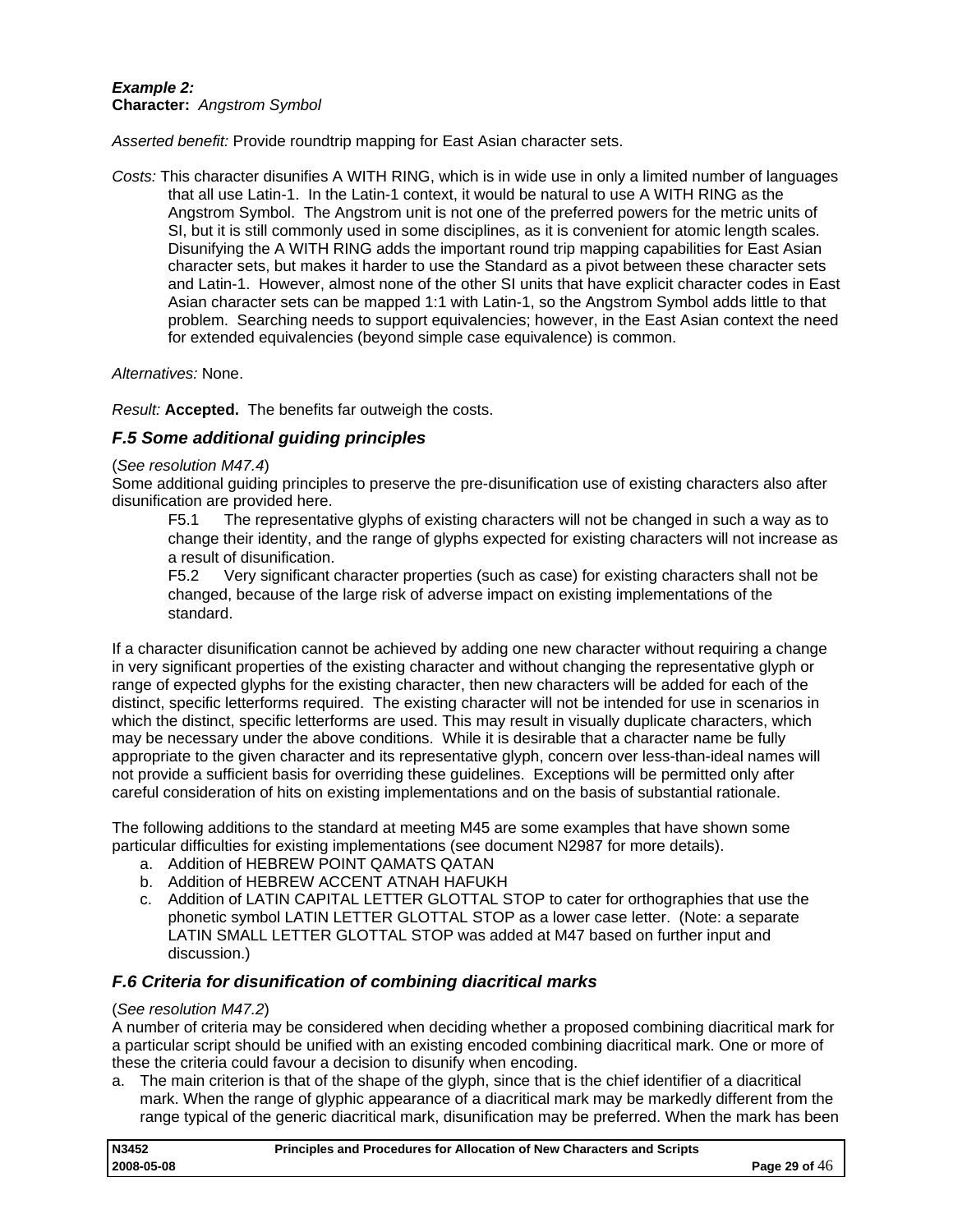***Example 2:***
**Character:** *Angstrom Symbol*

*Asserted benefit:* Provide roundtrip mapping for East Asian character sets.

*Costs:* This character disunifies A WITH RING, which is in wide use in only a limited number of languages that all use Latin-1. In the Latin-1 context, it would be natural to use A WITH RING as the Angstrom Symbol. The Angstrom unit is not one of the preferred powers for the metric units of SI, but it is still commonly used in some disciplines, as it is convenient for atomic length scales. Disunifying the A WITH RING adds the important round trip mapping capabilities for East Asian character sets, but makes it harder to use the Standard as a pivot between these character sets and Latin-1. However, almost none of the other SI units that have explicit character codes in East Asian character sets can be mapped 1:1 with Latin-1, so the Angstrom Symbol adds little to that problem. Searching needs to support equivalencies; however, in the East Asian context the need for extended equivalencies (beyond simple case equivalence) is common.

*Alternatives:* None.

*Result:* **Accepted.** The benefits far outweigh the costs.

### *F.5 Some additional guiding principles*

(*See resolution M47.4*)
Some additional guiding principles to preserve the pre-disunification use of existing characters also after disunification are provided here.

F5.1 The representative glyphs of existing characters will not be changed in such a way as to change their identity, and the range of glyphs expected for existing characters will not increase as a result of disunification.

F5.2 Very significant character properties (such as case) for existing characters shall not be changed, because of the large risk of adverse impact on existing implementations of the standard.

If a character disunification cannot be achieved by adding one new character without requiring a change in very significant properties of the existing character and without changing the representative glyph or range of expected glyphs for the existing character, then new characters will be added for each of the distinct, specific letterforms required. The existing character will not be intended for use in scenarios in which the distinct, specific letterforms are used. This may result in visually duplicate characters, which may be necessary under the above conditions. While it is desirable that a character name be fully appropriate to the given character and its representative glyph, concern over less-than-ideal names will not provide a sufficient basis for overriding these guidelines. Exceptions will be permitted only after careful consideration of hits on existing implementations and on the basis of substantial rationale.

The following additions to the standard at meeting M45 are some examples that have shown some particular difficulties for existing implementations (see document N2987 for more details).

a. Addition of HEBREW POINT QAMATS QATAN
b. Addition of HEBREW ACCENT ATNAH HAFUKH
c. Addition of LATIN CAPITAL LETTER GLOTTAL STOP to cater for orthographies that use the phonetic symbol LATIN LETTER GLOTTAL STOP as a lower case letter. (Note: a separate LATIN SMALL LETTER GLOTTAL STOP was added at M47 based on further input and discussion.)

### *F.6 Criteria for disunification of combining diacritical marks*

(*See resolution M47.2*)
A number of criteria may be considered when deciding whether a proposed combining diacritical mark for a particular script should be unified with an existing encoded combining diacritical mark. One or more of these the criteria could favour a decision to disunify when encoding.

a. The main criterion is that of the shape of the glyph, since that is the chief identifier of a diacritical mark. When the range of glyphic appearance of a diacritical mark may be markedly different from the range typical of the generic diacritical mark, disunification may be preferred. When the mark has been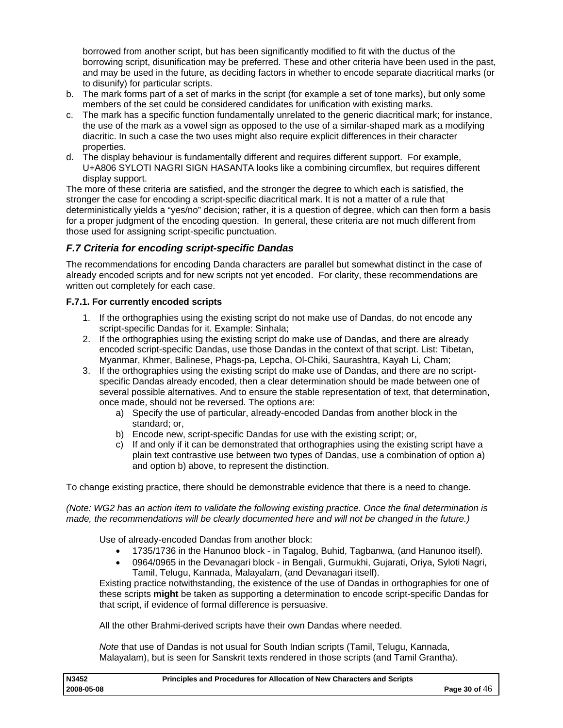borrowed from another script, but has been significantly modified to fit with the ductus of the borrowing script, disunification may be preferred. These and other criteria have been used in the past, and may be used in the future, as deciding factors in whether to encode separate diacritical marks (or to disunify) for particular scripts.

b. The mark forms part of a set of marks in the script (for example a set of tone marks), but only some members of the set could be considered candidates for unification with existing marks.
c. The mark has a specific function fundamentally unrelated to the generic diacritical mark; for instance, the use of the mark as a vowel sign as opposed to the use of a similar-shaped mark as a modifying diacritic. In such a case the two uses might also require explicit differences in their character properties.
d. The display behaviour is fundamentally different and requires different support. For example, U+A806 SYLOTI NAGRI SIGN HASANTA looks like a combining circumflex, but requires different display support.

The more of these criteria are satisfied, and the stronger the degree to which each is satisfied, the stronger the case for encoding a script-specific diacritical mark. It is not a matter of a rule that deterministically yields a "yes/no" decision; rather, it is a question of degree, which can then form a basis for a proper judgment of the encoding question. In general, these criteria are not much different from those used for assigning script-specific punctuation.

## *F.7 Criteria for encoding script-specific Dandas*

The recommendations for encoding Danda characters are parallel but somewhat distinct in the case of already encoded scripts and for new scripts not yet encoded. For clarity, these recommendations are written out completely for each case.

### F.7.1. For currently encoded scripts

1. If the orthographies using the existing script do not make use of Dandas, do not encode any script-specific Dandas for it. Example: Sinhala;
2. If the orthographies using the existing script do make use of Dandas, and there are already encoded script-specific Dandas, use those Dandas in the context of that script. List: Tibetan, Myanmar, Khmer, Balinese, Phags-pa, Lepcha, Ol-Chiki, Saurashtra, Kayah Li, Cham;
3. If the orthographies using the existing script do make use of Dandas, and there are no script-specific Dandas already encoded, then a clear determination should be made between one of several possible alternatives. And to ensure the stable representation of text, that determination, once made, should not be reversed. The options are:
   a) Specify the use of particular, already-encoded Dandas from another block in the standard; or,
   b) Encode new, script-specific Dandas for use with the existing script; or,
   c) If and only if it can be demonstrated that orthographies using the existing script have a plain text contrastive use between two types of Dandas, use a combination of option a) and option b) above, to represent the distinction.

To change existing practice, there should be demonstrable evidence that there is a need to change.

*(Note: WG2 has an action item to validate the following existing practice. Once the final determination is made, the recommendations will be clearly documented here and will not be changed in the future.)*

Use of already-encoded Dandas from another block:

- 1735/1736 in the Hanunoo block - in Tagalog, Buhid, Tagbanwa, (and Hanunoo itself).
- 0964/0965 in the Devanagari block - in Bengali, Gurmukhi, Gujarati, Oriya, Syloti Nagri, Tamil, Telugu, Kannada, Malayalam, (and Devanagari itself).

Existing practice notwithstanding, the existence of the use of Dandas in orthographies for one of these scripts **might** be taken as supporting a determination to encode script-specific Dandas for that script, if evidence of formal difference is persuasive.

All the other Brahmi-derived scripts have their own Dandas where needed.

*Note* that use of Dandas is not usual for South Indian scripts (Tamil, Telugu, Kannada, Malayalam), but is seen for Sanskrit texts rendered in those scripts (and Tamil Grantha).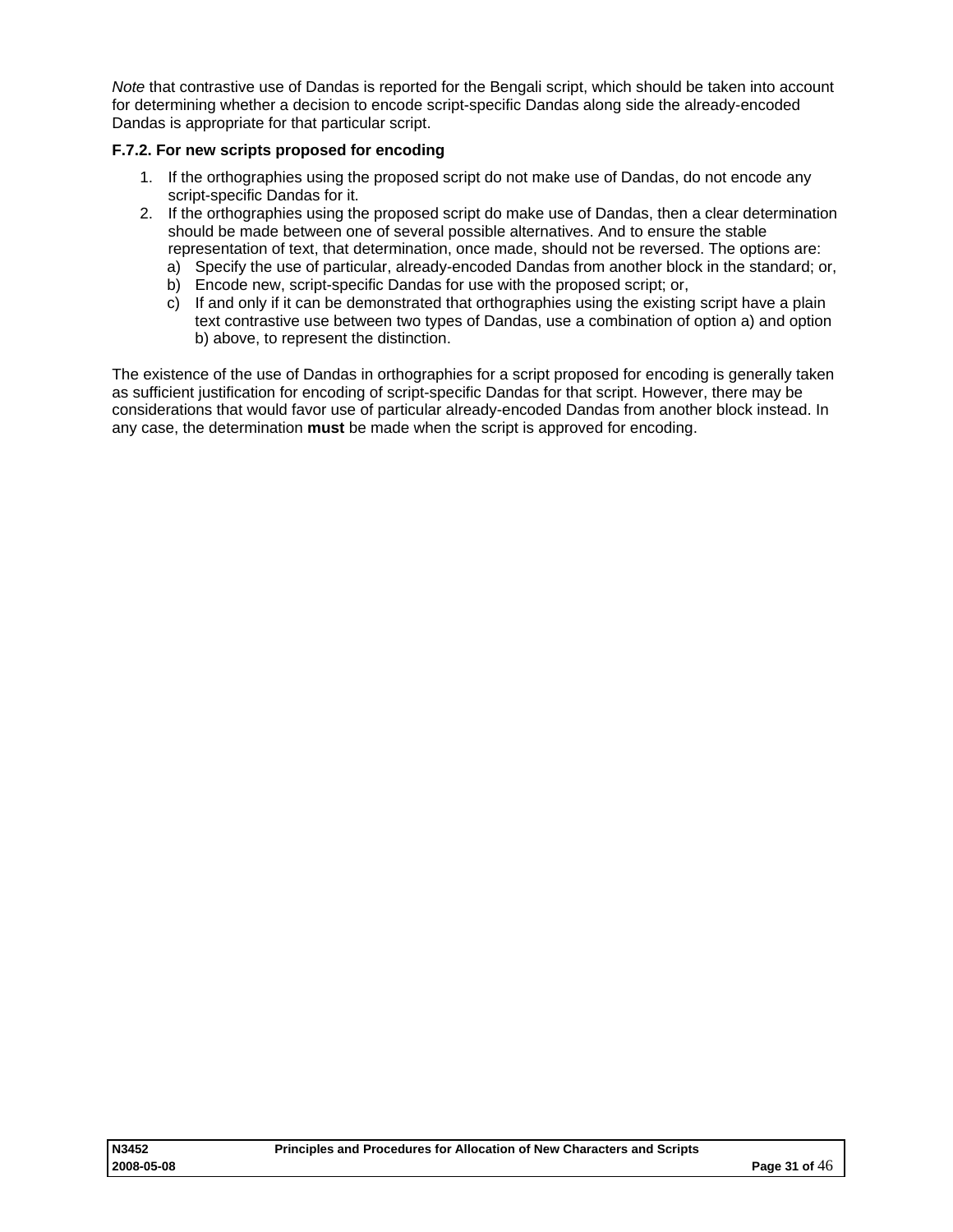*Note* that contrastive use of Dandas is reported for the Bengali script, which should be taken into account for determining whether a decision to encode script-specific Dandas along side the already-encoded Dandas is appropriate for that particular script.

**F.7.2. For new scripts proposed for encoding**

1. If the orthographies using the proposed script do not make use of Dandas, do not encode any script-specific Dandas for it.
2. If the orthographies using the proposed script do make use of Dandas, then a clear determination should be made between one of several possible alternatives. And to ensure the stable representation of text, that determination, once made, should not be reversed. The options are:
   a) Specify the use of particular, already-encoded Dandas from another block in the standard; or,
   b) Encode new, script-specific Dandas for use with the proposed script; or,
   c) If and only if it can be demonstrated that orthographies using the existing script have a plain text contrastive use between two types of Dandas, use a combination of option a) and option b) above, to represent the distinction.

The existence of the use of Dandas in orthographies for a script proposed for encoding is generally taken as sufficient justification for encoding of script-specific Dandas for that script. However, there may be considerations that would favor use of particular already-encoded Dandas from another block instead. In any case, the determination **must** be made when the script is approved for encoding.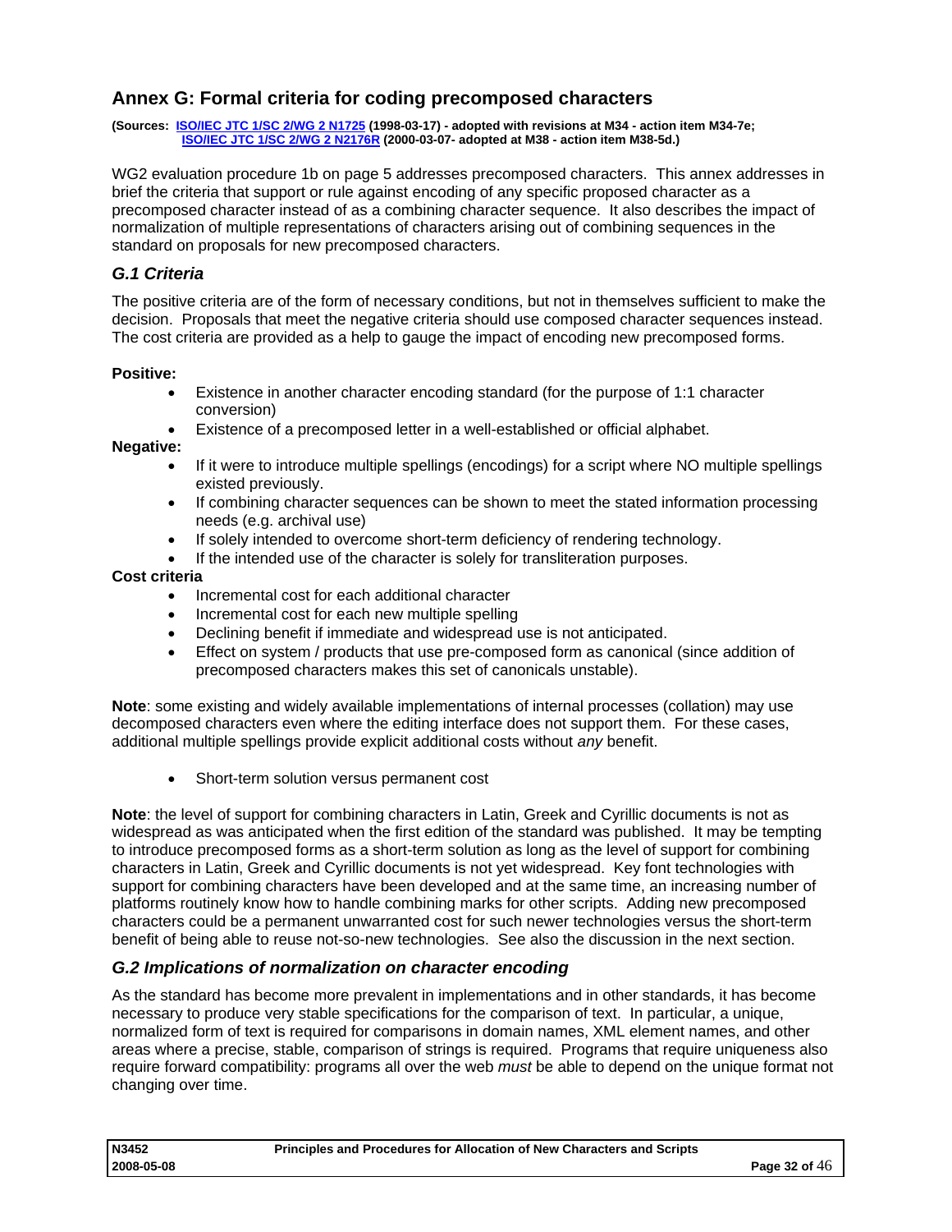## Annex G: Formal criteria for coding precomposed characters

**(Sources: [ISO/IEC JTC 1/SC 2/WG 2 N1725](#) (1998-03-17) - adopted with revisions at M34 - action item M34-7e; [ISO/IEC JTC 1/SC 2/WG 2 N2176R](#) (2000-03-07- adopted at M38 - action item M38-5d.)**

WG2 evaluation procedure 1b on page 5 addresses precomposed characters. This annex addresses in brief the criteria that support or rule against encoding of any specific proposed character as a precomposed character instead of as a combining character sequence. It also describes the impact of normalization of multiple representations of characters arising out of combining sequences in the standard on proposals for new precomposed characters.

### *G.1 Criteria*

The positive criteria are of the form of necessary conditions, but not in themselves sufficient to make the decision. Proposals that meet the negative criteria should use composed character sequences instead. The cost criteria are provided as a help to gauge the impact of encoding new precomposed forms.

**Positive:**

- Existence in another character encoding standard (for the purpose of 1:1 character conversion)
- Existence of a precomposed letter in a well-established or official alphabet.

**Negative:**

- If it were to introduce multiple spellings (encodings) for a script where NO multiple spellings existed previously.
- If combining character sequences can be shown to meet the stated information processing needs (e.g. archival use)
- If solely intended to overcome short-term deficiency of rendering technology.
- If the intended use of the character is solely for transliteration purposes.

**Cost criteria**

- Incremental cost for each additional character
- Incremental cost for each new multiple spelling
- Declining benefit if immediate and widespread use is not anticipated.
- Effect on system / products that use pre-composed form as canonical (since addition of precomposed characters makes this set of canonicals unstable).

**Note**: some existing and widely available implementations of internal processes (collation) may use decomposed characters even where the editing interface does not support them. For these cases, additional multiple spellings provide explicit additional costs without *any* benefit.

- Short-term solution versus permanent cost

**Note**: the level of support for combining characters in Latin, Greek and Cyrillic documents is not as widespread as was anticipated when the first edition of the standard was published. It may be tempting to introduce precomposed forms as a short-term solution as long as the level of support for combining characters in Latin, Greek and Cyrillic documents is not yet widespread. Key font technologies with support for combining characters have been developed and at the same time, an increasing number of platforms routinely know how to handle combining marks for other scripts. Adding new precomposed characters could be a permanent unwarranted cost for such newer technologies versus the short-term benefit of being able to reuse not-so-new technologies. See also the discussion in the next section.

### *G.2 Implications of normalization on character encoding*

As the standard has become more prevalent in implementations and in other standards, it has become necessary to produce very stable specifications for the comparison of text. In particular, a unique, normalized form of text is required for comparisons in domain names, XML element names, and other areas where a precise, stable, comparison of strings is required. Programs that require uniqueness also require forward compatibility: programs all over the web *must* be able to depend on the unique format not changing over time.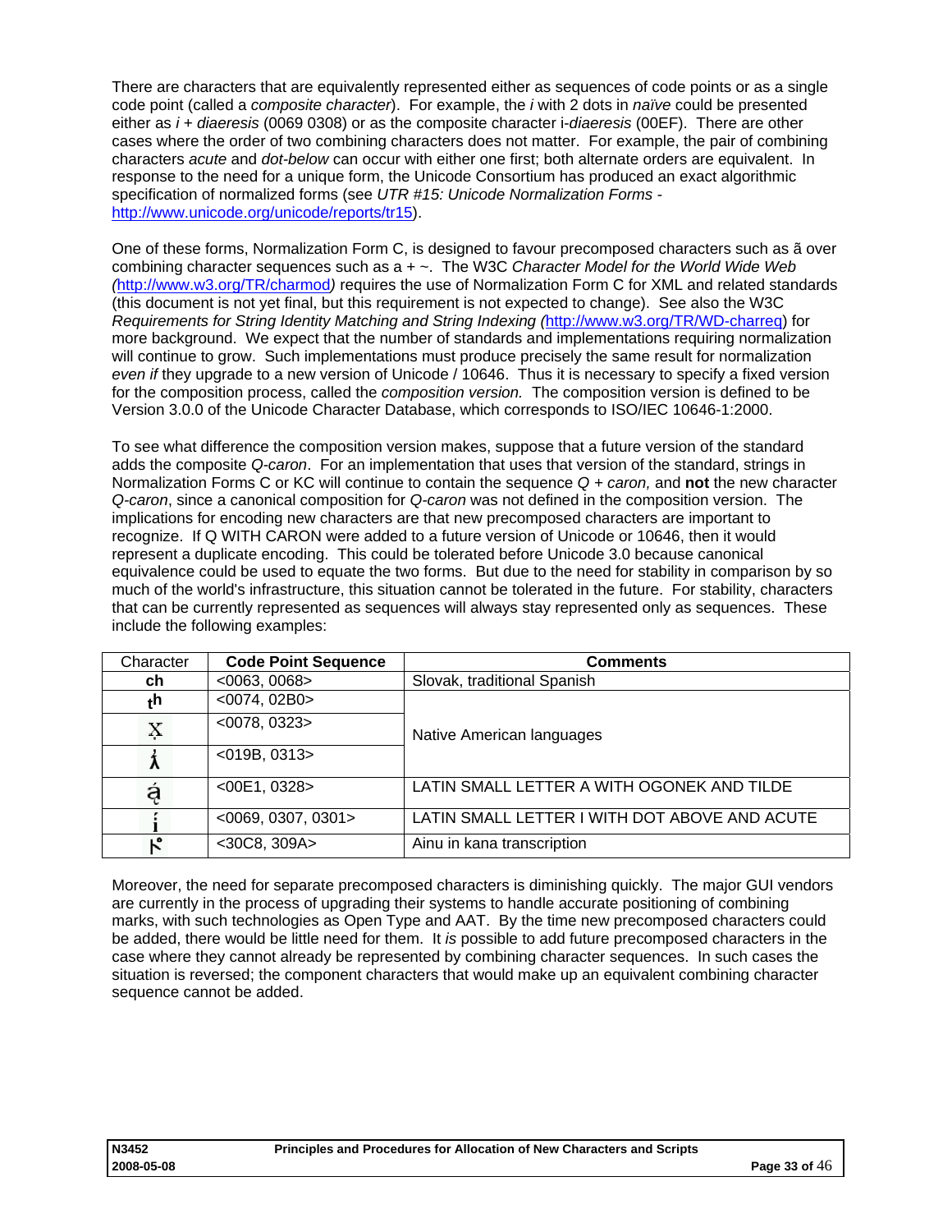There are characters that are equivalently represented either as sequences of code points or as a single code point (called a *composite character*). For example, the *i* with 2 dots in *naïve* could be presented either as *i* + *diaeresis* (0069 0308) or as the composite character i-*diaeresis* (00EF). There are other cases where the order of two combining characters does not matter. For example, the pair of combining characters *acute* and *dot-below* can occur with either one first; both alternate orders are equivalent. In response to the need for a unique form, the Unicode Consortium has produced an exact algorithmic specification of normalized forms (see *UTR #15: Unicode Normalization Forms* - http://www.unicode.org/unicode/reports/tr15).

One of these forms, Normalization Form C, is designed to favour precomposed characters such as ã over combining character sequences such as a + ~. The W3C *Character Model for the World Wide Web (*http://www.w3.org/TR/charmod*)* requires the use of Normalization Form C for XML and related standards (this document is not yet final, but this requirement is not expected to change). See also the W3C *Requirements for String Identity Matching and String Indexing (*http://www.w3.org/TR/WD-charreq) for more background. We expect that the number of standards and implementations requiring normalization will continue to grow. Such implementations must produce precisely the same result for normalization *even if* they upgrade to a new version of Unicode / 10646. Thus it is necessary to specify a fixed version for the composition process, called the *composition version.* The composition version is defined to be Version 3.0.0 of the Unicode Character Database, which corresponds to ISO/IEC 10646-1:2000.

To see what difference the composition version makes, suppose that a future version of the standard adds the composite *Q-caron*. For an implementation that uses that version of the standard, strings in Normalization Forms C or KC will continue to contain the sequence *Q* + *caron,* and **not** the new character *Q-caron*, since a canonical composition for *Q-caron* was not defined in the composition version. The implications for encoding new characters are that new precomposed characters are important to recognize. If Q WITH CARON were added to a future version of Unicode or 10646, then it would represent a duplicate encoding. This could be tolerated before Unicode 3.0 because canonical equivalence could be used to equate the two forms. But due to the need for stability in comparison by so much of the world's infrastructure, this situation cannot be tolerated in the future. For stability, characters that can be currently represented as sequences will always stay represented only as sequences. These include the following examples:

| Character | **Code Point Sequence** | **Comments** |
|---|---|---|
| **ch** | <0063, 0068> | Slovak, traditional Spanish |
| tʰ | <0074, 02B0> | Native American languages |
| x̣ | <0078, 0323> | Native American languages |
| ƛ̓ | <019B, 0313> | Native American languages |
| ą́ | <00E1, 0328> | LATIN SMALL LETTER A WITH OGONEK AND TILDE |
| i̇́ | <0069, 0307, 0301> | LATIN SMALL LETTER I WITH DOT ABOVE AND ACUTE |
| ト゚ | <30C8, 309A> | Ainu in kana transcription |

Moreover, the need for separate precomposed characters is diminishing quickly. The major GUI vendors are currently in the process of upgrading their systems to handle accurate positioning of combining marks, with such technologies as Open Type and AAT. By the time new precomposed characters could be added, there would be little need for them. It *is* possible to add future precomposed characters in the case where they cannot already be represented by combining character sequences. In such cases the situation is reversed; the component characters that would make up an equivalent combining character sequence cannot be added.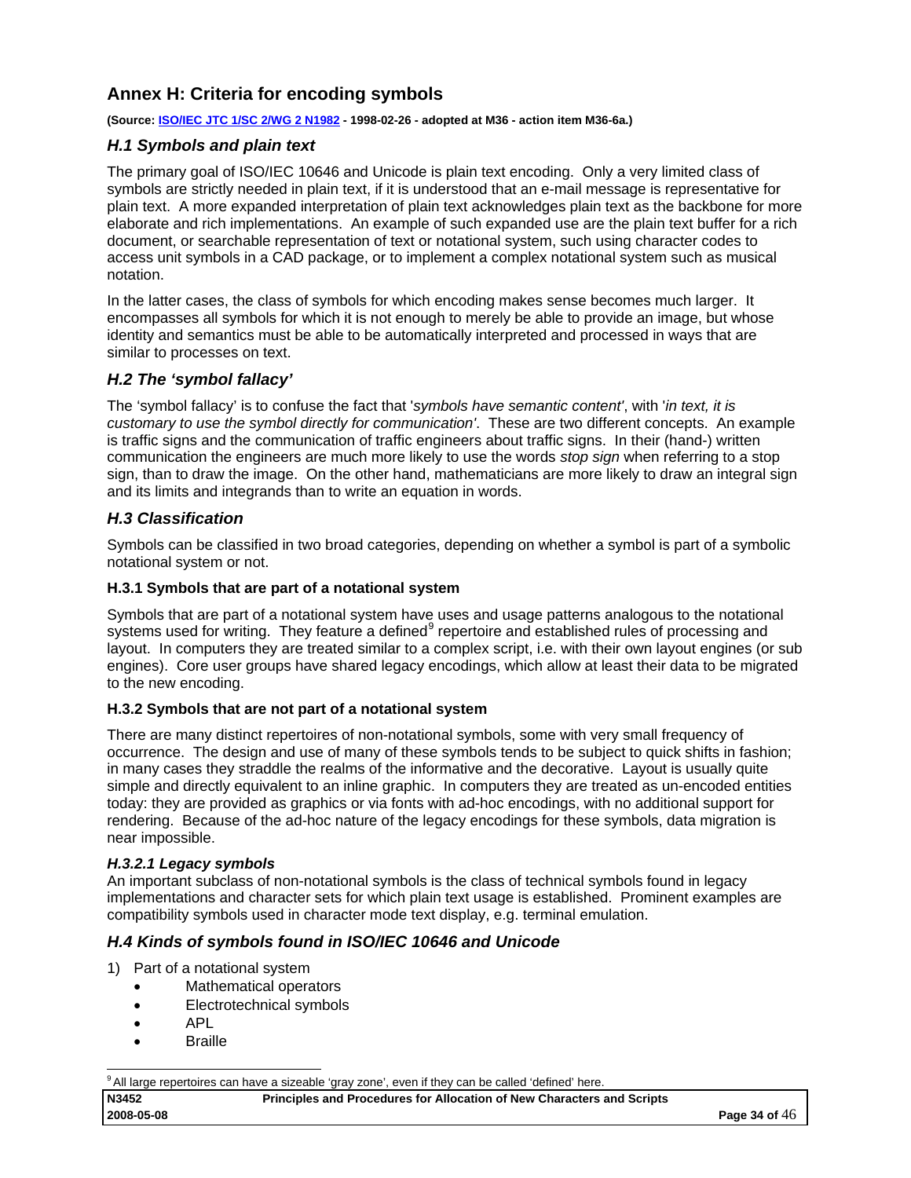## Annex H: Criteria for encoding symbols

**(Source: [ISO/IEC JTC 1/SC 2/WG 2 N1982] - 1998-02-26 - adopted at M36 - action item M36-6a.)**

### *H.1 Symbols and plain text*

The primary goal of ISO/IEC 10646 and Unicode is plain text encoding. Only a very limited class of symbols are strictly needed in plain text, if it is understood that an e-mail message is representative for plain text. A more expanded interpretation of plain text acknowledges plain text as the backbone for more elaborate and rich implementations. An example of such expanded use are the plain text buffer for a rich document, or searchable representation of text or notational system, such using character codes to access unit symbols in a CAD package, or to implement a complex notational system such as musical notation.

In the latter cases, the class of symbols for which encoding makes sense becomes much larger. It encompasses all symbols for which it is not enough to merely be able to provide an image, but whose identity and semantics must be able to be automatically interpreted and processed in ways that are similar to processes on text.

### *H.2 The 'symbol fallacy'*

The 'symbol fallacy' is to confuse the fact that '*symbols have semantic content*', with '*in text, it is customary to use the symbol directly for communication'*. These are two different concepts. An example is traffic signs and the communication of traffic engineers about traffic signs. In their (hand-) written communication the engineers are much more likely to use the words *stop sign* when referring to a stop sign, than to draw the image. On the other hand, mathematicians are more likely to draw an integral sign and its limits and integrands than to write an equation in words.

### *H.3 Classification*

Symbols can be classified in two broad categories, depending on whether a symbol is part of a symbolic notational system or not.

#### H.3.1 Symbols that are part of a notational system

Symbols that are part of a notational system have uses and usage patterns analogous to the notational systems used for writing. They feature a defined[9] repertoire and established rules of processing and layout. In computers they are treated similar to a complex script, i.e. with their own layout engines (or sub engines). Core user groups have shared legacy encodings, which allow at least their data to be migrated to the new encoding.

#### H.3.2 Symbols that are not part of a notational system

There are many distinct repertoires of non-notational symbols, some with very small frequency of occurrence. The design and use of many of these symbols tends to be subject to quick shifts in fashion; in many cases they straddle the realms of the informative and the decorative. Layout is usually quite simple and directly equivalent to an inline graphic. In computers they are treated as un-encoded entities today: they are provided as graphics or via fonts with ad-hoc encodings, with no additional support for rendering. Because of the ad-hoc nature of the legacy encodings for these symbols, data migration is near impossible.

##### *H.3.2.1 Legacy symbols*

An important subclass of non-notational symbols is the class of technical symbols found in legacy implementations and character sets for which plain text usage is established. Prominent examples are compatibility symbols used in character mode text display, e.g. terminal emulation.

### *H.4 Kinds of symbols found in ISO/IEC 10646 and Unicode*

1) Part of a notational system
   - Mathematical operators
   - Electrotechnical symbols
   - APL
   - Braille

[9] All large repertoires can have a sizeable 'gray zone', even if they can be called 'defined' here.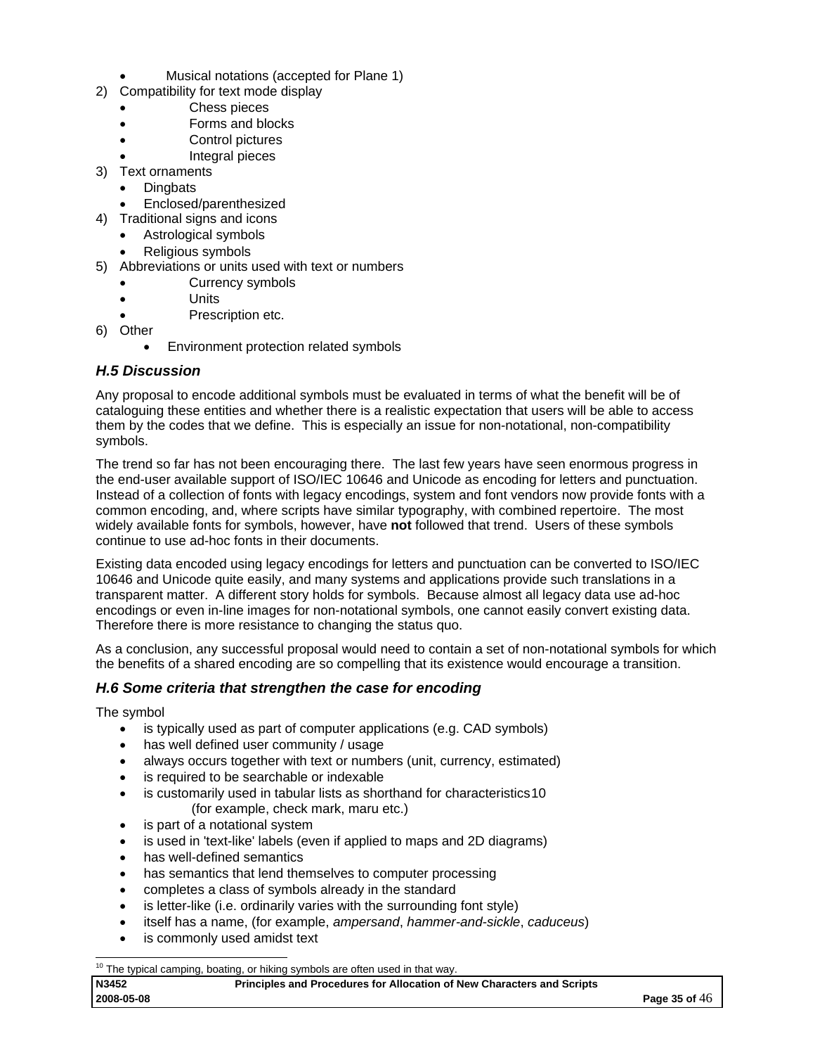- Musical notations (accepted for Plane 1)

2) Compatibility for text mode display
    - Chess pieces
    - Forms and blocks
    - Control pictures
    - Integral pieces
3) Text ornaments
    - Dingbats
    - Enclosed/parenthesized
4) Traditional signs and icons
    - Astrological symbols
    - Religious symbols
5) Abbreviations or units used with text or numbers
    - Currency symbols
    - Units
    - Prescription etc.
6) Other
    - Environment protection related symbols

### *H.5 Discussion*

Any proposal to encode additional symbols must be evaluated in terms of what the benefit will be of cataloguing these entities and whether there is a realistic expectation that users will be able to access them by the codes that we define. This is especially an issue for non-notational, non-compatibility symbols.

The trend so far has not been encouraging there. The last few years have seen enormous progress in the end-user available support of ISO/IEC 10646 and Unicode as encoding for letters and punctuation. Instead of a collection of fonts with legacy encodings, system and font vendors now provide fonts with a common encoding, and, where scripts have similar typography, with combined repertoire. The most widely available fonts for symbols, however, have **not** followed that trend. Users of these symbols continue to use ad-hoc fonts in their documents.

Existing data encoded using legacy encodings for letters and punctuation can be converted to ISO/IEC 10646 and Unicode quite easily, and many systems and applications provide such translations in a transparent matter. A different story holds for symbols. Because almost all legacy data use ad-hoc encodings or even in-line images for non-notational symbols, one cannot easily convert existing data. Therefore there is more resistance to changing the status quo.

As a conclusion, any successful proposal would need to contain a set of non-notational symbols for which the benefits of a shared encoding are so compelling that its existence would encourage a transition.

### *H.6 Some criteria that strengthen the case for encoding*

The symbol

- is typically used as part of computer applications (e.g. CAD symbols)
- has well defined user community / usage
- always occurs together with text or numbers (unit, currency, estimated)
- is required to be searchable or indexable
- is customarily used in tabular lists as shorthand for characteristics[10] (for example, check mark, maru etc.)
- is part of a notational system
- is used in 'text-like' labels (even if applied to maps and 2D diagrams)
- has well-defined semantics
- has semantics that lend themselves to computer processing
- completes a class of symbols already in the standard
- is letter-like (i.e. ordinarily varies with the surrounding font style)
- itself has a name, (for example, *ampersand*, *hammer-and-sickle*, *caduceus*)
- is commonly used amidst text

[10] The typical camping, boating, or hiking symbols are often used in that way.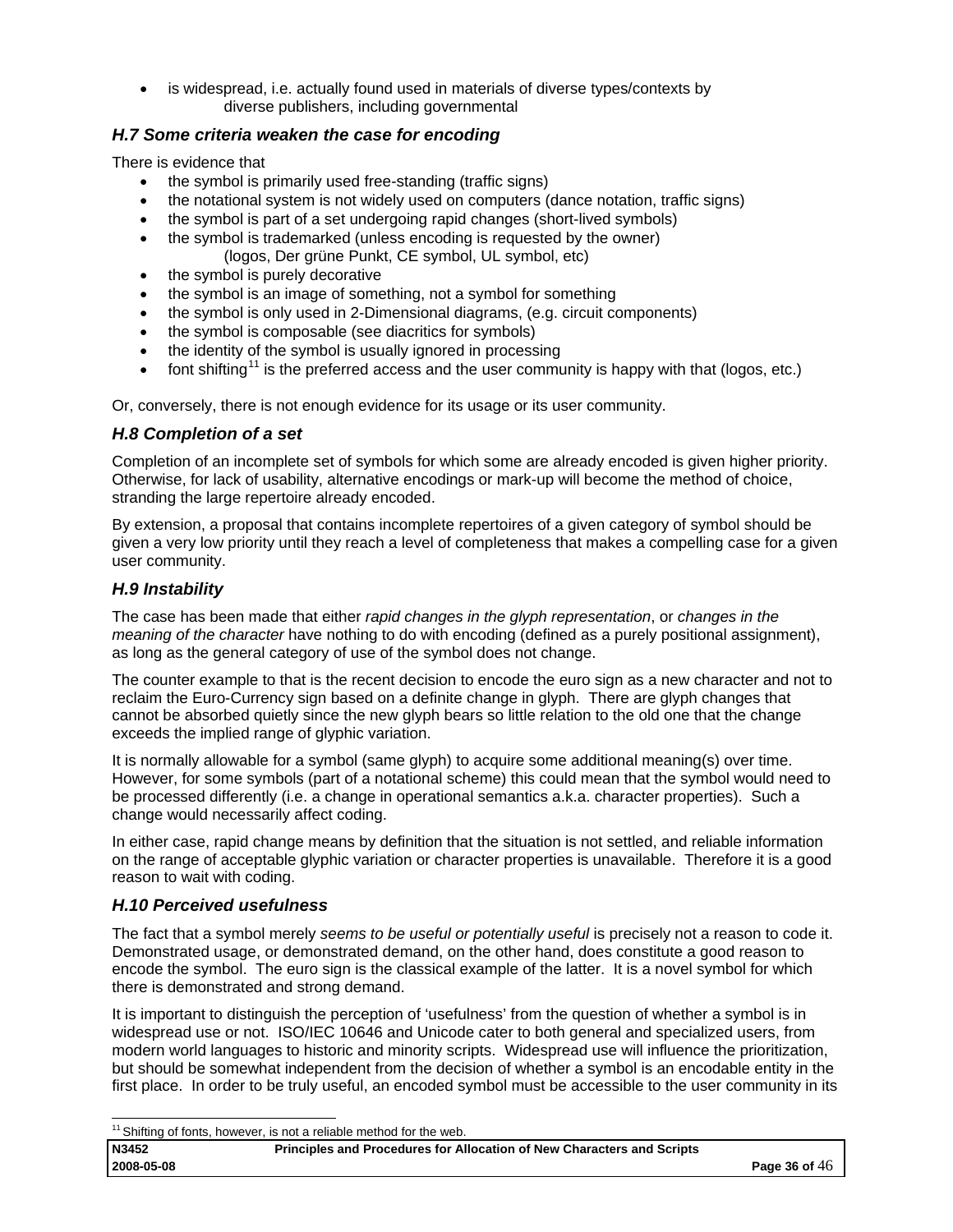- is widespread, i.e. actually found used in materials of diverse types/contexts by diverse publishers, including governmental

### *H.7 Some criteria weaken the case for encoding*

There is evidence that

- the symbol is primarily used free-standing (traffic signs)
- the notational system is not widely used on computers (dance notation, traffic signs)
- the symbol is part of a set undergoing rapid changes (short-lived symbols)
- the symbol is trademarked (unless encoding is requested by the owner) (logos, Der grüne Punkt, CE symbol, UL symbol, etc)
- the symbol is purely decorative
- the symbol is an image of something, not a symbol for something
- the symbol is only used in 2-Dimensional diagrams, (e.g. circuit components)
- the symbol is composable (see diacritics for symbols)
- the identity of the symbol is usually ignored in processing
- font shifting[11] is the preferred access and the user community is happy with that (logos, etc.)

Or, conversely, there is not enough evidence for its usage or its user community.

### *H.8 Completion of a set*

Completion of an incomplete set of symbols for which some are already encoded is given higher priority. Otherwise, for lack of usability, alternative encodings or mark-up will become the method of choice, stranding the large repertoire already encoded.

By extension, a proposal that contains incomplete repertoires of a given category of symbol should be given a very low priority until they reach a level of completeness that makes a compelling case for a given user community.

### *H.9 Instability*

The case has been made that either *rapid changes in the glyph representation*, or *changes in the meaning of the character* have nothing to do with encoding (defined as a purely positional assignment), as long as the general category of use of the symbol does not change.

The counter example to that is the recent decision to encode the euro sign as a new character and not to reclaim the Euro-Currency sign based on a definite change in glyph. There are glyph changes that cannot be absorbed quietly since the new glyph bears so little relation to the old one that the change exceeds the implied range of glyphic variation.

It is normally allowable for a symbol (same glyph) to acquire some additional meaning(s) over time. However, for some symbols (part of a notational scheme) this could mean that the symbol would need to be processed differently (i.e. a change in operational semantics a.k.a. character properties). Such a change would necessarily affect coding.

In either case, rapid change means by definition that the situation is not settled, and reliable information on the range of acceptable glyphic variation or character properties is unavailable. Therefore it is a good reason to wait with coding.

### *H.10 Perceived usefulness*

The fact that a symbol merely *seems to be useful or potentially useful* is precisely not a reason to code it. Demonstrated usage, or demonstrated demand, on the other hand, does constitute a good reason to encode the symbol. The euro sign is the classical example of the latter. It is a novel symbol for which there is demonstrated and strong demand.

It is important to distinguish the perception of 'usefulness' from the question of whether a symbol is in widespread use or not. ISO/IEC 10646 and Unicode cater to both general and specialized users, from modern world languages to historic and minority scripts. Widespread use will influence the prioritization, but should be somewhat independent from the decision of whether a symbol is an encodable entity in the first place. In order to be truly useful, an encoded symbol must be accessible to the user community in its

[11] Shifting of fonts, however, is not a reliable method for the web.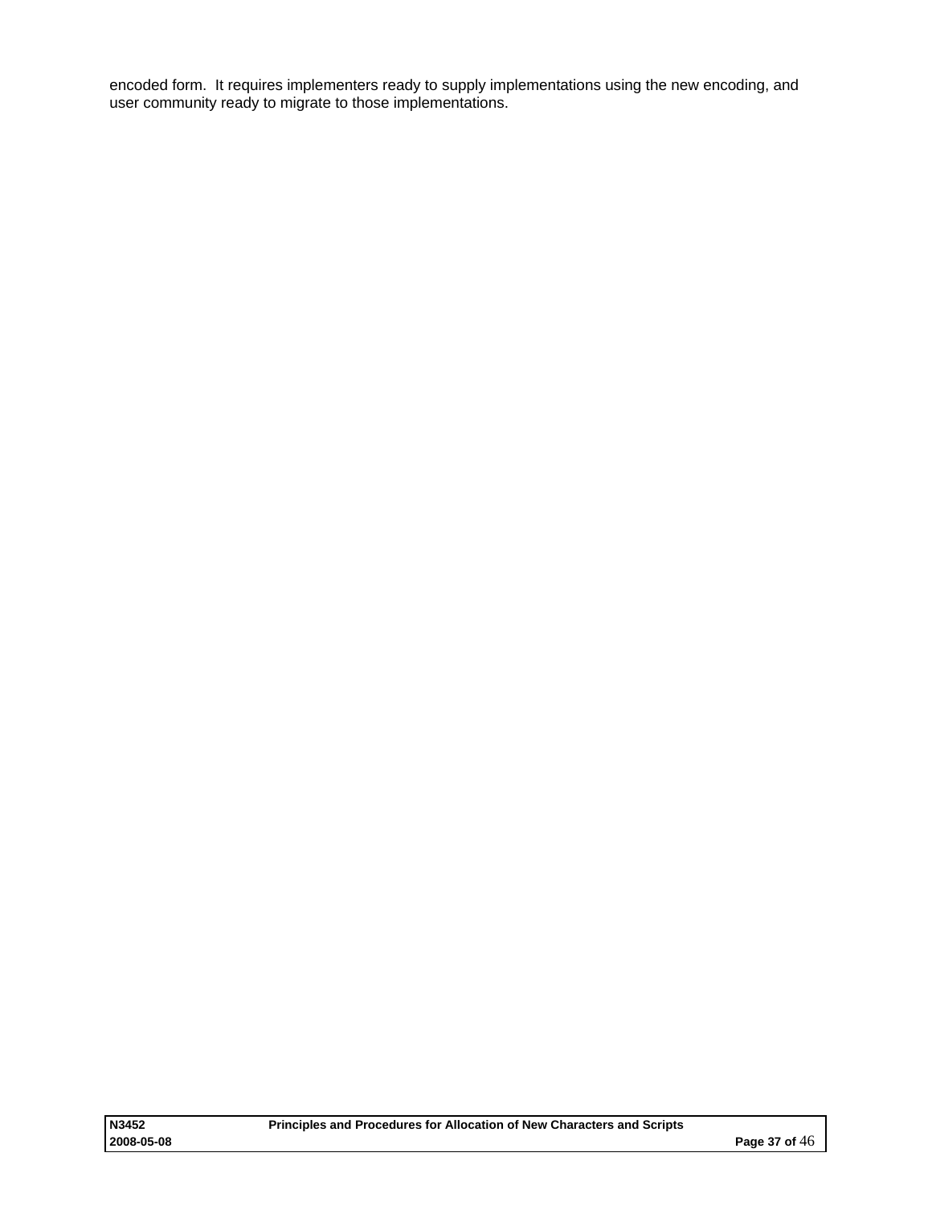encoded form. It requires implementers ready to supply implementations using the new encoding, and user community ready to migrate to those implementations.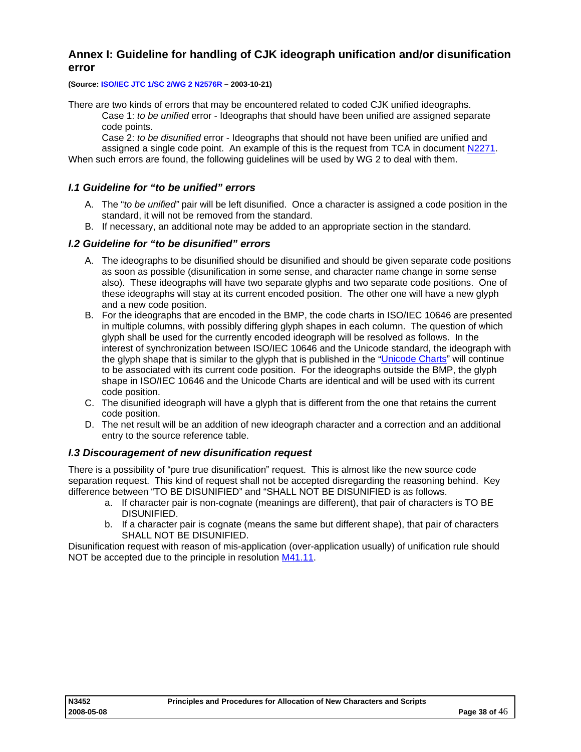## Annex I: Guideline for handling of CJK ideograph unification and/or disunification error

**(Source: ISO/IEC JTC 1/SC 2/WG 2 N2576R – 2003-10-21)**

There are two kinds of errors that may be encountered related to coded CJK unified ideographs.

Case 1: *to be unified* error - Ideographs that should have been unified are assigned separate code points.

Case 2: *to be disunified* error - Ideographs that should not have been unified are unified and assigned a single code point. An example of this is the request from TCA in document N2271.

When such errors are found, the following guidelines will be used by WG 2 to deal with them.

### *I.1 Guideline for "to be unified" errors*

A. The "*to be unified"* pair will be left disunified. Once a character is assigned a code position in the standard, it will not be removed from the standard.

B. If necessary, an additional note may be added to an appropriate section in the standard.

### *I.2 Guideline for "to be disunified" errors*

A. The ideographs to be disunified should be disunified and should be given separate code positions as soon as possible (disunification in some sense, and character name change in some sense also). These ideographs will have two separate glyphs and two separate code positions. One of these ideographs will stay at its current encoded position. The other one will have a new glyph and a new code position.

B. For the ideographs that are encoded in the BMP, the code charts in ISO/IEC 10646 are presented in multiple columns, with possibly differing glyph shapes in each column. The question of which glyph shall be used for the currently encoded ideograph will be resolved as follows. In the interest of synchronization between ISO/IEC 10646 and the Unicode standard, the ideograph with the glyph shape that is similar to the glyph that is published in the "Unicode Charts" will continue to be associated with its current code position. For the ideographs outside the BMP, the glyph shape in ISO/IEC 10646 and the Unicode Charts are identical and will be used with its current code position.

C. The disunified ideograph will have a glyph that is different from the one that retains the current code position.

D. The net result will be an addition of new ideograph character and a correction and an additional entry to the source reference table.

### *I.3 Discouragement of new disunification request*

There is a possibility of "pure true disunification" request. This is almost like the new source code separation request. This kind of request shall not be accepted disregarding the reasoning behind. Key difference between "TO BE DISUNIFIED" and "SHALL NOT BE DISUNIFIED is as follows.

a. If character pair is non-cognate (meanings are different), that pair of characters is TO BE DISUNIFIED.

b. If a character pair is cognate (means the same but different shape), that pair of characters SHALL NOT BE DISUNIFIED.

Disunification request with reason of mis-application (over-application usually) of unification rule should NOT be accepted due to the principle in resolution M41.11.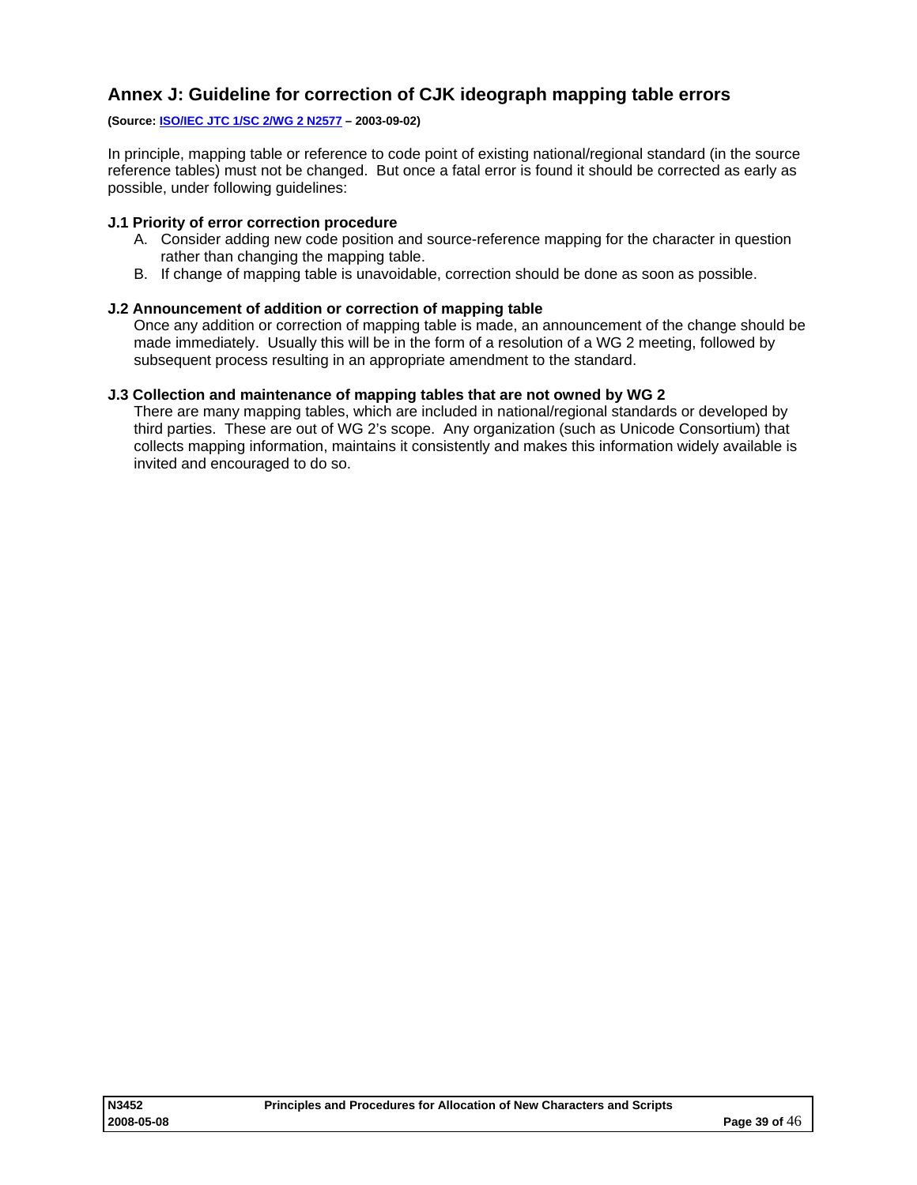## Annex J: Guideline for correction of CJK ideograph mapping table errors

**(Source: [ISO/IEC JTC 1/SC 2/WG 2 N2577](ISO/IEC JTC 1/SC 2/WG 2 N2577) – 2003-09-02)**

In principle, mapping table or reference to code point of existing national/regional standard (in the source reference tables) must not be changed. But once a fatal error is found it should be corrected as early as possible, under following guidelines:

### J.1 Priority of error correction procedure

A. Consider adding new code position and source-reference mapping for the character in question rather than changing the mapping table.

B. If change of mapping table is unavoidable, correction should be done as soon as possible.

### J.2 Announcement of addition or correction of mapping table

Once any addition or correction of mapping table is made, an announcement of the change should be made immediately. Usually this will be in the form of a resolution of a WG 2 meeting, followed by subsequent process resulting in an appropriate amendment to the standard.

### J.3 Collection and maintenance of mapping tables that are not owned by WG 2

There are many mapping tables, which are included in national/regional standards or developed by third parties. These are out of WG 2's scope. Any organization (such as Unicode Consortium) that collects mapping information, maintains it consistently and makes this information widely available is invited and encouraged to do so.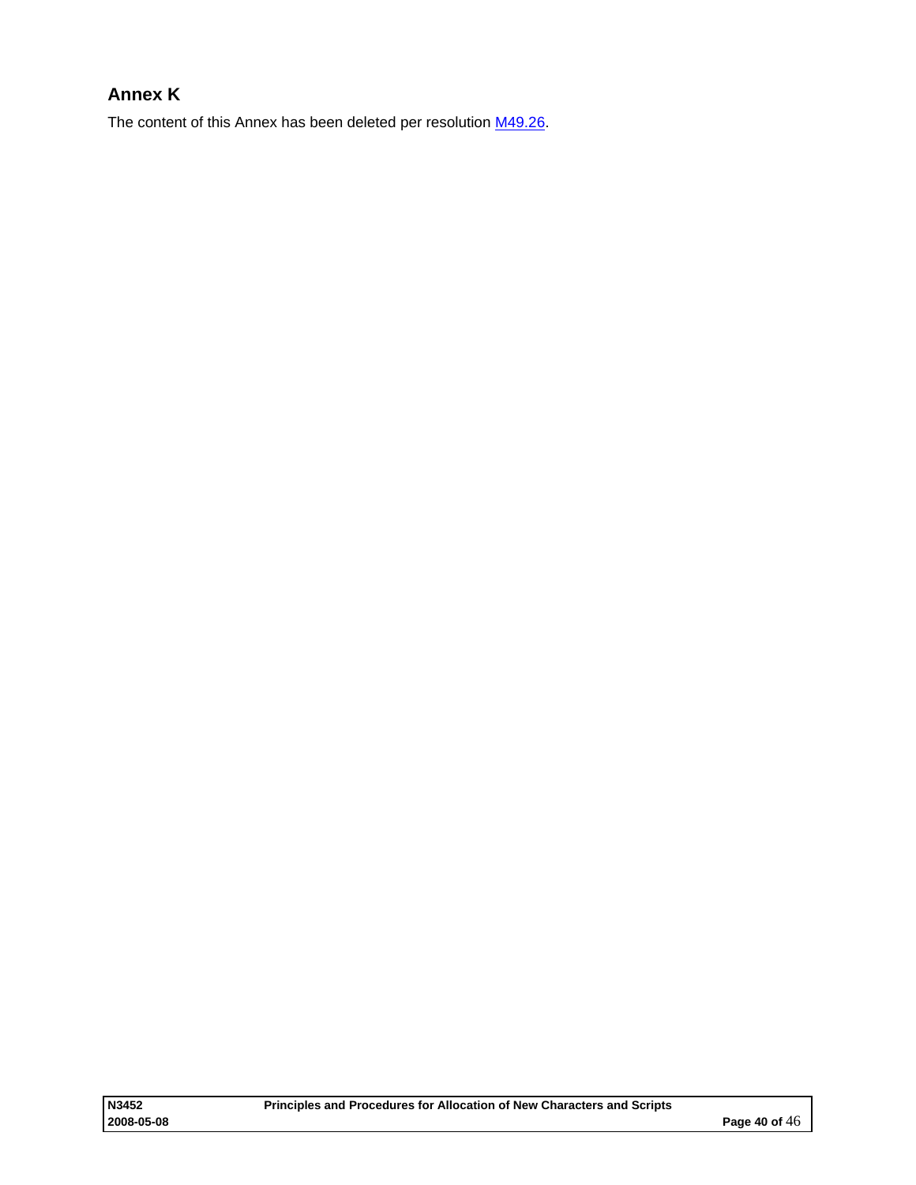## Annex K

The content of this Annex has been deleted per resolution M49.26.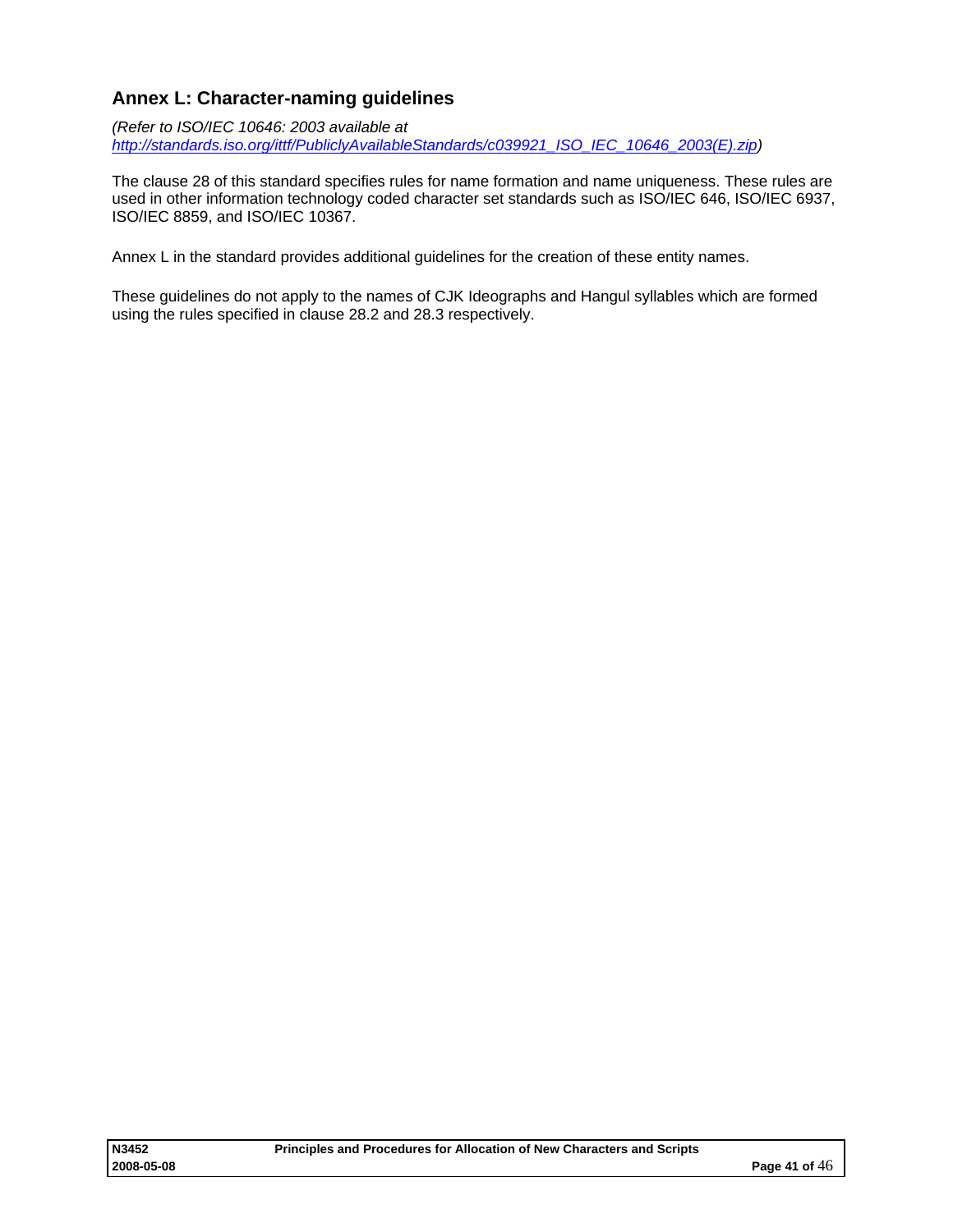## Annex L: Character-naming guidelines

*(Refer to ISO/IEC 10646: 2003 available at [http://standards.iso.org/ittf/PubliclyAvailableStandards/c039921_ISO_IEC_10646_2003(E).zip](http://standards.iso.org/ittf/PubliclyAvailableStandards/c039921_ISO_IEC_10646_2003(E).zip))*

The clause 28 of this standard specifies rules for name formation and name uniqueness. These rules are used in other information technology coded character set standards such as ISO/IEC 646, ISO/IEC 6937, ISO/IEC 8859, and ISO/IEC 10367.

Annex L in the standard provides additional guidelines for the creation of these entity names.

These guidelines do not apply to the names of CJK Ideographs and Hangul syllables which are formed using the rules specified in clause 28.2 and 28.3 respectively.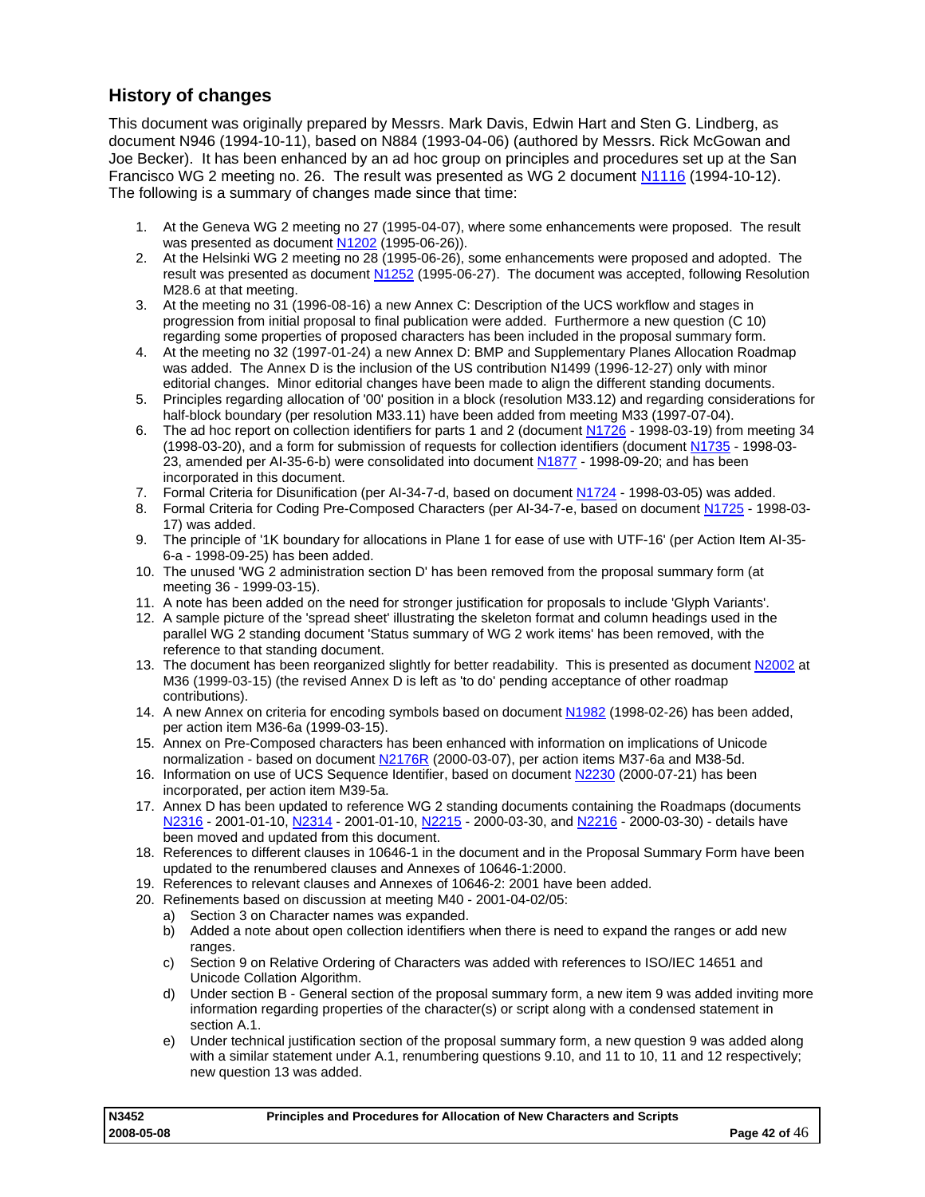## History of changes

This document was originally prepared by Messrs. Mark Davis, Edwin Hart and Sten G. Lindberg, as document N946 (1994-10-11), based on N884 (1993-04-06) (authored by Messrs. Rick McGowan and Joe Becker). It has been enhanced by an ad hoc group on principles and procedures set up at the San Francisco WG 2 meeting no. 26. The result was presented as WG 2 document N1116 (1994-10-12). The following is a summary of changes made since that time:

1. At the Geneva WG 2 meeting no 27 (1995-04-07), where some enhancements were proposed. The result was presented as document N1202 (1995-06-26)).
2. At the Helsinki WG 2 meeting no 28 (1995-06-26), some enhancements were proposed and adopted. The result was presented as document N1252 (1995-06-27). The document was accepted, following Resolution M28.6 at that meeting.
3. At the meeting no 31 (1996-08-16) a new Annex C: Description of the UCS workflow and stages in progression from initial proposal to final publication were added. Furthermore a new question (C 10) regarding some properties of proposed characters has been included in the proposal summary form.
4. At the meeting no 32 (1997-01-24) a new Annex D: BMP and Supplementary Planes Allocation Roadmap was added. The Annex D is the inclusion of the US contribution N1499 (1996-12-27) only with minor editorial changes. Minor editorial changes have been made to align the different standing documents.
5. Principles regarding allocation of '00' position in a block (resolution M33.12) and regarding considerations for half-block boundary (per resolution M33.11) have been added from meeting M33 (1997-07-04).
6. The ad hoc report on collection identifiers for parts 1 and 2 (document N1726 - 1998-03-19) from meeting 34 (1998-03-20), and a form for submission of requests for collection identifiers (document N1735 - 1998-03-23, amended per AI-35-6-b) were consolidated into document N1877 - 1998-09-20; and has been incorporated in this document.
7. Formal Criteria for Disunification (per AI-34-7-d, based on document N1724 - 1998-03-05) was added.
8. Formal Criteria for Coding Pre-Composed Characters (per AI-34-7-e, based on document N1725 - 1998-03-17) was added.
9. The principle of '1K boundary for allocations in Plane 1 for ease of use with UTF-16' (per Action Item AI-35-6-a - 1998-09-25) has been added.
10. The unused 'WG 2 administration section D' has been removed from the proposal summary form (at meeting 36 - 1999-03-15).
11. A note has been added on the need for stronger justification for proposals to include 'Glyph Variants'.
12. A sample picture of the 'spread sheet' illustrating the skeleton format and column headings used in the parallel WG 2 standing document 'Status summary of WG 2 work items' has been removed, with the reference to that standing document.
13. The document has been reorganized slightly for better readability. This is presented as document N2002 at M36 (1999-03-15) (the revised Annex D is left as 'to do' pending acceptance of other roadmap contributions).
14. A new Annex on criteria for encoding symbols based on document N1982 (1998-02-26) has been added, per action item M36-6a (1999-03-15).
15. Annex on Pre-Composed characters has been enhanced with information on implications of Unicode normalization - based on document N2176R (2000-03-07), per action items M37-6a and M38-5d.
16. Information on use of UCS Sequence Identifier, based on document N2230 (2000-07-21) has been incorporated, per action item M39-5a.
17. Annex D has been updated to reference WG 2 standing documents containing the Roadmaps (documents N2316 - 2001-01-10, N2314 - 2001-01-10, N2215 - 2000-03-30, and N2216 - 2000-03-30) - details have been moved and updated from this document.
18. References to different clauses in 10646-1 in the document and in the Proposal Summary Form have been updated to the renumbered clauses and Annexes of 10646-1:2000.
19. References to relevant clauses and Annexes of 10646-2: 2001 have been added.
20. Refinements based on discussion at meeting M40 - 2001-04-02/05:
    a) Section 3 on Character names was expanded.
    b) Added a note about open collection identifiers when there is need to expand the ranges or add new ranges.
    c) Section 9 on Relative Ordering of Characters was added with references to ISO/IEC 14651 and Unicode Collation Algorithm.
    d) Under section B - General section of the proposal summary form, a new item 9 was added inviting more information regarding properties of the character(s) or script along with a condensed statement in section A.1.
    e) Under technical justification section of the proposal summary form, a new question 9 was added along with a similar statement under A.1, renumbering questions 9.10, and 11 to 10, 11 and 12 respectively; new question 13 was added.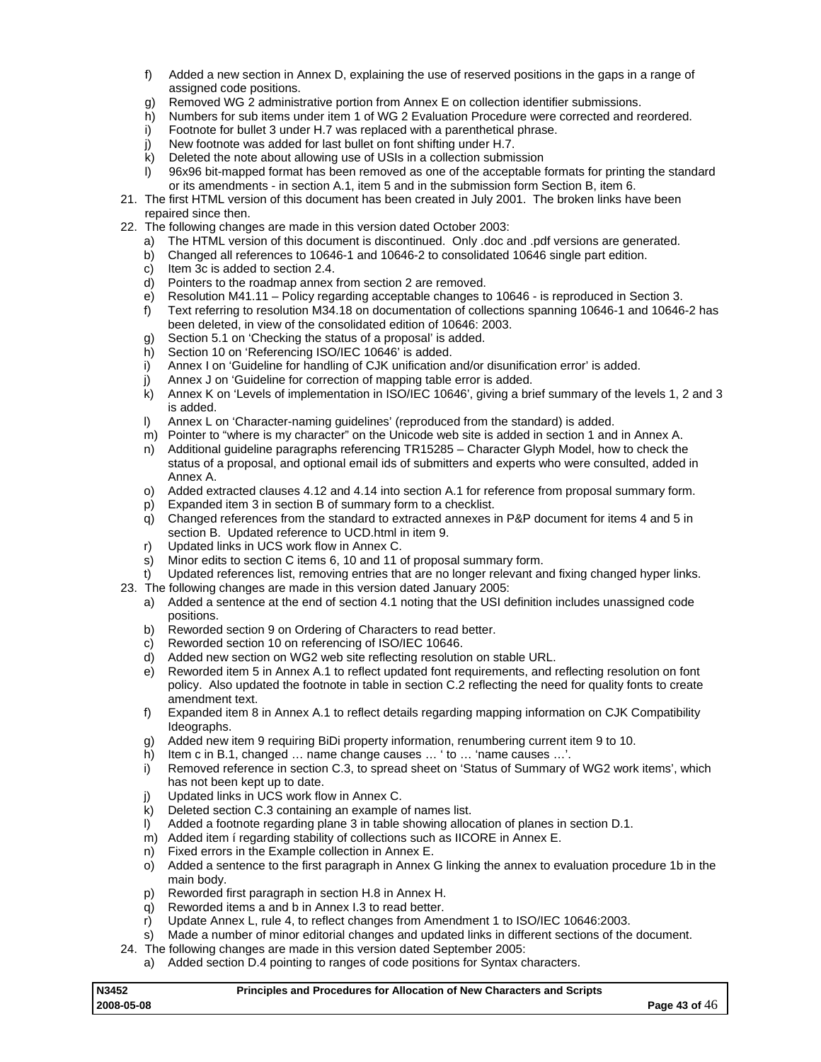f) Added a new section in Annex D, explaining the use of reserved positions in the gaps in a range of assigned code positions.
   g) Removed WG 2 administrative portion from Annex E on collection identifier submissions.
   h) Numbers for sub items under item 1 of WG 2 Evaluation Procedure were corrected and reordered.
   i) Footnote for bullet 3 under H.7 was replaced with a parenthetical phrase.
   j) New footnote was added for last bullet on font shifting under H.7.
   k) Deleted the note about allowing use of USIs in a collection submission
   l) 96x96 bit-mapped format has been removed as one of the acceptable formats for printing the standard or its amendments - in section A.1, item 5 and in the submission form Section B, item 6.

21. The first HTML version of this document has been created in July 2001. The broken links have been repaired since then.
22. The following changes are made in this version dated October 2003:
    a) The HTML version of this document is discontinued. Only .doc and .pdf versions are generated.
    b) Changed all references to 10646-1 and 10646-2 to consolidated 10646 single part edition.
    c) Item 3c is added to section 2.4.
    d) Pointers to the roadmap annex from section 2 are removed.
    e) Resolution M41.11 – Policy regarding acceptable changes to 10646 - is reproduced in Section 3.
    f) Text referring to resolution M34.18 on documentation of collections spanning 10646-1 and 10646-2 has been deleted, in view of the consolidated edition of 10646: 2003.
    g) Section 5.1 on 'Checking the status of a proposal' is added.
    h) Section 10 on 'Referencing ISO/IEC 10646' is added.
    i) Annex I on 'Guideline for handling of CJK unification and/or disunification error' is added.
    j) Annex J on 'Guideline for correction of mapping table error is added.
    k) Annex K on 'Levels of implementation in ISO/IEC 10646', giving a brief summary of the levels 1, 2 and 3 is added.
    l) Annex L on 'Character-naming guidelines' (reproduced from the standard) is added.
    m) Pointer to "where is my character" on the Unicode web site is added in section 1 and in Annex A.
    n) Additional guideline paragraphs referencing TR15285 – Character Glyph Model, how to check the status of a proposal, and optional email ids of submitters and experts who were consulted, added in Annex A.
    o) Added extracted clauses 4.12 and 4.14 into section A.1 for reference from proposal summary form.
    p) Expanded item 3 in section B of summary form to a checklist.
    q) Changed references from the standard to extracted annexes in P&P document for items 4 and 5 in section B. Updated reference to UCD.html in item 9.
    r) Updated links in UCS work flow in Annex C.
    s) Minor edits to section C items 6, 10 and 11 of proposal summary form.
    t) Updated references list, removing entries that are no longer relevant and fixing changed hyper links.
23. The following changes are made in this version dated January 2005:
    a) Added a sentence at the end of section 4.1 noting that the USI definition includes unassigned code positions.
    b) Reworded section 9 on Ordering of Characters to read better.
    c) Reworded section 10 on referencing of ISO/IEC 10646.
    d) Added new section on WG2 web site reflecting resolution on stable URL.
    e) Reworded item 5 in Annex A.1 to reflect updated font requirements, and reflecting resolution on font policy. Also updated the footnote in table in section C.2 reflecting the need for quality fonts to create amendment text.
    f) Expanded item 8 in Annex A.1 to reflect details regarding mapping information on CJK Compatibility Ideographs.
    g) Added new item 9 requiring BiDi property information, renumbering current item 9 to 10.
    h) Item c in B.1, changed … name change causes … ' to … 'name causes …'.
    i) Removed reference in section C.3, to spread sheet on 'Status of Summary of WG2 work items', which has not been kept up to date.
    j) Updated links in UCS work flow in Annex C.
    k) Deleted section C.3 containing an example of names list.
    l) Added a footnote regarding plane 3 in table showing allocation of planes in section D.1.
    m) Added item í regarding stability of collections such as IICORE in Annex E.
    n) Fixed errors in the Example collection in Annex E.
    o) Added a sentence to the first paragraph in Annex G linking the annex to evaluation procedure 1b in the main body.
    p) Reworded first paragraph in section H.8 in Annex H.
    q) Reworded items a and b in Annex I.3 to read better.
    r) Update Annex L, rule 4, to reflect changes from Amendment 1 to ISO/IEC 10646:2003.
    s) Made a number of minor editorial changes and updated links in different sections of the document.
24. The following changes are made in this version dated September 2005:
    a) Added section D.4 pointing to ranges of code positions for Syntax characters.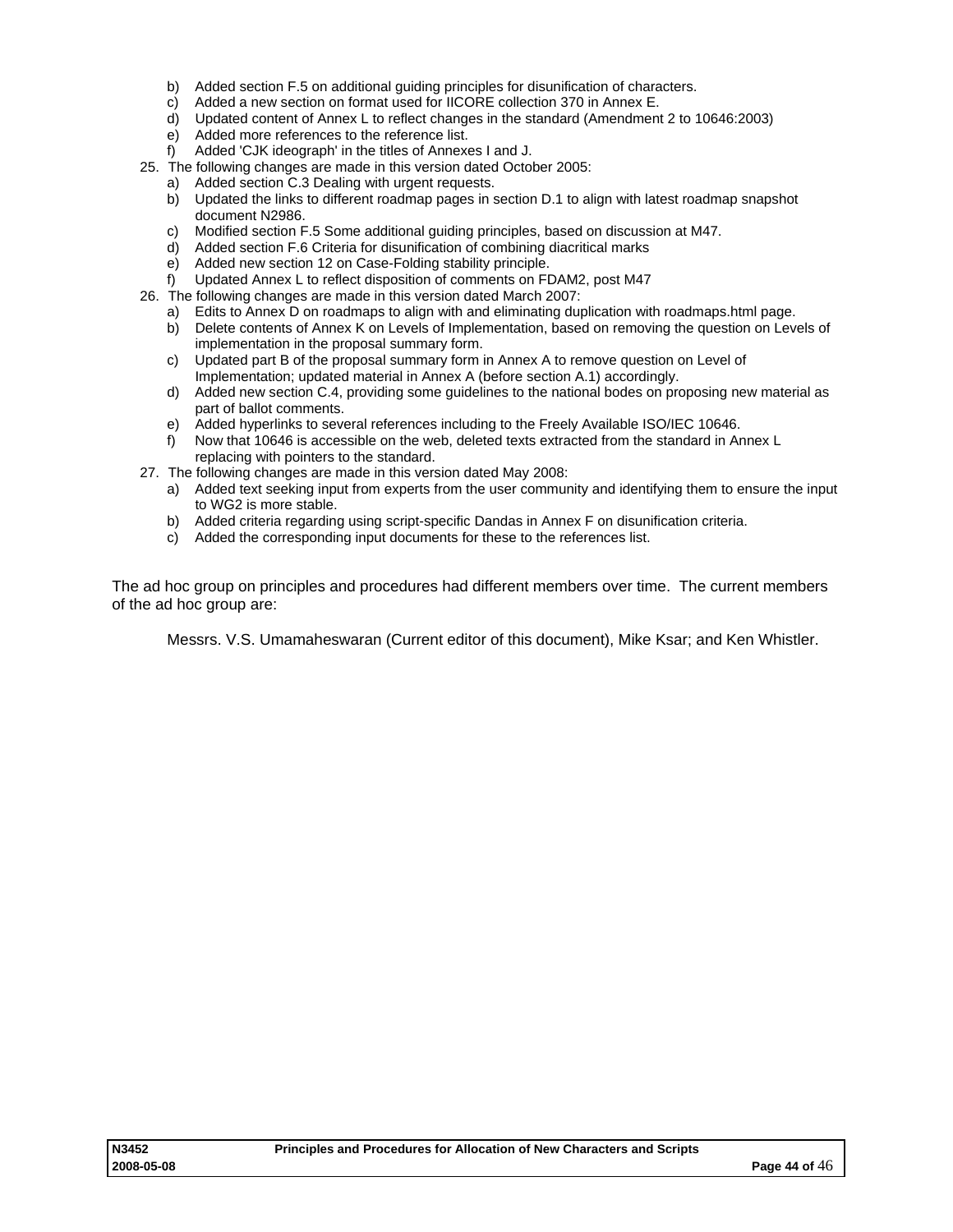b) Added section F.5 on additional guiding principles for disunification of characters.
   c) Added a new section on format used for IICORE collection 370 in Annex E.
   d) Updated content of Annex L to reflect changes in the standard (Amendment 2 to 10646:2003)
   e) Added more references to the reference list.
   f) Added 'CJK ideograph' in the titles of Annexes I and J.

25. The following changes are made in this version dated October 2005:
   a) Added section C.3 Dealing with urgent requests.
   b) Updated the links to different roadmap pages in section D.1 to align with latest roadmap snapshot document N2986.
   c) Modified section F.5 Some additional guiding principles, based on discussion at M47.
   d) Added section F.6 Criteria for disunification of combining diacritical marks
   e) Added new section 12 on Case-Folding stability principle.
   f) Updated Annex L to reflect disposition of comments on FDAM2, post M47

26. The following changes are made in this version dated March 2007:
   a) Edits to Annex D on roadmaps to align with and eliminating duplication with roadmaps.html page.
   b) Delete contents of Annex K on Levels of Implementation, based on removing the question on Levels of implementation in the proposal summary form.
   c) Updated part B of the proposal summary form in Annex A to remove question on Level of Implementation; updated material in Annex A (before section A.1) accordingly.
   d) Added new section C.4, providing some guidelines to the national bodes on proposing new material as part of ballot comments.
   e) Added hyperlinks to several references including to the Freely Available ISO/IEC 10646.
   f) Now that 10646 is accessible on the web, deleted texts extracted from the standard in Annex L replacing with pointers to the standard.

27. The following changes are made in this version dated May 2008:
   a) Added text seeking input from experts from the user community and identifying them to ensure the input to WG2 is more stable.
   b) Added criteria regarding using script-specific Dandas in Annex F on disunification criteria.
   c) Added the corresponding input documents for these to the references list.

The ad hoc group on principles and procedures had different members over time. The current members of the ad hoc group are:

Messrs. V.S. Umamaheswaran (Current editor of this document), Mike Ksar; and Ken Whistler.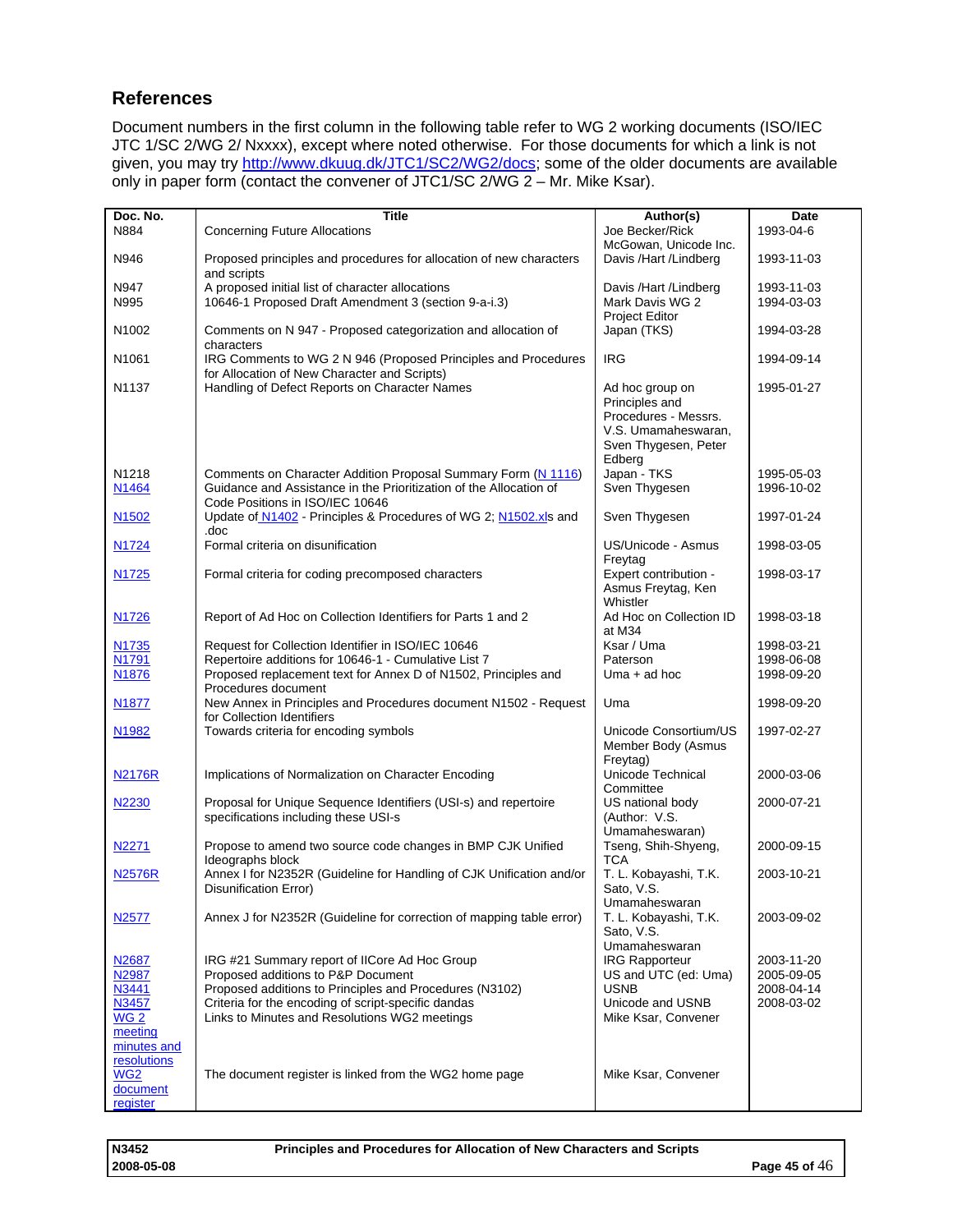## References

Document numbers in the first column in the following table refer to WG 2 working documents (ISO/IEC JTC 1/SC 2/WG 2/ Nxxxx), except where noted otherwise. For those documents for which a link is not given, you may try http://www.dkuug.dk/JTC1/SC2/WG2/docs; some of the older documents are available only in paper form (contact the convener of JTC1/SC 2/WG 2 – Mr. Mike Ksar).

| Doc. No. | Title | Author(s) | Date |
|---|---|---|---|
| N884 | Concerning Future Allocations | Joe Becker/Rick McGowan, Unicode Inc. | 1993-04-6 |
| N946 | Proposed principles and procedures for allocation of new characters and scripts | Davis /Hart /Lindberg | 1993-11-03 |
| N947 | A proposed initial list of character allocations | Davis /Hart /Lindberg | 1993-11-03 |
| N995 | 10646-1 Proposed Draft Amendment 3 (section 9-a-i.3) | Mark Davis WG 2 Project Editor | 1994-03-03 |
| N1002 | Comments on N 947 - Proposed categorization and allocation of characters | Japan (TKS) | 1994-03-28 |
| N1061 | IRG Comments to WG 2 N 946 (Proposed Principles and Procedures for Allocation of New Character and Scripts) | IRG | 1994-09-14 |
| N1137 | Handling of Defect Reports on Character Names | Ad hoc group on Principles and Procedures - Messrs. V.S. Umamaheswaran, Sven Thygesen, Peter Edberg | 1995-01-27 |
| N1218 | Comments on Character Addition Proposal Summary Form (N 1116) | Japan - TKS | 1995-05-03 |
| N1464 | Guidance and Assistance in the Prioritization of the Allocation of Code Positions in ISO/IEC 10646 | Sven Thygesen | 1996-10-02 |
| N1502 | Update of N1402 - Principles & Procedures of WG 2; N1502.xls and .doc | Sven Thygesen | 1997-01-24 |
| N1724 | Formal criteria on disunification | US/Unicode - Asmus Freytag | 1998-03-05 |
| N1725 | Formal criteria for coding precomposed characters | Expert contribution - Asmus Freytag, Ken Whistler | 1998-03-17 |
| N1726 | Report of Ad Hoc on Collection Identifiers for Parts 1 and 2 | Ad Hoc on Collection ID at M34 | 1998-03-18 |
| N1735 | Request for Collection Identifier in ISO/IEC 10646 | Ksar / Uma | 1998-03-21 |
| N1791 | Repertoire additions for 10646-1 - Cumulative List 7 | Paterson | 1998-06-08 |
| N1876 | Proposed replacement text for Annex D of N1502, Principles and Procedures document | Uma + ad hoc | 1998-09-20 |
| N1877 | New Annex in Principles and Procedures document N1502 - Request for Collection Identifiers | Uma | 1998-09-20 |
| N1982 | Towards criteria for encoding symbols | Unicode Consortium/US Member Body (Asmus Freytag) | 1997-02-27 |
| N2176R | Implications of Normalization on Character Encoding | Unicode Technical Committee | 2000-03-06 |
| N2230 | Proposal for Unique Sequence Identifiers (USI-s) and repertoire specifications including these USI-s | US national body (Author: V.S. Umamaheswaran) | 2000-07-21 |
| N2271 | Propose to amend two source code changes in BMP CJK Unified Ideographs block | Tseng, Shih-Shyeng, TCA | 2000-09-15 |
| N2576R | Annex I for N2352R (Guideline for Handling of CJK Unification and/or Disunification Error) | T. L. Kobayashi, T.K. Sato, V.S. Umamaheswaran | 2003-10-21 |
| N2577 | Annex J for N2352R (Guideline for correction of mapping table error) | T. L. Kobayashi, T.K. Sato, V.S. Umamaheswaran | 2003-09-02 |
| N2687 | IRG #21 Summary report of IICore Ad Hoc Group | IRG Rapporteur | 2003-11-20 |
| N2987 | Proposed additions to P&P Document | US and UTC (ed: Uma) | 2005-09-05 |
| N3441 | Proposed additions to Principles and Procedures (N3102) | USNB | 2008-04-14 |
| N3457 | Criteria for the encoding of script-specific dandas | Unicode and USNB | 2008-03-02 |
| WG 2 meeting minutes and resolutions | Links to Minutes and Resolutions WG2 meetings | Mike Ksar, Convener | |
| WG2 document register | The document register is linked from the WG2 home page | Mike Ksar, Convener | |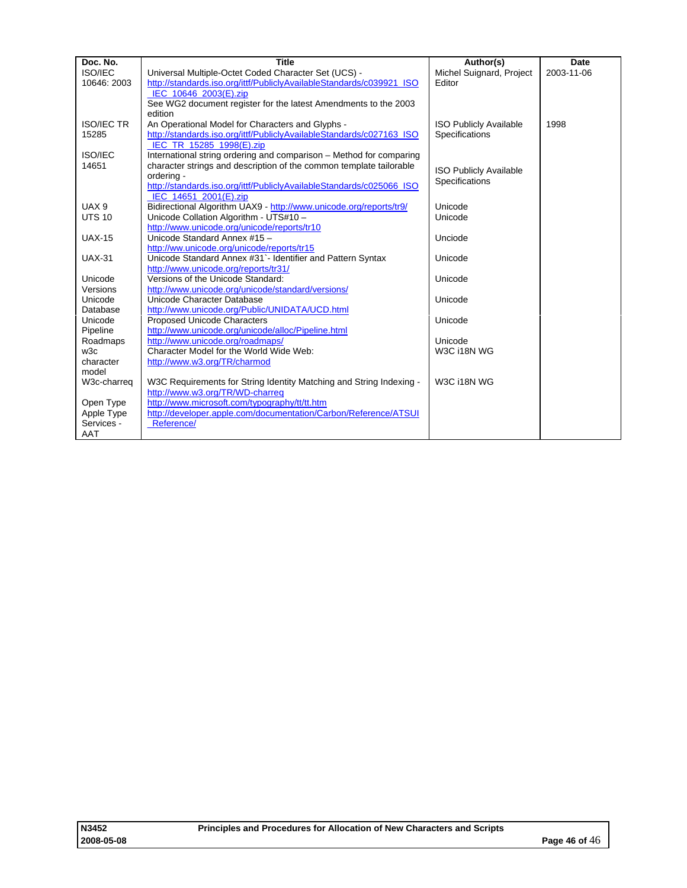| Doc. No. | Title | Author(s) | Date |
|---|---|---|---|
| ISO/IEC 10646: 2003 | Universal Multiple-Octet Coded Character Set (UCS) - http://standards.iso.org/ittf/PubliclyAvailableStandards/c039921_ISO_IEC_10646_2003(E).zip See WG2 document register for the latest Amendments to the 2003 edition | Michel Suignard, Project Editor | 2003-11-06 |
| ISO/IEC TR 15285 | An Operational Model for Characters and Glyphs - http://standards.iso.org/ittf/PubliclyAvailableStandards/c027163_ISO_IEC_TR_15285_1998(E).zip | ISO Publicly Available Specifications | 1998 |
| ISO/IEC 14651 | International string ordering and comparison – Method for comparing character strings and description of the common template tailorable ordering - http://standards.iso.org/ittf/PubliclyAvailableStandards/c025066_ISO_IEC_14651_2001(E).zip | ISO Publicly Available Specifications | |
| UAX 9 | Bidirectional Algorithm UAX9 - http://www.unicode.org/reports/tr9/ | Unicode | |
| UTS 10 | Unicode Collation Algorithm - UTS#10 – http://www.unicode.org/unicode/reports/tr10 | Unicode | |
| UAX-15 | Unicode Standard Annex #15 – http://ww.unicode.org/unicode/reports/tr15 | Unciode | |
| UAX-31 | Unicode Standard Annex #31`- Identifier and Pattern Syntax http://www.unicode.org/reports/tr31/ | Unicode | |
| Unicode Versions | Versions of the Unicode Standard: http://www.unicode.org/unicode/standard/versions/ | Unicode | |
| Unicode Database | Unicode Character Database http://www.unicode.org/Public/UNIDATA/UCD.html | Unicode | |
| Unicode Pipeline | Proposed Unicode Characters http://www.unicode.org/unicode/alloc/Pipeline.html | Unicode | |
| Roadmaps | http://www.unicode.org/roadmaps/ | Unicode | |
| w3c character model | Character Model for the World Wide Web: http://www.w3.org/TR/charmod | W3C i18N WG | |
| W3c-charreq | W3C Requirements for String Identity Matching and String Indexing - http://www.w3.org/TR/WD-charreq | W3C i18N WG | |
| Open Type | http://www.microsoft.com/typography/tt/tt.htm | | |
| Apple Type Services - AAT | http://developer.apple.com/documentation/Carbon/Reference/ATSUI_Reference/ | | |